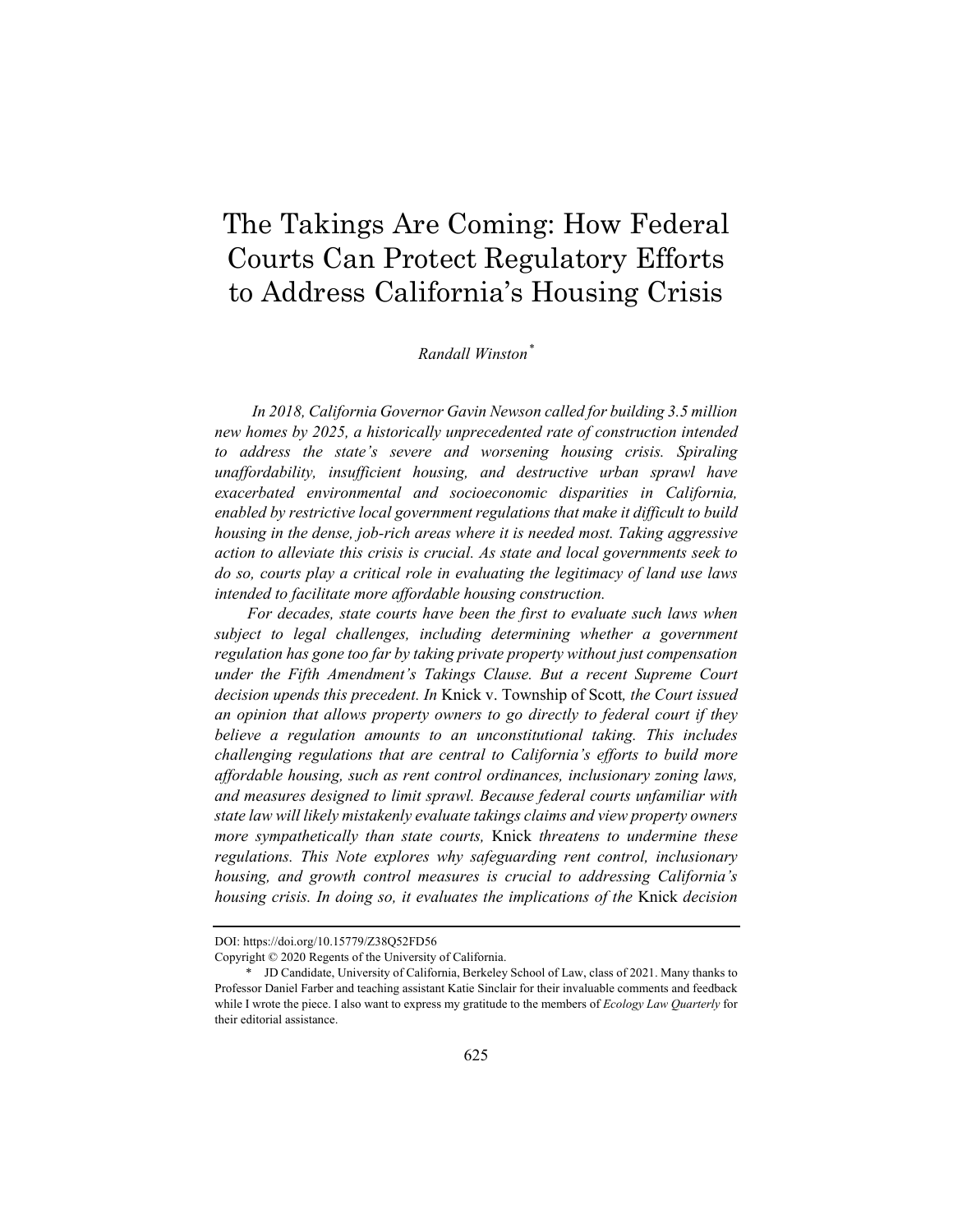# The Takings Are Coming: How Federal Courts Can Protect Regulatory Efforts to Address California's Housing Crisis

*Randall Winston*[*]

*In 2018, California Governor Gavin Newson called for building 3.5 million new homes by 2025, a historically unprecedented rate of construction intended to address the state's severe and worsening housing crisis. Spiraling unaffordability, insufficient housing, and destructive urban sprawl have exacerbated environmental and socioeconomic disparities in California, enabled by restrictive local government regulations that make it difficult to build housing in the dense, job-rich areas where it is needed most. Taking aggressive action to alleviate this crisis is crucial. As state and local governments seek to do so, courts play a critical role in evaluating the legitimacy of land use laws intended to facilitate more affordable housing construction.*

*For decades, state courts have been the first to evaluate such laws when subject to legal challenges, including determining whether a government regulation has gone too far by taking private property without just compensation under the Fifth Amendment's Takings Clause. But a recent Supreme Court decision upends this precedent. In* Knick v. Township of Scott*, the Court issued an opinion that allows property owners to go directly to federal court if they believe a regulation amounts to an unconstitutional taking. This includes challenging regulations that are central to California's efforts to build more affordable housing, such as rent control ordinances, inclusionary zoning laws, and measures designed to limit sprawl. Because federal courts unfamiliar with state law will likely mistakenly evaluate takings claims and view property owners more sympathetically than state courts,* Knick *threatens to undermine these regulations. This Note explores why safeguarding rent control, inclusionary housing, and growth control measures is crucial to addressing California's housing crisis. In doing so, it evaluates the implications of the* Knick *decision*

---

DOI: https://doi.org/10.15779/Z38Q52FD56

Copyright © 2020 Regents of the University of California.

[*] JD Candidate, University of California, Berkeley School of Law, class of 2021. Many thanks to Professor Daniel Farber and teaching assistant Katie Sinclair for their invaluable comments and feedback while I wrote the piece. I also want to express my gratitude to the members of *Ecology Law Quarterly* for their editorial assistance.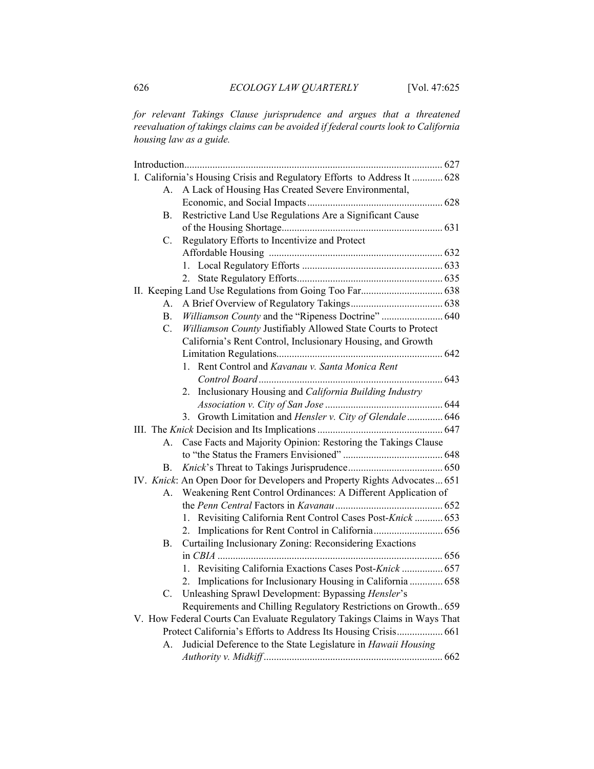*for relevant Takings Clause jurisprudence and argues that a threatened reevaluation of takings claims can be avoided if federal courts look to California housing law as a guide.*

Introduction .................................................................................................... 627

I. California's Housing Crisis and Regulatory Efforts to Address It ............ 628

- A. A Lack of Housing Has Created Severe Environmental, Economic, and Social Impacts ..................................................... 628
- B. Restrictive Land Use Regulations Are a Significant Cause of the Housing Shortage ............................................................... 631
- C. Regulatory Efforts to Incentivize and Protect Affordable Housing .................................................................... 632
  - 1. Local Regulatory Efforts ....................................................... 633
  - 2. State Regulatory Efforts ......................................................... 635

II. Keeping Land Use Regulations from Going Too Far ................................ 638

- A. A Brief Overview of Regulatory Takings ..................................... 638
- B. *Williamson County* and the "Ripeness Doctrine" ........................ 640
- C. *Williamson County* Justifiably Allowed State Courts to Protect California's Rent Control, Inclusionary Housing, and Growth Limitation Regulations ................................................................. 642
  - 1. Rent Control and *Kavanau v. Santa Monica Rent Control Board* ........................................................................ 643
  - 2. Inclusionary Housing and *California Building Industry Association v. City of San Jose* .............................................. 644
  - 3. Growth Limitation and *Hensler v. City of Glendale* .............. 646

III. The *Knick* Decision and Its Implications ................................................. 647

- A. Case Facts and Majority Opinion: Restoring the Takings Clause to "the Status the Framers Envisioned" ....................................... 648
- B. *Knick*'s Threat to Takings Jurisprudence ..................................... 650

IV. *Knick*: An Open Door for Developers and Property Rights Advocates ... 651

- A. Weakening Rent Control Ordinances: A Different Application of the *Penn Central* Factors in *Kavanau* .......................................... 652
  - 1. Revisiting California Rent Control Cases Post-*Knick* ........... 653
  - 2. Implications for Rent Control in California ........................... 656
- B. Curtailing Inclusionary Zoning: Reconsidering Exactions in *CBIA* ....................................................................................... 656
  - 1. Revisiting California Exactions Cases Post-*Knick* ................ 657
  - 2. Implications for Inclusionary Housing in California ............. 658
- C. Unleashing Sprawl Development: Bypassing *Hensler*'s Requirements and Chilling Regulatory Restrictions on Growth .. 659

V. How Federal Courts Can Evaluate Regulatory Takings Claims in Ways That Protect California's Efforts to Address Its Housing Crisis .................. 661

- A. Judicial Deference to the State Legislature in *Hawaii Housing Authority v. Midkiff* ...................................................................... 662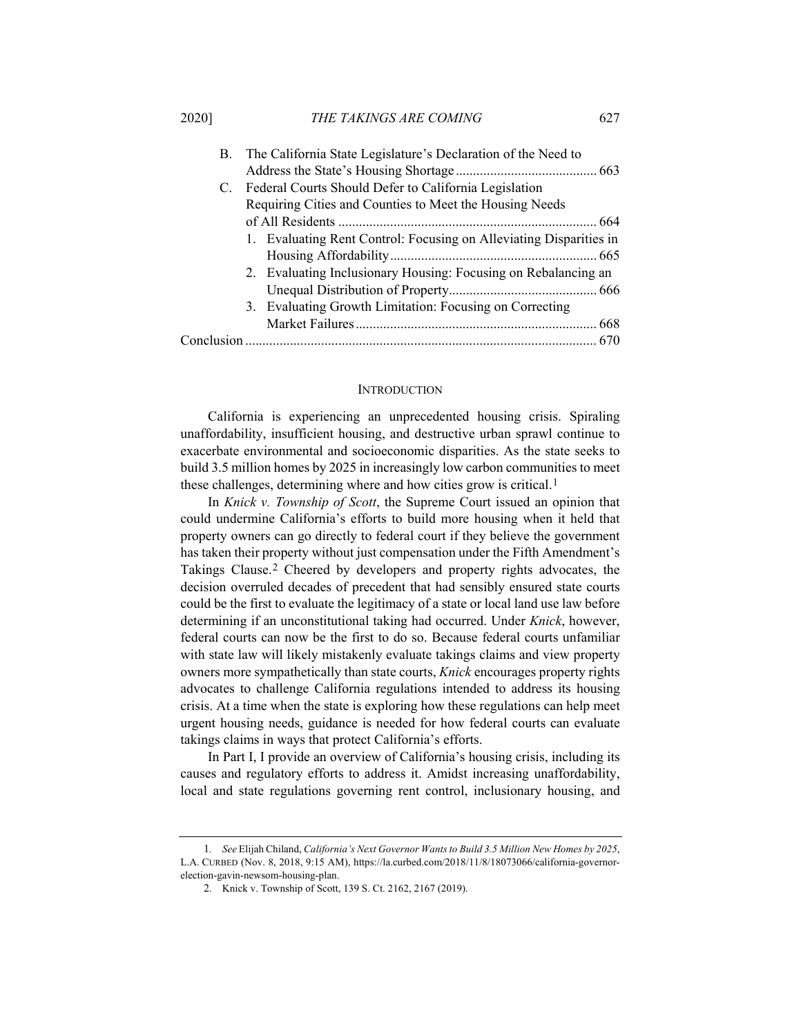B. The California State Legislature's Declaration of the Need to Address the State's Housing Shortage ......................................... 663

C. Federal Courts Should Defer to California Legislation Requiring Cities and Counties to Meet the Housing Needs of All Residents .......................................................................... 664

1. Evaluating Rent Control: Focusing on Alleviating Disparities in Housing Affordability ............................................................ 665
2. Evaluating Inclusionary Housing: Focusing on Rebalancing an Unequal Distribution of Property ........................................... 666
3. Evaluating Growth Limitation: Focusing on Correcting Market Failures ...................................................................... 668

Conclusion ..................................................................................................... 670

## INTRODUCTION

California is experiencing an unprecedented housing crisis. Spiraling unaffordability, insufficient housing, and destructive urban sprawl continue to exacerbate environmental and socioeconomic disparities. As the state seeks to build 3.5 million homes by 2025 in increasingly low carbon communities to meet these challenges, determining where and how cities grow is critical.[1]

In *Knick v. Township of Scott*, the Supreme Court issued an opinion that could undermine California's efforts to build more housing when it held that property owners can go directly to federal court if they believe the government has taken their property without just compensation under the Fifth Amendment's Takings Clause.[2] Cheered by developers and property rights advocates, the decision overruled decades of precedent that had sensibly ensured state courts could be the first to evaluate the legitimacy of a state or local land use law before determining if an unconstitutional taking had occurred. Under *Knick*, however, federal courts can now be the first to do so. Because federal courts unfamiliar with state law will likely mistakenly evaluate takings claims and view property owners more sympathetically than state courts, *Knick* encourages property rights advocates to challenge California regulations intended to address its housing crisis. At a time when the state is exploring how these regulations can help meet urgent housing needs, guidance is needed for how federal courts can evaluate takings claims in ways that protect California's efforts.

In Part I, I provide an overview of California's housing crisis, including its causes and regulatory efforts to address it. Amidst increasing unaffordability, local and state regulations governing rent control, inclusionary housing, and

---

1. *See* Elijah Chiland, *California's Next Governor Wants to Build 3.5 Million New Homes by 2025*, L.A. CURBED (Nov. 8, 2018, 9:15 AM), https://la.curbed.com/2018/11/8/18073066/california-governor-election-gavin-newsom-housing-plan.

2. Knick v. Township of Scott, 139 S. Ct. 2162, 2167 (2019).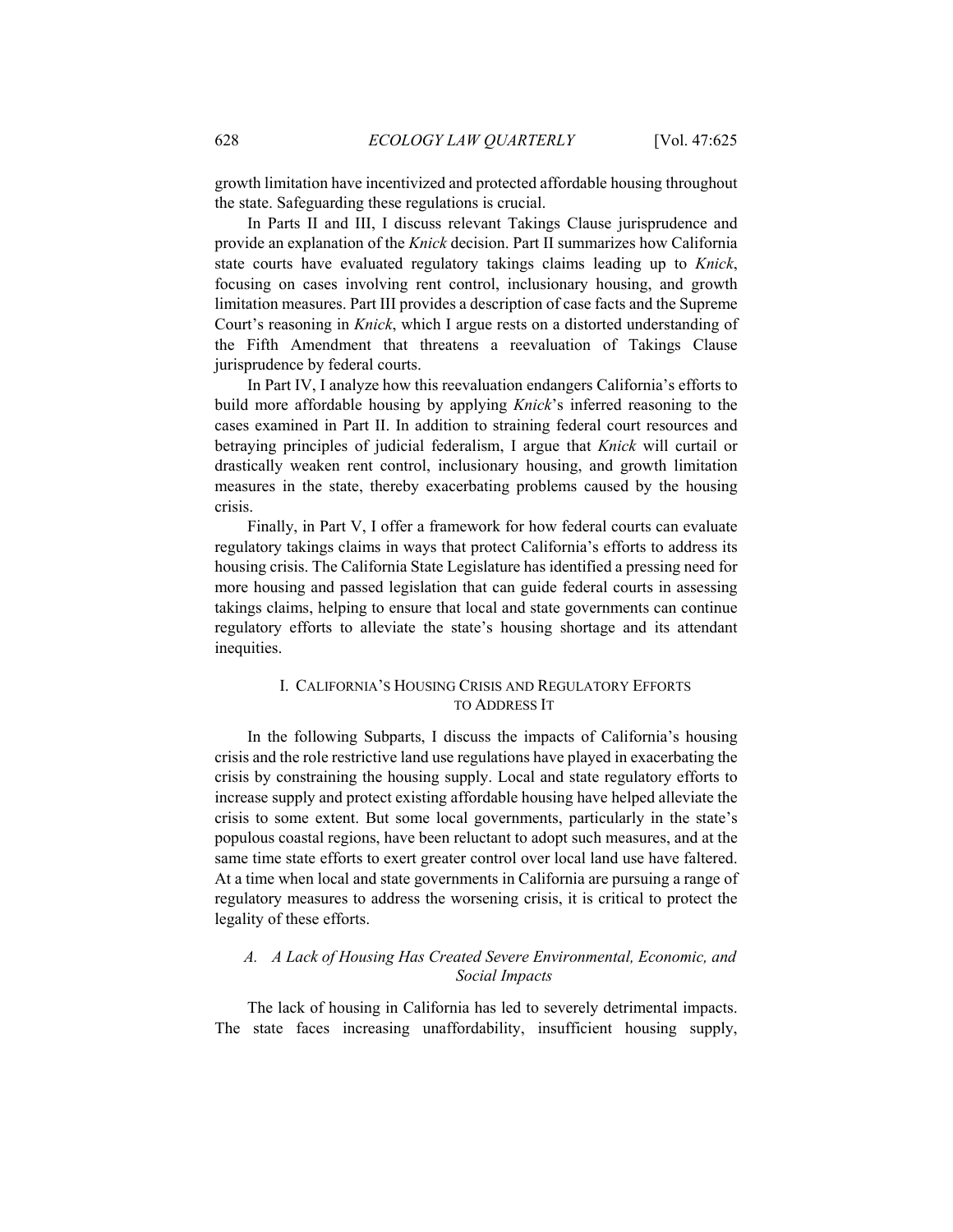growth limitation have incentivized and protected affordable housing throughout the state. Safeguarding these regulations is crucial.

In Parts II and III, I discuss relevant Takings Clause jurisprudence and provide an explanation of the *Knick* decision. Part II summarizes how California state courts have evaluated regulatory takings claims leading up to *Knick*, focusing on cases involving rent control, inclusionary housing, and growth limitation measures. Part III provides a description of case facts and the Supreme Court's reasoning in *Knick*, which I argue rests on a distorted understanding of the Fifth Amendment that threatens a reevaluation of Takings Clause jurisprudence by federal courts.

In Part IV, I analyze how this reevaluation endangers California's efforts to build more affordable housing by applying *Knick*'s inferred reasoning to the cases examined in Part II. In addition to straining federal court resources and betraying principles of judicial federalism, I argue that *Knick* will curtail or drastically weaken rent control, inclusionary housing, and growth limitation measures in the state, thereby exacerbating problems caused by the housing crisis.

Finally, in Part V, I offer a framework for how federal courts can evaluate regulatory takings claims in ways that protect California's efforts to address its housing crisis. The California State Legislature has identified a pressing need for more housing and passed legislation that can guide federal courts in assessing takings claims, helping to ensure that local and state governments can continue regulatory efforts to alleviate the state's housing shortage and its attendant inequities.

## I. CALIFORNIA'S HOUSING CRISIS AND REGULATORY EFFORTS TO ADDRESS IT

In the following Subparts, I discuss the impacts of California's housing crisis and the role restrictive land use regulations have played in exacerbating the crisis by constraining the housing supply. Local and state regulatory efforts to increase supply and protect existing affordable housing have helped alleviate the crisis to some extent. But some local governments, particularly in the state's populous coastal regions, have been reluctant to adopt such measures, and at the same time state efforts to exert greater control over local land use have faltered. At a time when local and state governments in California are pursuing a range of regulatory measures to address the worsening crisis, it is critical to protect the legality of these efforts.

### *A. A Lack of Housing Has Created Severe Environmental, Economic, and Social Impacts*

The lack of housing in California has led to severely detrimental impacts. The state faces increasing unaffordability, insufficient housing supply,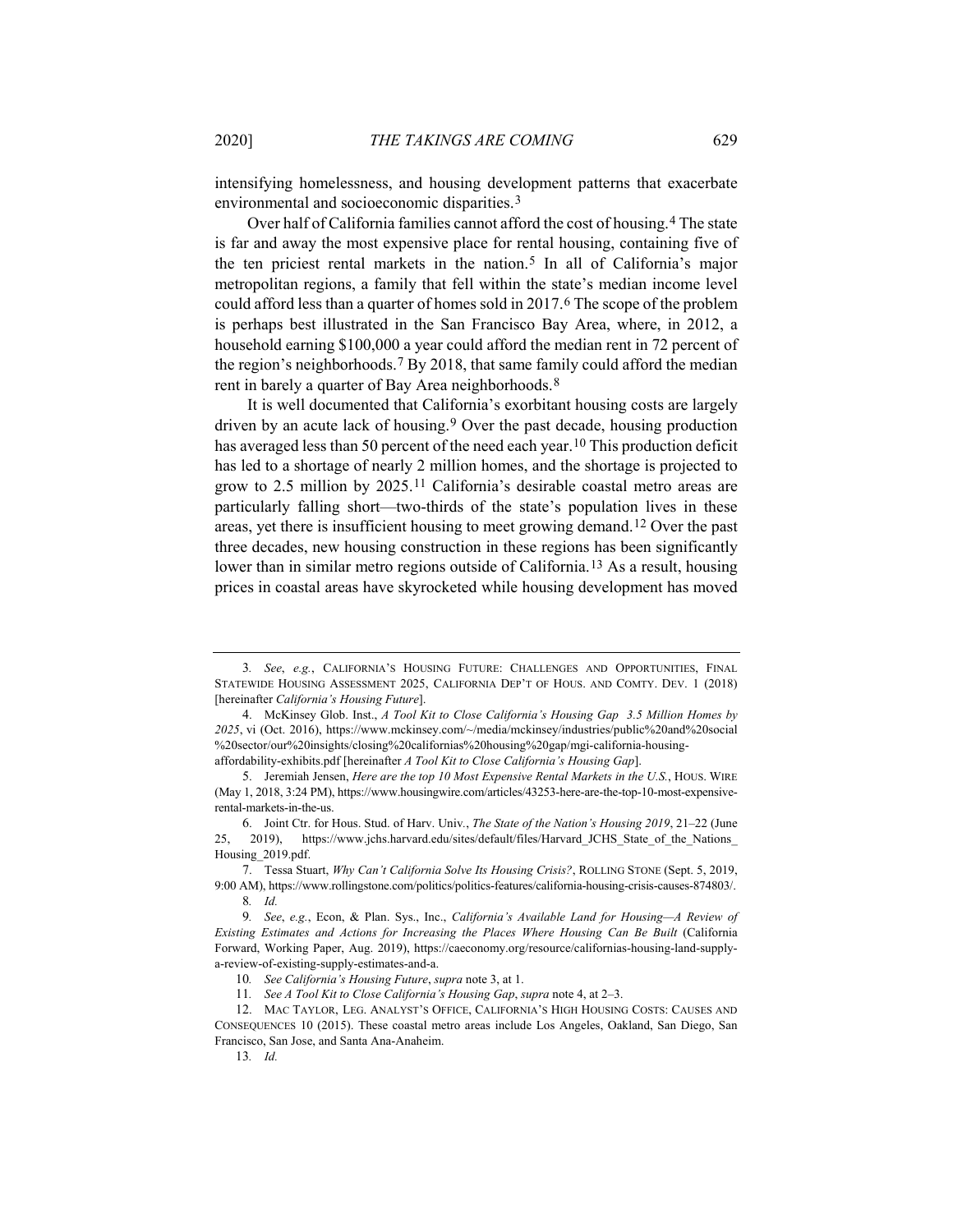intensifying homelessness, and housing development patterns that exacerbate environmental and socioeconomic disparities.[3]

Over half of California families cannot afford the cost of housing.[4] The state is far and away the most expensive place for rental housing, containing five of the ten priciest rental markets in the nation.[5] In all of California's major metropolitan regions, a family that fell within the state's median income level could afford less than a quarter of homes sold in 2017.[6] The scope of the problem is perhaps best illustrated in the San Francisco Bay Area, where, in 2012, a household earning $100,000 a year could afford the median rent in 72 percent of the region's neighborhoods.[7] By 2018, that same family could afford the median rent in barely a quarter of Bay Area neighborhoods.[8]

It is well documented that California's exorbitant housing costs are largely driven by an acute lack of housing.[9] Over the past decade, housing production has averaged less than 50 percent of the need each year.[10] This production deficit has led to a shortage of nearly 2 million homes, and the shortage is projected to grow to 2.5 million by 2025.[11] California's desirable coastal metro areas are particularly falling short—two-thirds of the state's population lives in these areas, yet there is insufficient housing to meet growing demand.[12] Over the past three decades, new housing construction in these regions has been significantly lower than in similar metro regions outside of California.[13] As a result, housing prices in coastal areas have skyrocketed while housing development has moved

---

3. *See*, *e.g.*, CALIFORNIA'S HOUSING FUTURE: CHALLENGES AND OPPORTUNITIES, FINAL STATEWIDE HOUSING ASSESSMENT 2025, CALIFORNIA DEP'T OF HOUS. AND COMTY. DEV. 1 (2018) [hereinafter *California's Housing Future*].

4. McKinsey Glob. Inst., *A Tool Kit to Close California's Housing Gap 3.5 Million Homes by 2025*, vi (Oct. 2016), https://www.mckinsey.com/~/media/mckinsey/industries/public%20and%20social%20sector/our%20insights/closing%20californias%20housing%20gap/mgi-california-housing-affordability-exhibits.pdf [hereinafter *A Tool Kit to Close California's Housing Gap*].

5. Jeremiah Jensen, *Here are the top 10 Most Expensive Rental Markets in the U.S.*, HOUS. WIRE (May 1, 2018, 3:24 PM), https://www.housingwire.com/articles/43253-here-are-the-top-10-most-expensive-rental-markets-in-the-us.

6. Joint Ctr. for Hous. Stud. of Harv. Univ., *The State of the Nation's Housing 2019*, 21–22 (June 25, 2019), https://www.jchs.harvard.edu/sites/default/files/Harvard_JCHS_State_of_the_Nations_Housing_2019.pdf.

7. Tessa Stuart, *Why Can't California Solve Its Housing Crisis?*, ROLLING STONE (Sept. 5, 2019, 9:00 AM), https://www.rollingstone.com/politics/politics-features/california-housing-crisis-causes-874803/.

8. *Id.*

9. *See*, *e.g.*, Econ, & Plan. Sys., Inc., *California's Available Land for Housing—A Review of Existing Estimates and Actions for Increasing the Places Where Housing Can Be Built* (California Forward, Working Paper, Aug. 2019), https://caeconomy.org/resource/californias-housing-land-supply-a-review-of-existing-supply-estimates-and-a.

10. *See California's Housing Future*, *supra* note 3, at 1.

11. *See A Tool Kit to Close California's Housing Gap*, *supra* note 4, at 2–3.

12. MAC TAYLOR, LEG. ANALYST'S OFFICE, CALIFORNIA'S HIGH HOUSING COSTS: CAUSES AND CONSEQUENCES 10 (2015). These coastal metro areas include Los Angeles, Oakland, San Diego, San Francisco, San Jose, and Santa Ana-Anaheim.

13. *Id.*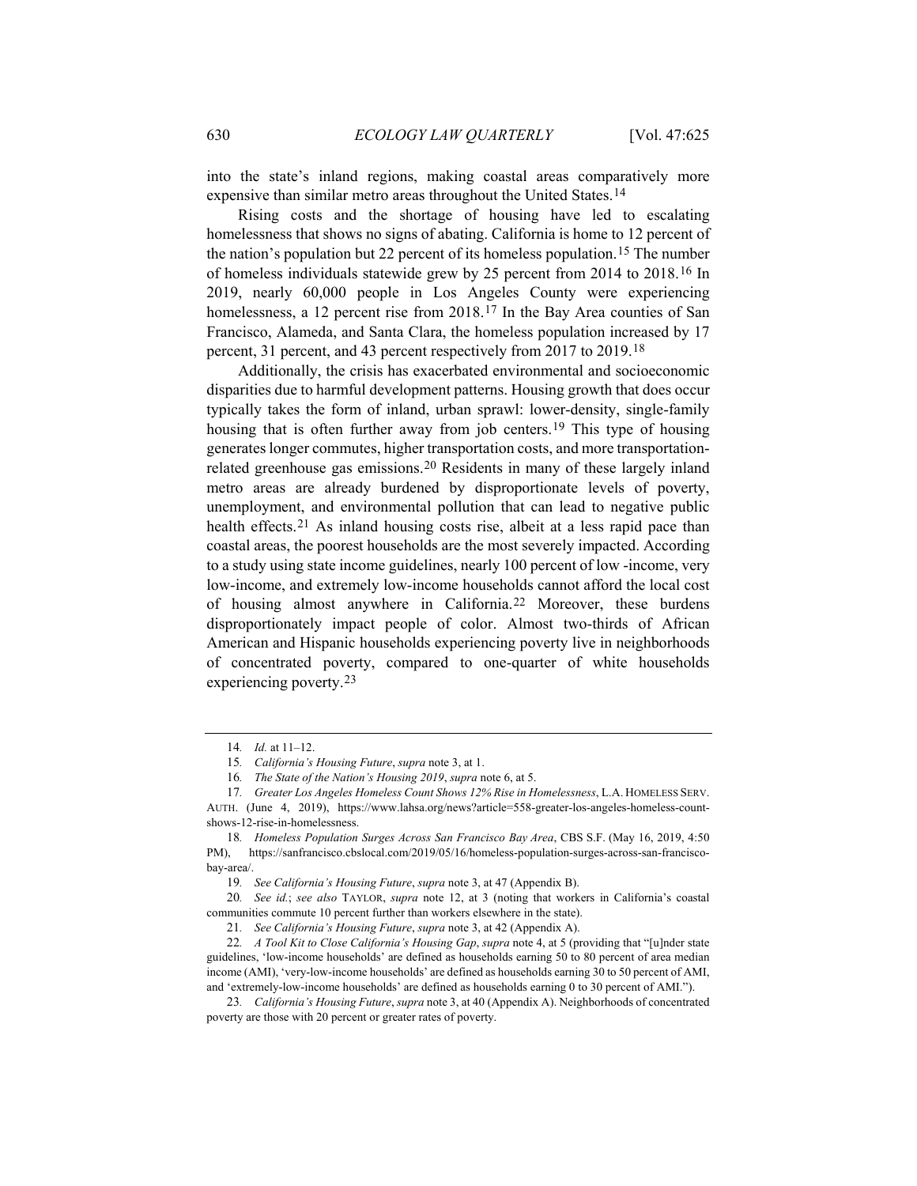into the state's inland regions, making coastal areas comparatively more expensive than similar metro areas throughout the United States.[14]

Rising costs and the shortage of housing have led to escalating homelessness that shows no signs of abating. California is home to 12 percent of the nation's population but 22 percent of its homeless population.[15] The number of homeless individuals statewide grew by 25 percent from 2014 to 2018.[16] In 2019, nearly 60,000 people in Los Angeles County were experiencing homelessness, a 12 percent rise from 2018.[17] In the Bay Area counties of San Francisco, Alameda, and Santa Clara, the homeless population increased by 17 percent, 31 percent, and 43 percent respectively from 2017 to 2019.[18]

Additionally, the crisis has exacerbated environmental and socioeconomic disparities due to harmful development patterns. Housing growth that does occur typically takes the form of inland, urban sprawl: lower-density, single-family housing that is often further away from job centers.[19] This type of housing generates longer commutes, higher transportation costs, and more transportation-related greenhouse gas emissions.[20] Residents in many of these largely inland metro areas are already burdened by disproportionate levels of poverty, unemployment, and environmental pollution that can lead to negative public health effects.[21] As inland housing costs rise, albeit at a less rapid pace than coastal areas, the poorest households are the most severely impacted. According to a study using state income guidelines, nearly 100 percent of low -income, very low-income, and extremely low-income households cannot afford the local cost of housing almost anywhere in California.[22] Moreover, these burdens disproportionately impact people of color. Almost two-thirds of African American and Hispanic households experiencing poverty live in neighborhoods of concentrated poverty, compared to one-quarter of white households experiencing poverty.[23]

---

14. *Id.* at 11–12.

15. *California's Housing Future*, *supra* note 3, at 1.

16. *The State of the Nation's Housing 2019*, *supra* note 6, at 5.

17. *Greater Los Angeles Homeless Count Shows 12% Rise in Homelessness*, L.A. HOMELESS SERV. AUTH. (June 4, 2019), https://www.lahsa.org/news?article=558-greater-los-angeles-homeless-count-shows-12-rise-in-homelessness.

18. *Homeless Population Surges Across San Francisco Bay Area*, CBS S.F. (May 16, 2019, 4:50 PM), https://sanfrancisco.cbslocal.com/2019/05/16/homeless-population-surges-across-san-francisco-bay-area/.

19. *See California's Housing Future*, *supra* note 3, at 47 (Appendix B).

20. *See id.*; *see also* TAYLOR, *supra* note 12, at 3 (noting that workers in California's coastal communities commute 10 percent further than workers elsewhere in the state).

21. *See California's Housing Future*, *supra* note 3, at 42 (Appendix A).

22. *A Tool Kit to Close California's Housing Gap*, *supra* note 4, at 5 (providing that "[u]nder state guidelines, 'low-income households' are defined as households earning 50 to 80 percent of area median income (AMI), 'very-low-income households' are defined as households earning 30 to 50 percent of AMI, and 'extremely-low-income households' are defined as households earning 0 to 30 percent of AMI.").

23. *California's Housing Future*, *supra* note 3, at 40 (Appendix A). Neighborhoods of concentrated poverty are those with 20 percent or greater rates of poverty.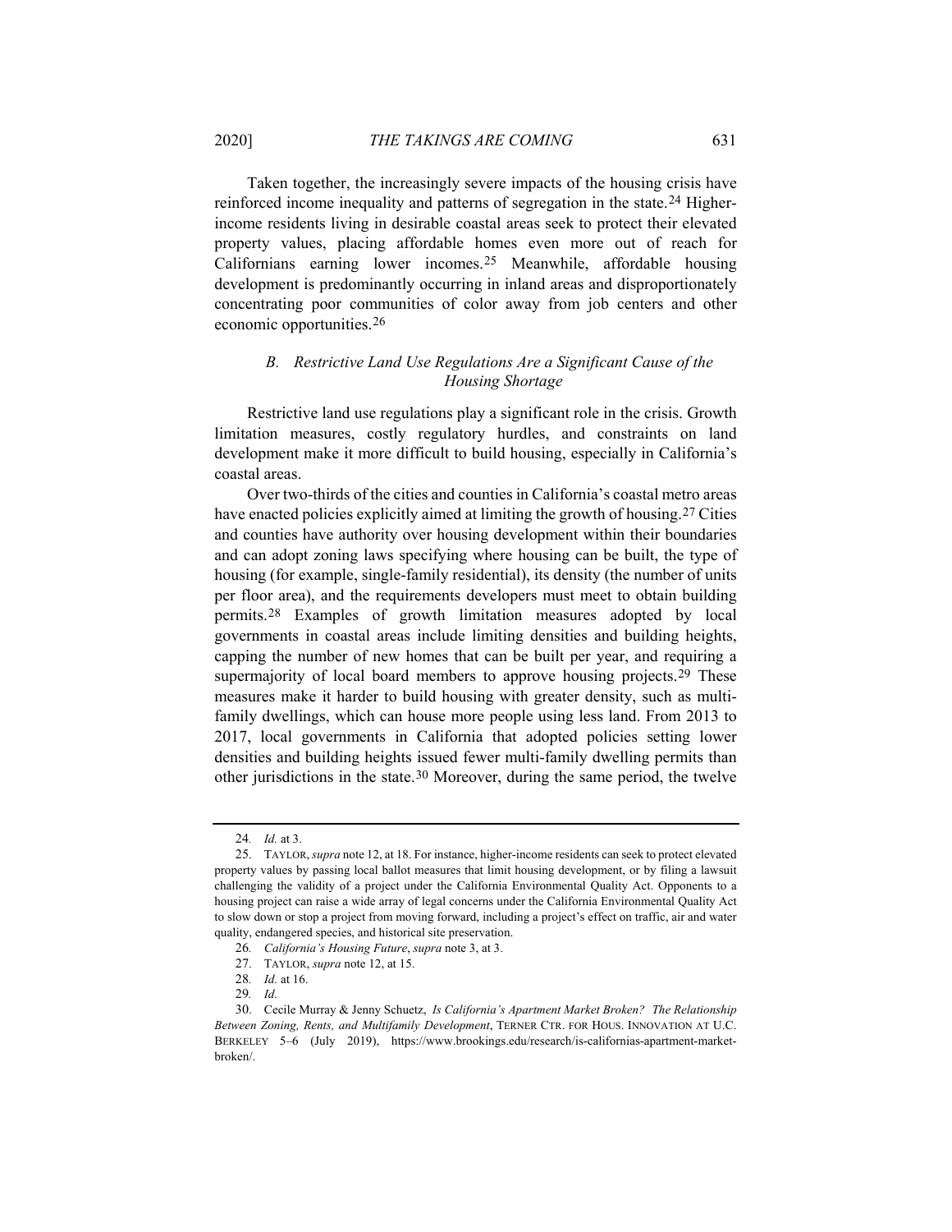Taken together, the increasingly severe impacts of the housing crisis have reinforced income inequality and patterns of segregation in the state.[24] Higher-income residents living in desirable coastal areas seek to protect their elevated property values, placing affordable homes even more out of reach for Californians earning lower incomes.[25] Meanwhile, affordable housing development is predominantly occurring in inland areas and disproportionately concentrating poor communities of color away from job centers and other economic opportunities.[26]

### *B. Restrictive Land Use Regulations Are a Significant Cause of the Housing Shortage*

Restrictive land use regulations play a significant role in the crisis. Growth limitation measures, costly regulatory hurdles, and constraints on land development make it more difficult to build housing, especially in California's coastal areas.

Over two-thirds of the cities and counties in California's coastal metro areas have enacted policies explicitly aimed at limiting the growth of housing.[27] Cities and counties have authority over housing development within their boundaries and can adopt zoning laws specifying where housing can be built, the type of housing (for example, single-family residential), its density (the number of units per floor area), and the requirements developers must meet to obtain building permits.[28] Examples of growth limitation measures adopted by local governments in coastal areas include limiting densities and building heights, capping the number of new homes that can be built per year, and requiring a supermajority of local board members to approve housing projects.[29] These measures make it harder to build housing with greater density, such as multi-family dwellings, which can house more people using less land. From 2013 to 2017, local governments in California that adopted policies setting lower densities and building heights issued fewer multi-family dwelling permits than other jurisdictions in the state.[30] Moreover, during the same period, the twelve

---

24. *Id.* at 3.

25. TAYLOR, *supra* note 12, at 18. For instance, higher-income residents can seek to protect elevated property values by passing local ballot measures that limit housing development, or by filing a lawsuit challenging the validity of a project under the California Environmental Quality Act. Opponents to a housing project can raise a wide array of legal concerns under the California Environmental Quality Act to slow down or stop a project from moving forward, including a project's effect on traffic, air and water quality, endangered species, and historical site preservation.

26. *California's Housing Future*, *supra* note 3, at 3.

27. TAYLOR, *supra* note 12, at 15.

28. *Id.* at 16.

29. *Id.*

30. Cecile Murray & Jenny Schuetz, *Is California's Apartment Market Broken? The Relationship Between Zoning, Rents, and Multifamily Development*, TERNER CTR. FOR HOUS. INNOVATION AT U.C. BERKELEY 5–6 (July 2019), https://www.brookings.edu/research/is-californias-apartment-market-broken/.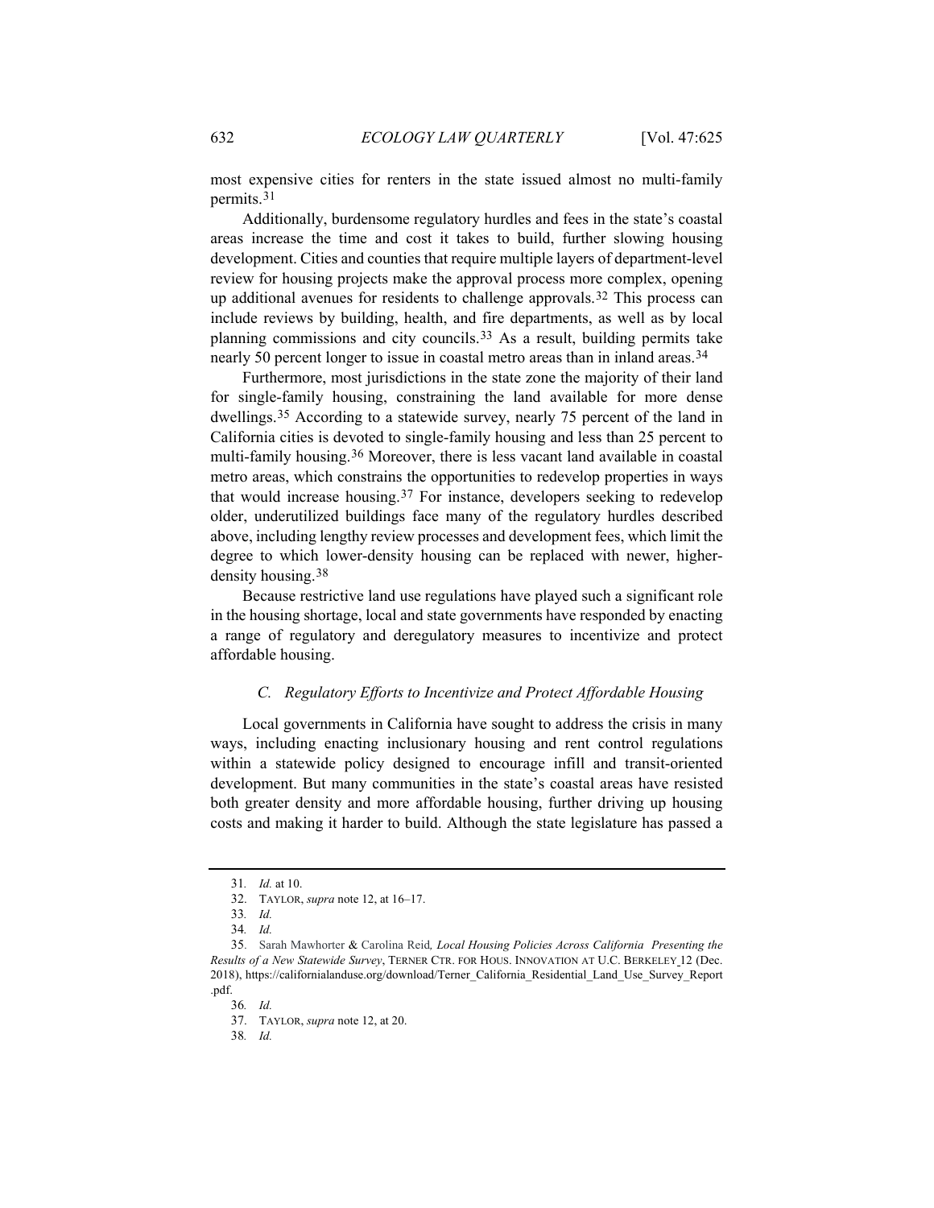most expensive cities for renters in the state issued almost no multi-family permits.[31]

Additionally, burdensome regulatory hurdles and fees in the state's coastal areas increase the time and cost it takes to build, further slowing housing development. Cities and counties that require multiple layers of department-level review for housing projects make the approval process more complex, opening up additional avenues for residents to challenge approvals.[32] This process can include reviews by building, health, and fire departments, as well as by local planning commissions and city councils.[33] As a result, building permits take nearly 50 percent longer to issue in coastal metro areas than in inland areas.[34]

Furthermore, most jurisdictions in the state zone the majority of their land for single-family housing, constraining the land available for more dense dwellings.[35] According to a statewide survey, nearly 75 percent of the land in California cities is devoted to single-family housing and less than 25 percent to multi-family housing.[36] Moreover, there is less vacant land available in coastal metro areas, which constrains the opportunities to redevelop properties in ways that would increase housing.[37] For instance, developers seeking to redevelop older, underutilized buildings face many of the regulatory hurdles described above, including lengthy review processes and development fees, which limit the degree to which lower-density housing can be replaced with newer, higher-density housing.[38]

Because restrictive land use regulations have played such a significant role in the housing shortage, local and state governments have responded by enacting a range of regulatory and deregulatory measures to incentivize and protect affordable housing.

### C. *Regulatory Efforts to Incentivize and Protect Affordable Housing*

Local governments in California have sought to address the crisis in many ways, including enacting inclusionary housing and rent control regulations within a statewide policy designed to encourage infill and transit-oriented development. But many communities in the state's coastal areas have resisted both greater density and more affordable housing, further driving up housing costs and making it harder to build. Although the state legislature has passed a

---

31. *Id.* at 10.

32. TAYLOR, *supra* note 12, at 16–17.

33. *Id.*

34. *Id.*

35. Sarah Mawhorter & Carolina Reid, *Local Housing Policies Across California Presenting the Results of a New Statewide Survey*, TERNER CTR. FOR HOUS. INNOVATION AT U.C. BERKELEY 12 (Dec. 2018), https://californialanduse.org/download/Terner_California_Residential_Land_Use_Survey_Report.pdf.

36. *Id.*

37. TAYLOR, *supra* note 12, at 20.

38. *Id.*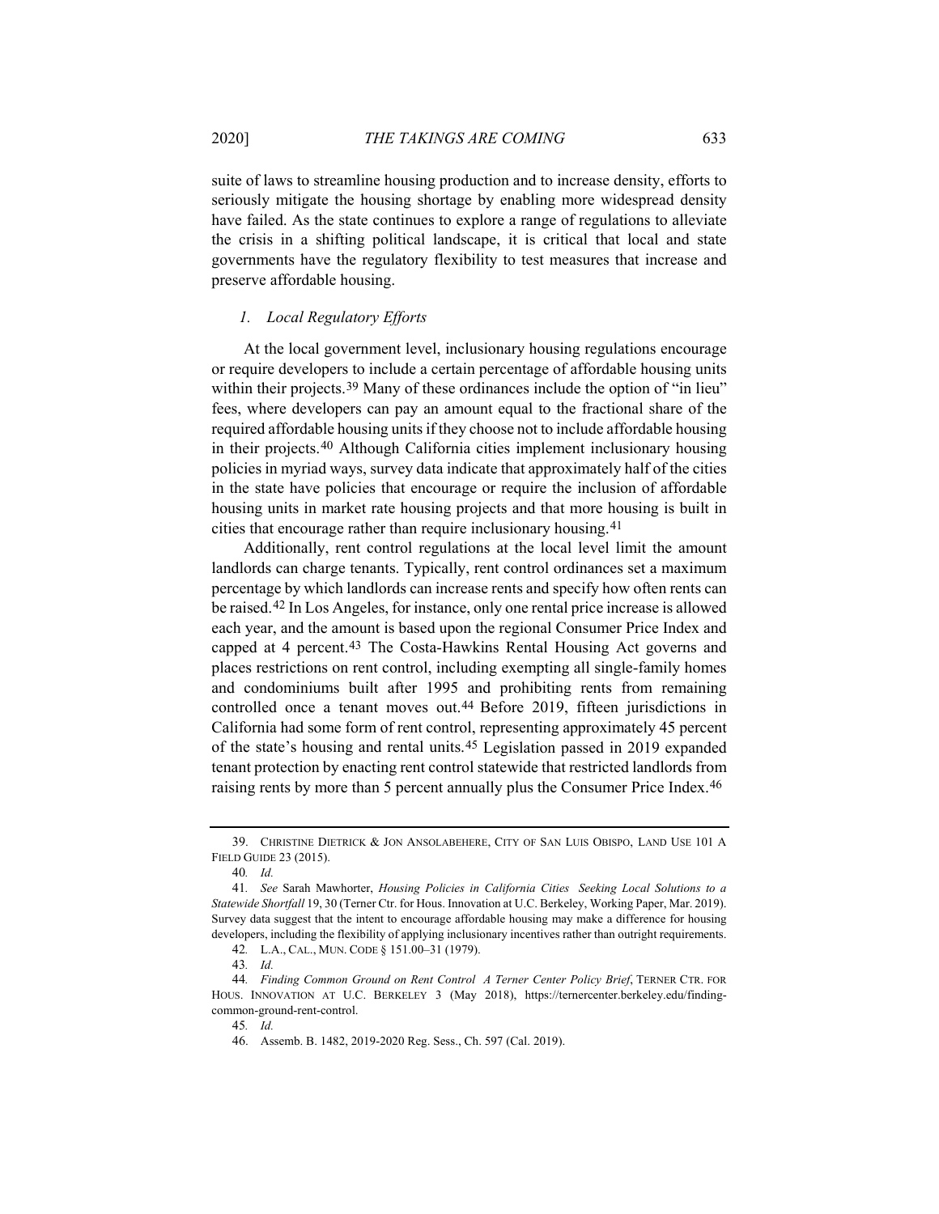suite of laws to streamline housing production and to increase density, efforts to seriously mitigate the housing shortage by enabling more widespread density have failed. As the state continues to explore a range of regulations to alleviate the crisis in a shifting political landscape, it is critical that local and state governments have the regulatory flexibility to test measures that increase and preserve affordable housing.

### *1. Local Regulatory Efforts*

At the local government level, inclusionary housing regulations encourage or require developers to include a certain percentage of affordable housing units within their projects.[39] Many of these ordinances include the option of "in lieu" fees, where developers can pay an amount equal to the fractional share of the required affordable housing units if they choose not to include affordable housing in their projects.[40] Although California cities implement inclusionary housing policies in myriad ways, survey data indicate that approximately half of the cities in the state have policies that encourage or require the inclusion of affordable housing units in market rate housing projects and that more housing is built in cities that encourage rather than require inclusionary housing.[41]

Additionally, rent control regulations at the local level limit the amount landlords can charge tenants. Typically, rent control ordinances set a maximum percentage by which landlords can increase rents and specify how often rents can be raised.[42] In Los Angeles, for instance, only one rental price increase is allowed each year, and the amount is based upon the regional Consumer Price Index and capped at 4 percent.[43] The Costa-Hawkins Rental Housing Act governs and places restrictions on rent control, including exempting all single-family homes and condominiums built after 1995 and prohibiting rents from remaining controlled once a tenant moves out.[44] Before 2019, fifteen jurisdictions in California had some form of rent control, representing approximately 45 percent of the state's housing and rental units.[45] Legislation passed in 2019 expanded tenant protection by enacting rent control statewide that restricted landlords from raising rents by more than 5 percent annually plus the Consumer Price Index.[46]

---

39. CHRISTINE DIETRICK & JON ANSOLABEHERE, CITY OF SAN LUIS OBISPO, LAND USE 101 A FIELD GUIDE 23 (2015).

40. *Id.*

41. *See* Sarah Mawhorter, *Housing Policies in California Cities Seeking Local Solutions to a Statewide Shortfall* 19, 30 (Terner Ctr. for Hous. Innovation at U.C. Berkeley, Working Paper, Mar. 2019). Survey data suggest that the intent to encourage affordable housing may make a difference for housing developers, including the flexibility of applying inclusionary incentives rather than outright requirements.

42. L.A., CAL., MUN. CODE § 151.00–31 (1979).

43. *Id.*

44. *Finding Common Ground on Rent Control A Terner Center Policy Brief*, TERNER CTR. FOR HOUS. INNOVATION AT U.C. BERKELEY 3 (May 2018), https://ternercenter.berkeley.edu/finding-common-ground-rent-control.

45. *Id.*

46. Assemb. B. 1482, 2019-2020 Reg. Sess., Ch. 597 (Cal. 2019).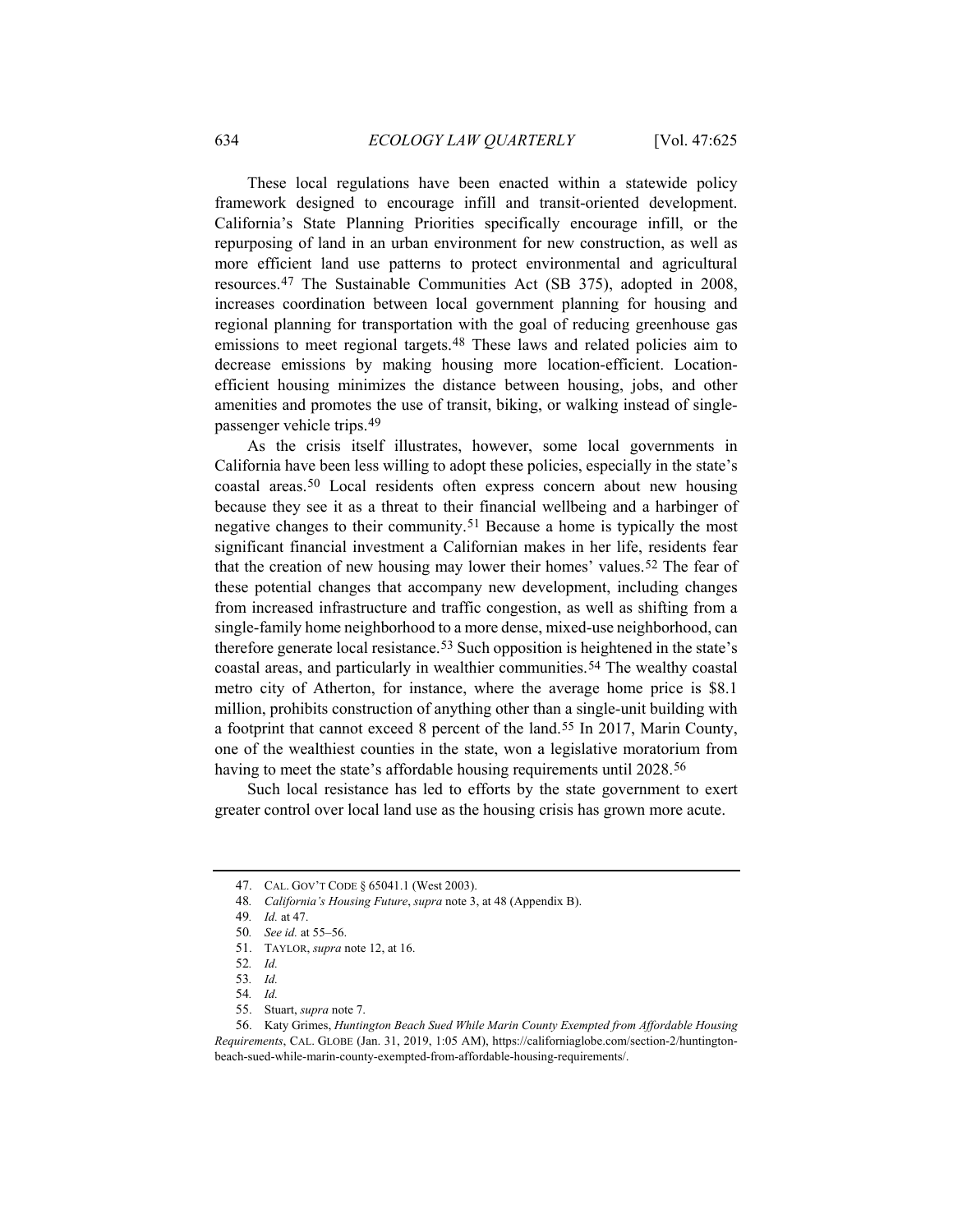These local regulations have been enacted within a statewide policy framework designed to encourage infill and transit-oriented development. California's State Planning Priorities specifically encourage infill, or the repurposing of land in an urban environment for new construction, as well as more efficient land use patterns to protect environmental and agricultural resources.[47] The Sustainable Communities Act (SB 375), adopted in 2008, increases coordination between local government planning for housing and regional planning for transportation with the goal of reducing greenhouse gas emissions to meet regional targets.[48] These laws and related policies aim to decrease emissions by making housing more location-efficient. Location-efficient housing minimizes the distance between housing, jobs, and other amenities and promotes the use of transit, biking, or walking instead of single-passenger vehicle trips.[49]

As the crisis itself illustrates, however, some local governments in California have been less willing to adopt these policies, especially in the state's coastal areas.[50] Local residents often express concern about new housing because they see it as a threat to their financial wellbeing and a harbinger of negative changes to their community.[51] Because a home is typically the most significant financial investment a Californian makes in her life, residents fear that the creation of new housing may lower their homes' values.[52] The fear of these potential changes that accompany new development, including changes from increased infrastructure and traffic congestion, as well as shifting from a single-family home neighborhood to a more dense, mixed-use neighborhood, can therefore generate local resistance.[53] Such opposition is heightened in the state's coastal areas, and particularly in wealthier communities.[54] The wealthy coastal metro city of Atherton, for instance, where the average home price is $8.1 million, prohibits construction of anything other than a single-unit building with a footprint that cannot exceed 8 percent of the land.[55] In 2017, Marin County, one of the wealthiest counties in the state, won a legislative moratorium from having to meet the state's affordable housing requirements until 2028.[56]

Such local resistance has led to efforts by the state government to exert greater control over local land use as the housing crisis has grown more acute.

---

47. CAL. GOV'T CODE § 65041.1 (West 2003).

48. *California's Housing Future*, *supra* note 3, at 48 (Appendix B).

49. *Id.* at 47.

50. *See id.* at 55–56.

51. TAYLOR, *supra* note 12, at 16.

52. *Id.*

53. *Id.*

54. *Id.*

55. Stuart, *supra* note 7.

56. Katy Grimes, *Huntington Beach Sued While Marin County Exempted from Affordable Housing Requirements*, CAL. GLOBE (Jan. 31, 2019, 1:05 AM), https://californiaglobe.com/section-2/huntington-beach-sued-while-marin-county-exempted-from-affordable-housing-requirements/.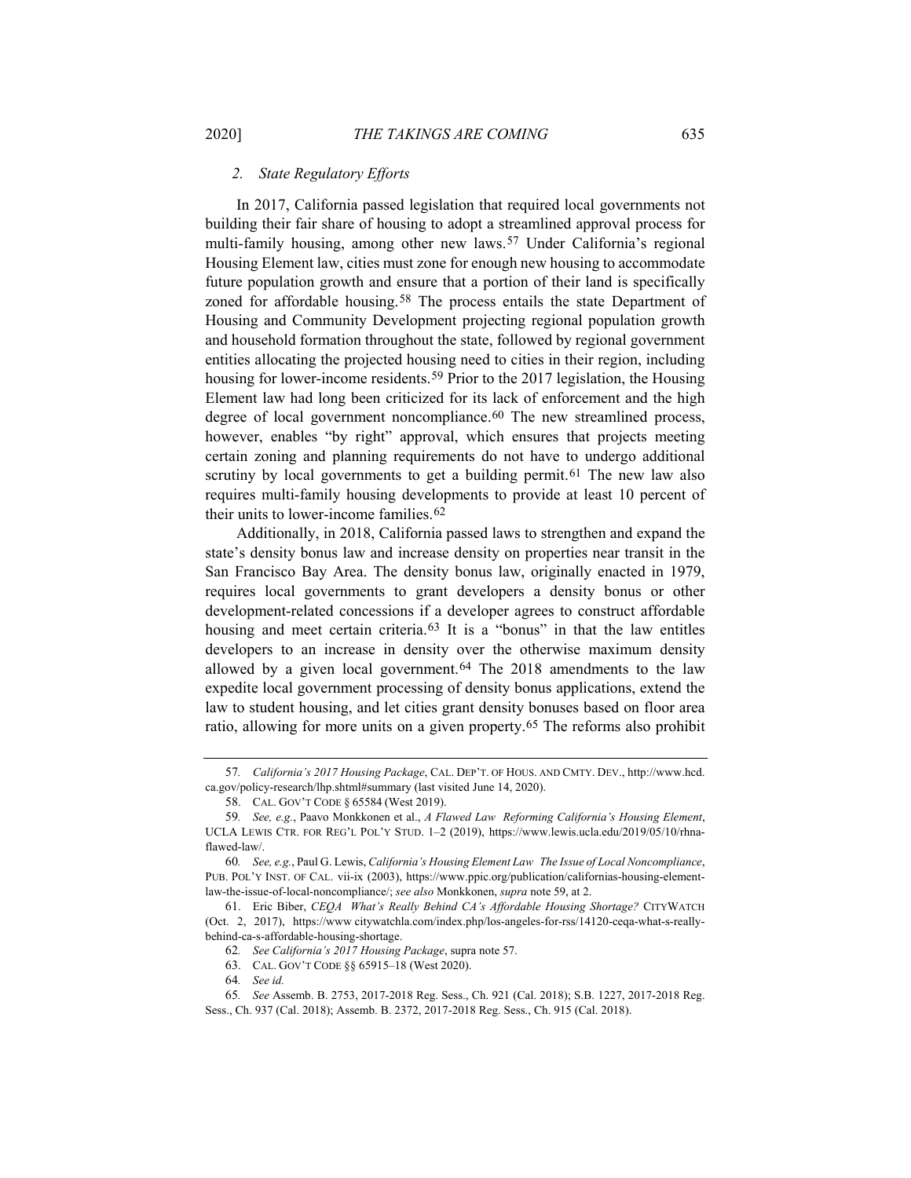### *2. State Regulatory Efforts*

In 2017, California passed legislation that required local governments not building their fair share of housing to adopt a streamlined approval process for multi-family housing, among other new laws.[57] Under California's regional Housing Element law, cities must zone for enough new housing to accommodate future population growth and ensure that a portion of their land is specifically zoned for affordable housing.[58] The process entails the state Department of Housing and Community Development projecting regional population growth and household formation throughout the state, followed by regional government entities allocating the projected housing need to cities in their region, including housing for lower-income residents.[59] Prior to the 2017 legislation, the Housing Element law had long been criticized for its lack of enforcement and the high degree of local government noncompliance.[60] The new streamlined process, however, enables "by right" approval, which ensures that projects meeting certain zoning and planning requirements do not have to undergo additional scrutiny by local governments to get a building permit.[61] The new law also requires multi-family housing developments to provide at least 10 percent of their units to lower-income families.[62]

Additionally, in 2018, California passed laws to strengthen and expand the state's density bonus law and increase density on properties near transit in the San Francisco Bay Area. The density bonus law, originally enacted in 1979, requires local governments to grant developers a density bonus or other development-related concessions if a developer agrees to construct affordable housing and meet certain criteria.[63] It is a "bonus" in that the law entitles developers to an increase in density over the otherwise maximum density allowed by a given local government.[64] The 2018 amendments to the law expedite local government processing of density bonus applications, extend the law to student housing, and let cities grant density bonuses based on floor area ratio, allowing for more units on a given property.[65] The reforms also prohibit

---

57. *California's 2017 Housing Package*, CAL. DEP'T. OF HOUS. AND CMTY. DEV., http://www.hcd.ca.gov/policy-research/lhp.shtml#summary (last visited June 14, 2020).

58. CAL. GOV'T CODE § 65584 (West 2019).

59. *See, e.g.*, Paavo Monkkonen et al., *A Flawed Law Reforming California's Housing Element*, UCLA LEWIS CTR. FOR REG'L POL'Y STUD. 1–2 (2019), https://www.lewis.ucla.edu/2019/05/10/rhna-flawed-law/.

60. *See, e.g.*, Paul G. Lewis, *California's Housing Element Law The Issue of Local Noncompliance*, PUB. POL'Y INST. OF CAL. vii-ix (2003), https://www.ppic.org/publication/californias-housing-element-law-the-issue-of-local-noncompliance/; *see also* Monkkonen, *supra* note 59, at 2.

61. Eric Biber, *CEQA What's Really Behind CA's Affordable Housing Shortage?* CITYWATCH (Oct. 2, 2017), https://www citywatchla.com/index.php/los-angeles-for-rss/14120-ceqa-what-s-really-behind-ca-s-affordable-housing-shortage.

62. *See California's 2017 Housing Package*, supra note 57.

63. CAL. GOV'T CODE §§ 65915–18 (West 2020).

64. *See id.*

65. *See* Assemb. B. 2753, 2017-2018 Reg. Sess., Ch. 921 (Cal. 2018); S.B. 1227, 2017-2018 Reg. Sess., Ch. 937 (Cal. 2018); Assemb. B. 2372, 2017-2018 Reg. Sess., Ch. 915 (Cal. 2018).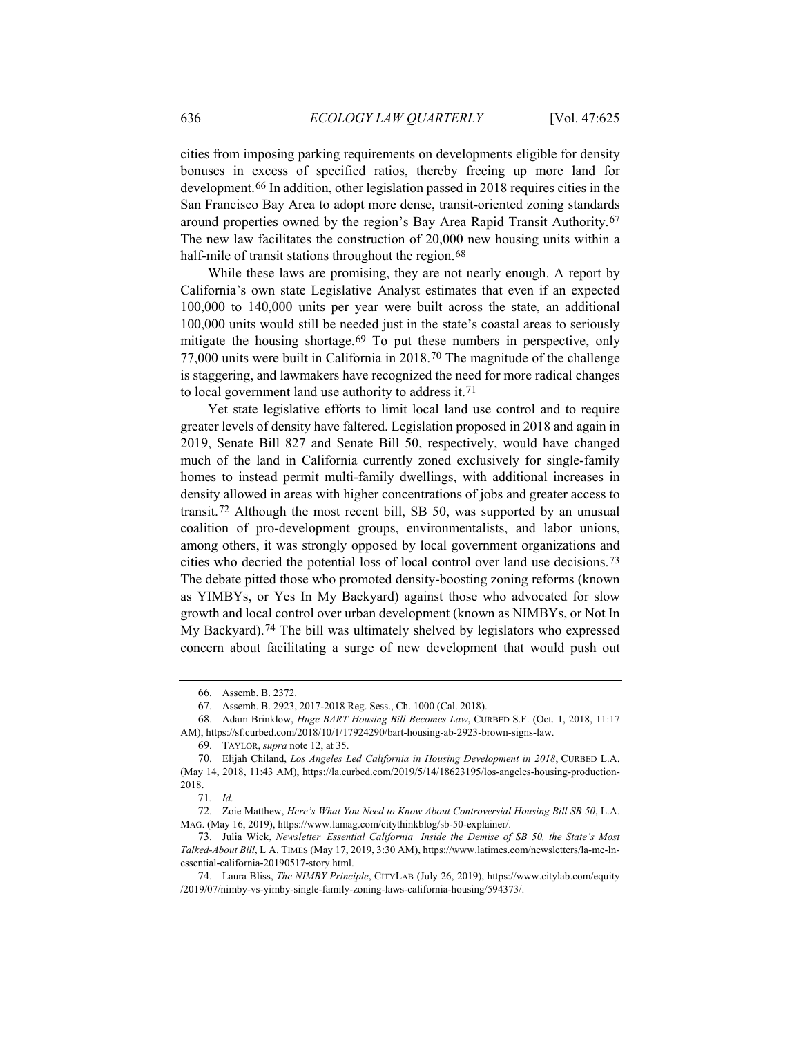cities from imposing parking requirements on developments eligible for density bonuses in excess of specified ratios, thereby freeing up more land for development.[66] In addition, other legislation passed in 2018 requires cities in the San Francisco Bay Area to adopt more dense, transit-oriented zoning standards around properties owned by the region's Bay Area Rapid Transit Authority.[67] The new law facilitates the construction of 20,000 new housing units within a half-mile of transit stations throughout the region.[68]

While these laws are promising, they are not nearly enough. A report by California's own state Legislative Analyst estimates that even if an expected 100,000 to 140,000 units per year were built across the state, an additional 100,000 units would still be needed just in the state's coastal areas to seriously mitigate the housing shortage.[69] To put these numbers in perspective, only 77,000 units were built in California in 2018.[70] The magnitude of the challenge is staggering, and lawmakers have recognized the need for more radical changes to local government land use authority to address it.[71]

Yet state legislative efforts to limit local land use control and to require greater levels of density have faltered. Legislation proposed in 2018 and again in 2019, Senate Bill 827 and Senate Bill 50, respectively, would have changed much of the land in California currently zoned exclusively for single-family homes to instead permit multi-family dwellings, with additional increases in density allowed in areas with higher concentrations of jobs and greater access to transit.[72] Although the most recent bill, SB 50, was supported by an unusual coalition of pro-development groups, environmentalists, and labor unions, among others, it was strongly opposed by local government organizations and cities who decried the potential loss of local control over land use decisions.[73] The debate pitted those who promoted density-boosting zoning reforms (known as YIMBYs, or Yes In My Backyard) against those who advocated for slow growth and local control over urban development (known as NIMBYs, or Not In My Backyard).[74] The bill was ultimately shelved by legislators who expressed concern about facilitating a surge of new development that would push out

---

66. Assemb. B. 2372.

67. Assemb. B. 2923, 2017-2018 Reg. Sess., Ch. 1000 (Cal. 2018).

68. Adam Brinklow, *Huge BART Housing Bill Becomes Law*, CURBED S.F. (Oct. 1, 2018, 11:17 AM), https://sf.curbed.com/2018/10/1/17924290/bart-housing-ab-2923-brown-signs-law.

69. TAYLOR, *supra* note 12, at 35.

70. Elijah Chiland, *Los Angeles Led California in Housing Development in 2018*, CURBED L.A. (May 14, 2018, 11:43 AM), https://la.curbed.com/2019/5/14/18623195/los-angeles-housing-production-2018.

71. *Id.*

72. Zoie Matthew, *Here's What You Need to Know About Controversial Housing Bill SB 50*, L.A. MAG. (May 16, 2019), https://www.lamag.com/citythinkblog/sb-50-explainer/.

73. Julia Wick, *Newsletter Essential California Inside the Demise of SB 50, the State's Most Talked-About Bill*, L A. TIMES (May 17, 2019, 3:30 AM), https://www.latimes.com/newsletters/la-me-ln-essential-california-20190517-story.html.

74. Laura Bliss, *The NIMBY Principle*, CITYLAB (July 26, 2019), https://www.citylab.com/equity/2019/07/nimby-vs-yimby-single-family-zoning-laws-california-housing/594373/.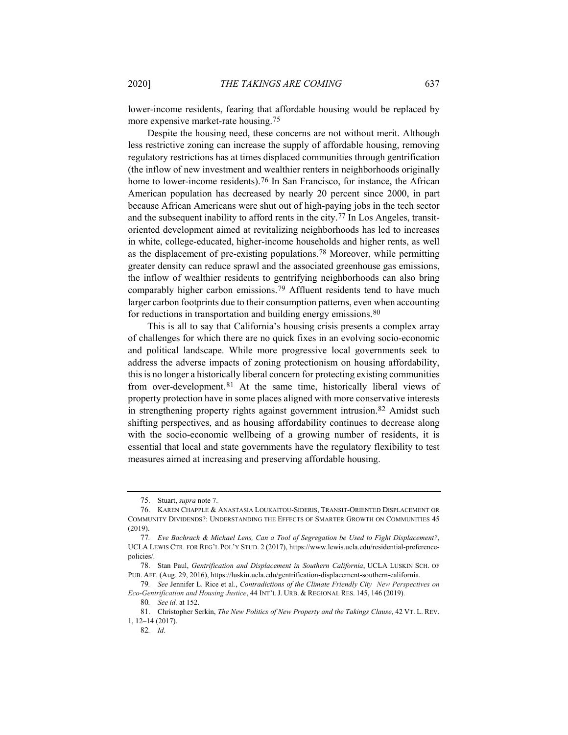lower-income residents, fearing that affordable housing would be replaced by more expensive market-rate housing.[75]

Despite the housing need, these concerns are not without merit. Although less restrictive zoning can increase the supply of affordable housing, removing regulatory restrictions has at times displaced communities through gentrification (the inflow of new investment and wealthier renters in neighborhoods originally home to lower-income residents).[76] In San Francisco, for instance, the African American population has decreased by nearly 20 percent since 2000, in part because African Americans were shut out of high-paying jobs in the tech sector and the subsequent inability to afford rents in the city.[77] In Los Angeles, transit-oriented development aimed at revitalizing neighborhoods has led to increases in white, college-educated, higher-income households and higher rents, as well as the displacement of pre-existing populations.[78] Moreover, while permitting greater density can reduce sprawl and the associated greenhouse gas emissions, the inflow of wealthier residents to gentrifying neighborhoods can also bring comparably higher carbon emissions.[79] Affluent residents tend to have much larger carbon footprints due to their consumption patterns, even when accounting for reductions in transportation and building energy emissions.[80]

This is all to say that California's housing crisis presents a complex array of challenges for which there are no quick fixes in an evolving socio-economic and political landscape. While more progressive local governments seek to address the adverse impacts of zoning protectionism on housing affordability, this is no longer a historically liberal concern for protecting existing communities from over-development.[81] At the same time, historically liberal views of property protection have in some places aligned with more conservative interests in strengthening property rights against government intrusion.[82] Amidst such shifting perspectives, and as housing affordability continues to decrease along with the socio-economic wellbeing of a growing number of residents, it is essential that local and state governments have the regulatory flexibility to test measures aimed at increasing and preserving affordable housing.

---

75. Stuart, *supra* note 7.

76. KAREN CHAPPLE & ANASTASIA LOUKAITOU-SIDERIS, TRANSIT-ORIENTED DISPLACEMENT OR COMMUNITY DIVIDENDS?: UNDERSTANDING THE EFFECTS OF SMARTER GROWTH ON COMMUNITIES 45 (2019).

77. *Eve Bachrach & Michael Lens, Can a Tool of Segregation be Used to Fight Displacement?*, UCLA LEWIS CTR. FOR REG'L POL'Y STUD. 2 (2017), https://www.lewis.ucla.edu/residential-preference-policies/.

78. Stan Paul, *Gentrification and Displacement in Southern California*, UCLA LUSKIN SCH. OF PUB. AFF. (Aug. 29, 2016), https://luskin.ucla.edu/gentrification-displacement-southern-california.

79. *See* Jennifer L. Rice et al., *Contradictions of the Climate Friendly City New Perspectives on Eco-Gentrification and Housing Justice*, 44 INT'L J. URB. & REGIONAL RES. 145, 146 (2019).

80. *See id.* at 152.

81. Christopher Serkin, *The New Politics of New Property and the Takings Clause*, 42 VT. L. REV. 1, 12–14 (2017).

82. *Id.*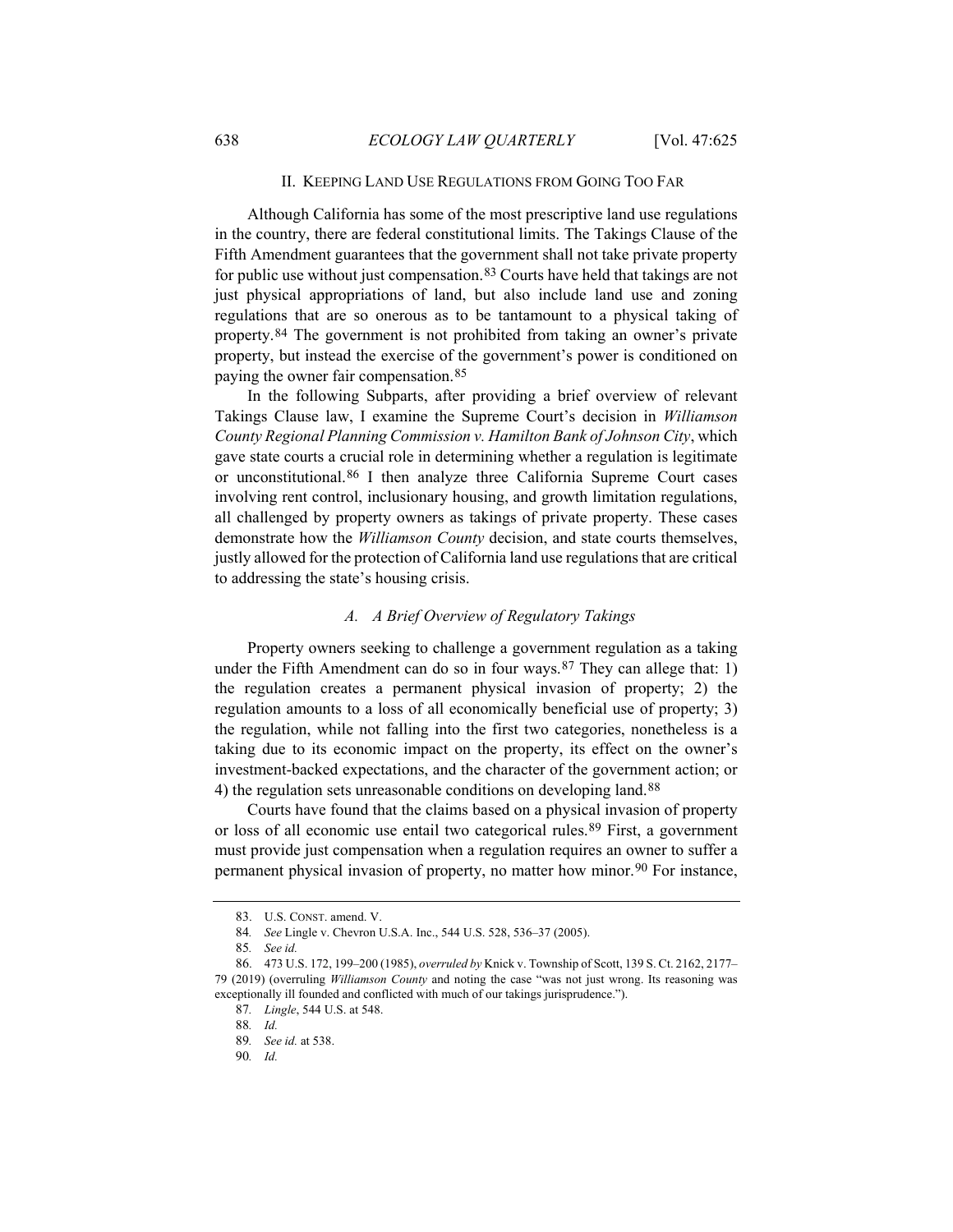## II. KEEPING LAND USE REGULATIONS FROM GOING TOO FAR

Although California has some of the most prescriptive land use regulations in the country, there are federal constitutional limits. The Takings Clause of the Fifth Amendment guarantees that the government shall not take private property for public use without just compensation.[83] Courts have held that takings are not just physical appropriations of land, but also include land use and zoning regulations that are so onerous as to be tantamount to a physical taking of property.[84] The government is not prohibited from taking an owner's private property, but instead the exercise of the government's power is conditioned on paying the owner fair compensation.[85]

In the following Subparts, after providing a brief overview of relevant Takings Clause law, I examine the Supreme Court's decision in *Williamson County Regional Planning Commission v. Hamilton Bank of Johnson City*, which gave state courts a crucial role in determining whether a regulation is legitimate or unconstitutional.[86] I then analyze three California Supreme Court cases involving rent control, inclusionary housing, and growth limitation regulations, all challenged by property owners as takings of private property. These cases demonstrate how the *Williamson County* decision, and state courts themselves, justly allowed for the protection of California land use regulations that are critical to addressing the state's housing crisis.

### *A. A Brief Overview of Regulatory Takings*

Property owners seeking to challenge a government regulation as a taking under the Fifth Amendment can do so in four ways.[87] They can allege that: 1) the regulation creates a permanent physical invasion of property; 2) the regulation amounts to a loss of all economically beneficial use of property; 3) the regulation, while not falling into the first two categories, nonetheless is a taking due to its economic impact on the property, its effect on the owner's investment-backed expectations, and the character of the government action; or 4) the regulation sets unreasonable conditions on developing land.[88]

Courts have found that the claims based on a physical invasion of property or loss of all economic use entail two categorical rules.[89] First, a government must provide just compensation when a regulation requires an owner to suffer a permanent physical invasion of property, no matter how minor.[90] For instance,

---

83. U.S. CONST. amend. V.

84. *See* Lingle v. Chevron U.S.A. Inc., 544 U.S. 528, 536–37 (2005).

85. *See id.*

86. 473 U.S. 172, 199–200 (1985), *overruled by* Knick v. Township of Scott, 139 S. Ct. 2162, 2177–79 (2019) (overruling *Williamson County* and noting the case "was not just wrong. Its reasoning was exceptionally ill founded and conflicted with much of our takings jurisprudence.").

87. *Lingle*, 544 U.S. at 548.

88. *Id.*

89. *See id.* at 538.

90. *Id.*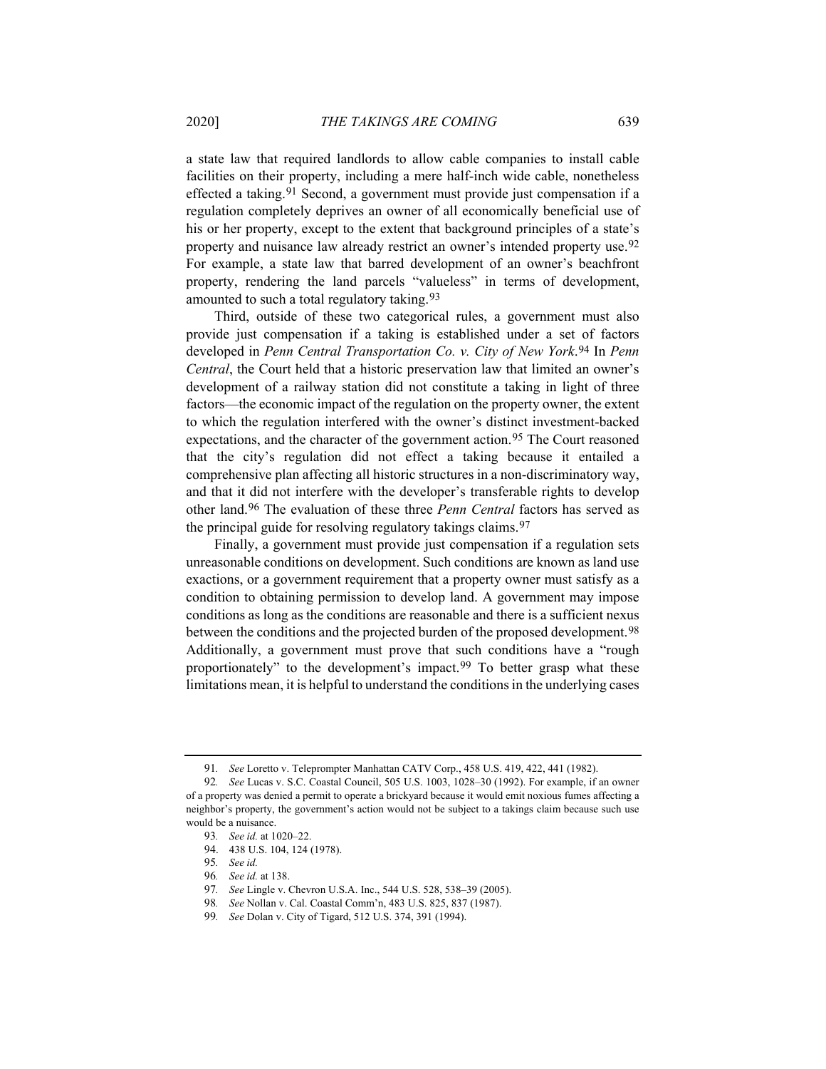a state law that required landlords to allow cable companies to install cable facilities on their property, including a mere half-inch wide cable, nonetheless effected a taking.[91] Second, a government must provide just compensation if a regulation completely deprives an owner of all economically beneficial use of his or her property, except to the extent that background principles of a state's property and nuisance law already restrict an owner's intended property use.[92] For example, a state law that barred development of an owner's beachfront property, rendering the land parcels "valueless" in terms of development, amounted to such a total regulatory taking.[93]

Third, outside of these two categorical rules, a government must also provide just compensation if a taking is established under a set of factors developed in *Penn Central Transportation Co. v. City of New York*.[94] In *Penn Central*, the Court held that a historic preservation law that limited an owner's development of a railway station did not constitute a taking in light of three factors—the economic impact of the regulation on the property owner, the extent to which the regulation interfered with the owner's distinct investment-backed expectations, and the character of the government action.[95] The Court reasoned that the city's regulation did not effect a taking because it entailed a comprehensive plan affecting all historic structures in a non-discriminatory way, and that it did not interfere with the developer's transferable rights to develop other land.[96] The evaluation of these three *Penn Central* factors has served as the principal guide for resolving regulatory takings claims.[97]

Finally, a government must provide just compensation if a regulation sets unreasonable conditions on development. Such conditions are known as land use exactions, or a government requirement that a property owner must satisfy as a condition to obtaining permission to develop land. A government may impose conditions as long as the conditions are reasonable and there is a sufficient nexus between the conditions and the projected burden of the proposed development.[98] Additionally, a government must prove that such conditions have a "rough proportionately" to the development's impact.[99] To better grasp what these limitations mean, it is helpful to understand the conditions in the underlying cases

---

91. *See* Loretto v. Teleprompter Manhattan CATV Corp., 458 U.S. 419, 422, 441 (1982).

92. *See* Lucas v. S.C. Coastal Council, 505 U.S. 1003, 1028–30 (1992). For example, if an owner of a property was denied a permit to operate a brickyard because it would emit noxious fumes affecting a neighbor's property, the government's action would not be subject to a takings claim because such use would be a nuisance.

93. *See id.* at 1020–22.

94. 438 U.S. 104, 124 (1978).

95. *See id.*

96. *See id.* at 138.

97. *See* Lingle v. Chevron U.S.A. Inc., 544 U.S. 528, 538–39 (2005).

98. *See* Nollan v. Cal. Coastal Comm'n, 483 U.S. 825, 837 (1987).

99. *See* Dolan v. City of Tigard, 512 U.S. 374, 391 (1994).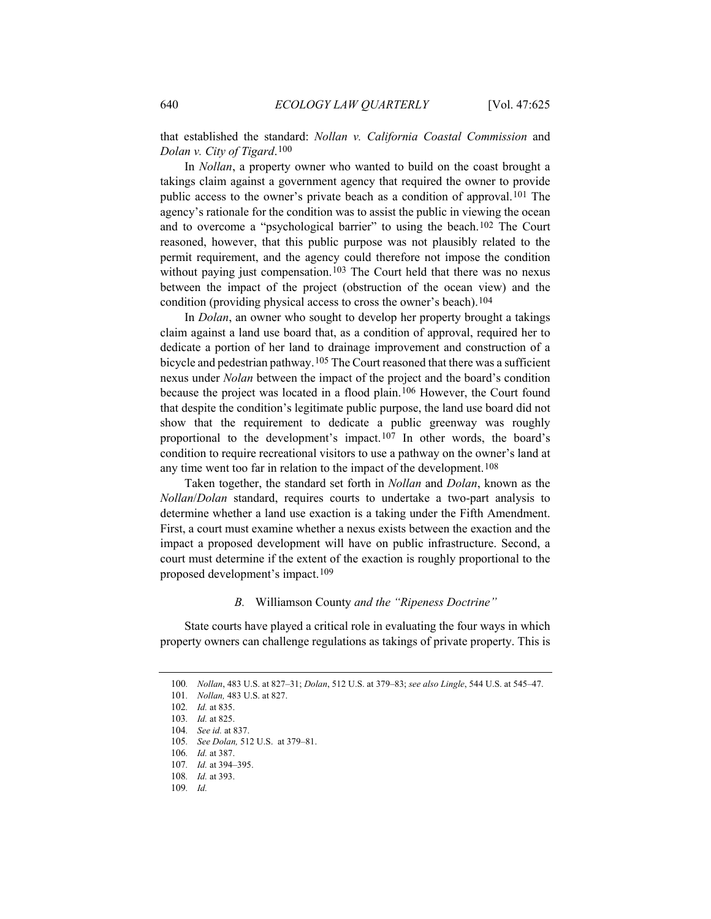that established the standard: *Nollan v. California Coastal Commission* and *Dolan v. City of Tigard*.[100]

In *Nollan*, a property owner who wanted to build on the coast brought a takings claim against a government agency that required the owner to provide public access to the owner's private beach as a condition of approval.[101] The agency's rationale for the condition was to assist the public in viewing the ocean and to overcome a "psychological barrier" to using the beach.[102] The Court reasoned, however, that this public purpose was not plausibly related to the permit requirement, and the agency could therefore not impose the condition without paying just compensation.[103] The Court held that there was no nexus between the impact of the project (obstruction of the ocean view) and the condition (providing physical access to cross the owner's beach).[104]

In *Dolan*, an owner who sought to develop her property brought a takings claim against a land use board that, as a condition of approval, required her to dedicate a portion of her land to drainage improvement and construction of a bicycle and pedestrian pathway.[105] The Court reasoned that there was a sufficient nexus under *Nolan* between the impact of the project and the board's condition because the project was located in a flood plain.[106] However, the Court found that despite the condition's legitimate public purpose, the land use board did not show that the requirement to dedicate a public greenway was roughly proportional to the development's impact.[107] In other words, the board's condition to require recreational visitors to use a pathway on the owner's land at any time went too far in relation to the impact of the development.[108]

Taken together, the standard set forth in *Nollan* and *Dolan*, known as the *Nollan*/*Dolan* standard, requires courts to undertake a two-part analysis to determine whether a land use exaction is a taking under the Fifth Amendment. First, a court must examine whether a nexus exists between the exaction and the impact a proposed development will have on public infrastructure. Second, a court must determine if the extent of the exaction is roughly proportional to the proposed development's impact.[109]

### *B.* Williamson County *and the "Ripeness Doctrine"*

State courts have played a critical role in evaluating the four ways in which property owners can challenge regulations as takings of private property. This is

---

100. *Nollan*, 483 U.S. at 827–31; *Dolan*, 512 U.S. at 379–83; *see also Lingle*, 544 U.S. at 545–47.

101. *Nollan,* 483 U.S. at 827.

102. *Id.* at 835.

103. *Id.* at 825.

104. *See id.* at 837.

105. *See Dolan,* 512 U.S. at 379–81.

106. *Id.* at 387.

107. *Id.* at 394–395.

108. *Id.* at 393.

109. *Id.*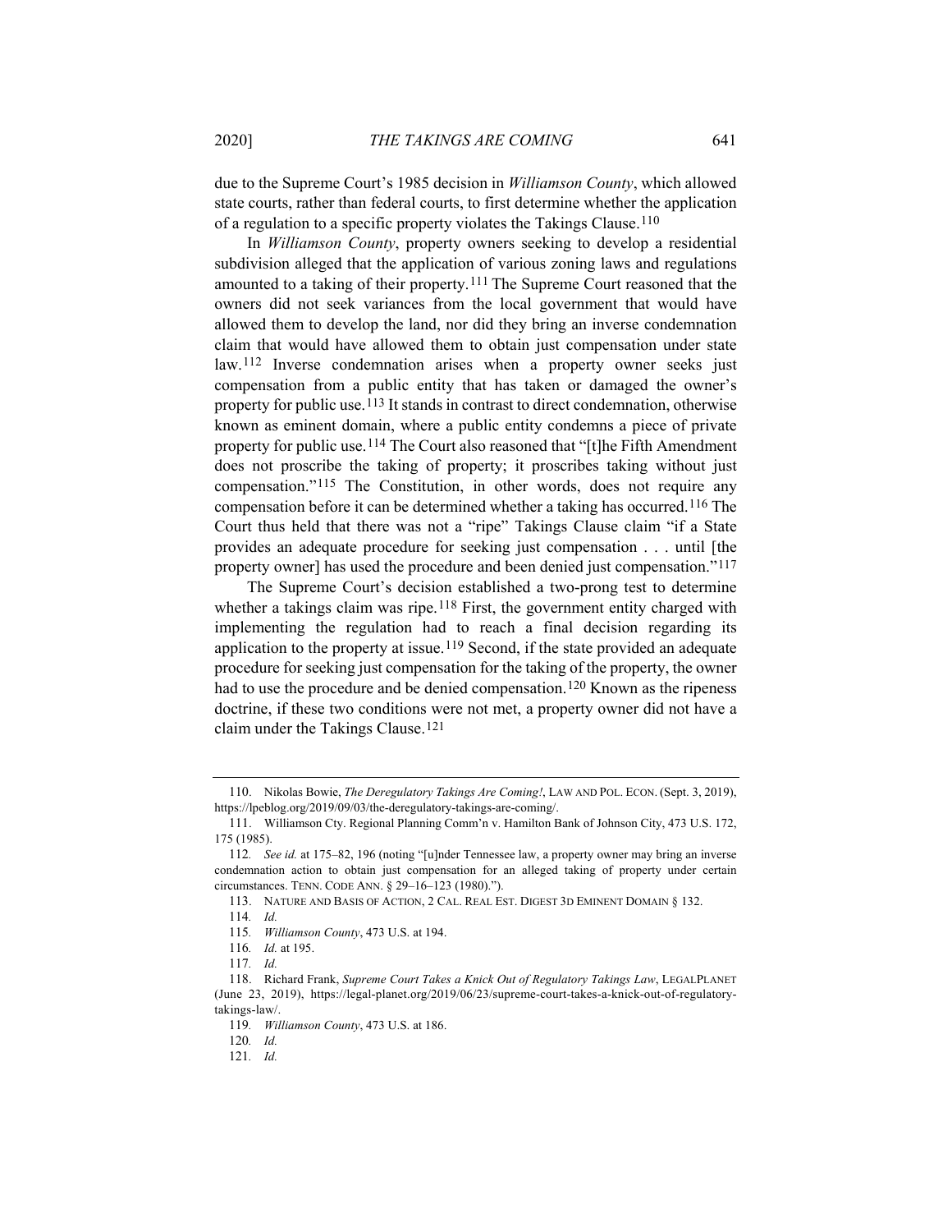due to the Supreme Court's 1985 decision in *Williamson County*, which allowed state courts, rather than federal courts, to first determine whether the application of a regulation to a specific property violates the Takings Clause.[110]

In *Williamson County*, property owners seeking to develop a residential subdivision alleged that the application of various zoning laws and regulations amounted to a taking of their property.[111] The Supreme Court reasoned that the owners did not seek variances from the local government that would have allowed them to develop the land, nor did they bring an inverse condemnation claim that would have allowed them to obtain just compensation under state law.[112] Inverse condemnation arises when a property owner seeks just compensation from a public entity that has taken or damaged the owner's property for public use.[113] It stands in contrast to direct condemnation, otherwise known as eminent domain, where a public entity condemns a piece of private property for public use.[114] The Court also reasoned that "[t]he Fifth Amendment does not proscribe the taking of property; it proscribes taking without just compensation."[115] The Constitution, in other words, does not require any compensation before it can be determined whether a taking has occurred.[116] The Court thus held that there was not a "ripe" Takings Clause claim "if a State provides an adequate procedure for seeking just compensation . . . until [the property owner] has used the procedure and been denied just compensation."[117]

The Supreme Court's decision established a two-prong test to determine whether a takings claim was ripe.[118] First, the government entity charged with implementing the regulation had to reach a final decision regarding its application to the property at issue.[119] Second, if the state provided an adequate procedure for seeking just compensation for the taking of the property, the owner had to use the procedure and be denied compensation.[120] Known as the ripeness doctrine, if these two conditions were not met, a property owner did not have a claim under the Takings Clause.[121]

---

110. Nikolas Bowie, *The Deregulatory Takings Are Coming!*, LAW AND POL. ECON. (Sept. 3, 2019), https://lpeblog.org/2019/09/03/the-deregulatory-takings-are-coming/.

111. Williamson Cty. Regional Planning Comm'n v. Hamilton Bank of Johnson City, 473 U.S. 172, 175 (1985).

112. *See id.* at 175–82, 196 (noting "[u]nder Tennessee law, a property owner may bring an inverse condemnation action to obtain just compensation for an alleged taking of property under certain circumstances. TENN. CODE ANN. § 29–16–123 (1980).").

113. NATURE AND BASIS OF ACTION, 2 CAL. REAL EST. DIGEST 3D EMINENT DOMAIN § 132.

114. *Id.*

115. *Williamson County*, 473 U.S. at 194.

116. *Id.* at 195.

117. *Id.*

118. Richard Frank, *Supreme Court Takes a Knick Out of Regulatory Takings Law*, LEGALPLANET (June 23, 2019), https://legal-planet.org/2019/06/23/supreme-court-takes-a-knick-out-of-regulatory-takings-law/.

119. *Williamson County*, 473 U.S. at 186.

120. *Id.*

121. *Id.*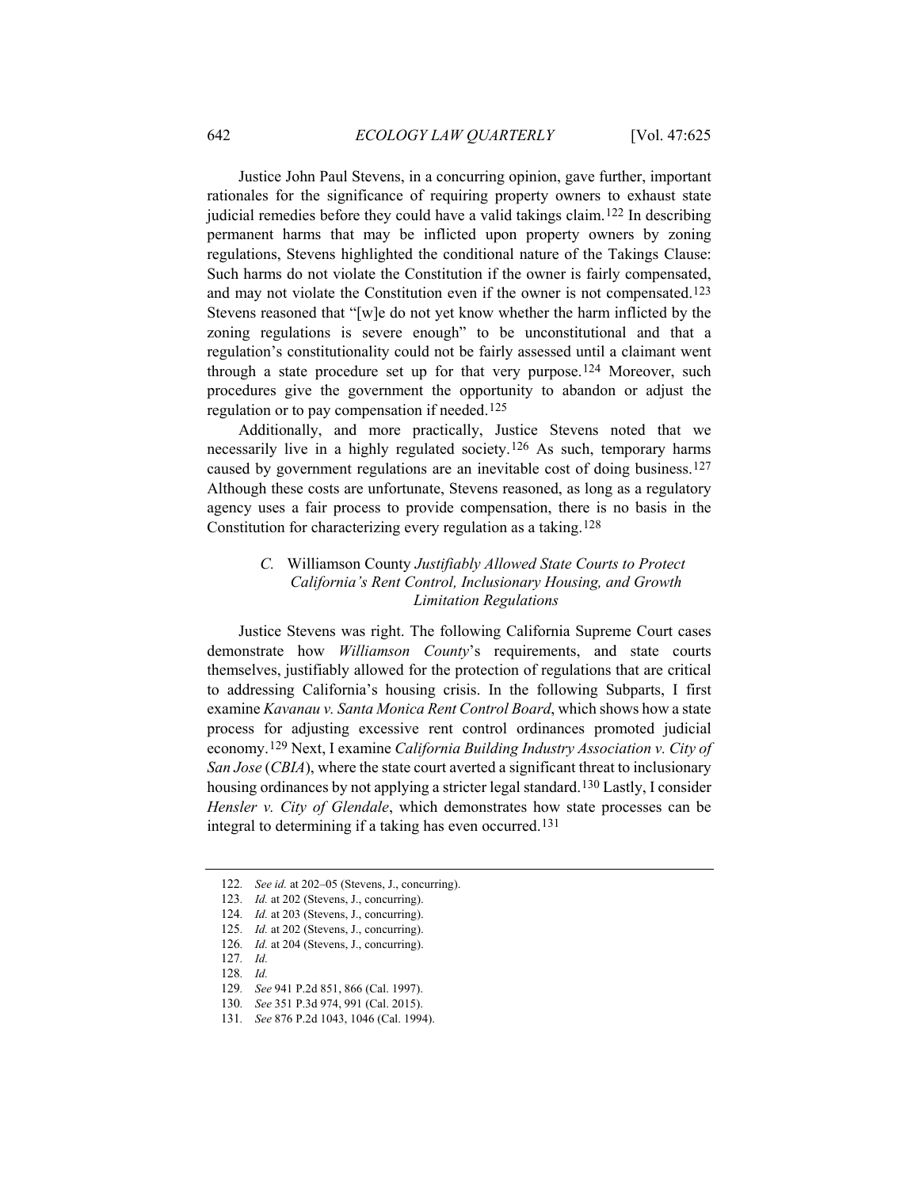Justice John Paul Stevens, in a concurring opinion, gave further, important rationales for the significance of requiring property owners to exhaust state judicial remedies before they could have a valid takings claim.[122] In describing permanent harms that may be inflicted upon property owners by zoning regulations, Stevens highlighted the conditional nature of the Takings Clause: Such harms do not violate the Constitution if the owner is fairly compensated, and may not violate the Constitution even if the owner is not compensated.[123] Stevens reasoned that "[w]e do not yet know whether the harm inflicted by the zoning regulations is severe enough" to be unconstitutional and that a regulation's constitutionality could not be fairly assessed until a claimant went through a state procedure set up for that very purpose.[124] Moreover, such procedures give the government the opportunity to abandon or adjust the regulation or to pay compensation if needed.[125]

Additionally, and more practically, Justice Stevens noted that we necessarily live in a highly regulated society.[126] As such, temporary harms caused by government regulations are an inevitable cost of doing business.[127] Although these costs are unfortunate, Stevens reasoned, as long as a regulatory agency uses a fair process to provide compensation, there is no basis in the Constitution for characterizing every regulation as a taking.[128]

### *C.* Williamson County *Justifiably Allowed State Courts to Protect California's Rent Control, Inclusionary Housing, and Growth Limitation Regulations*

Justice Stevens was right. The following California Supreme Court cases demonstrate how *Williamson County*'s requirements, and state courts themselves, justifiably allowed for the protection of regulations that are critical to addressing California's housing crisis. In the following Subparts, I first examine *Kavanau v. Santa Monica Rent Control Board*, which shows how a state process for adjusting excessive rent control ordinances promoted judicial economy.[129] Next, I examine *California Building Industry Association v. City of San Jose* (*CBIA*), where the state court averted a significant threat to inclusionary housing ordinances by not applying a stricter legal standard.[130] Lastly, I consider *Hensler v. City of Glendale*, which demonstrates how state processes can be integral to determining if a taking has even occurred.[131]

---

122. *See id.* at 202–05 (Stevens, J., concurring).

123. *Id.* at 202 (Stevens, J., concurring).

124. *Id.* at 203 (Stevens, J., concurring).

125. *Id.* at 202 (Stevens, J., concurring).

126. *Id.* at 204 (Stevens, J., concurring).

127. *Id.*

128. *Id.*

129. *See* 941 P.2d 851, 866 (Cal. 1997).

130. *See* 351 P.3d 974, 991 (Cal. 2015).

131. *See* 876 P.2d 1043, 1046 (Cal. 1994).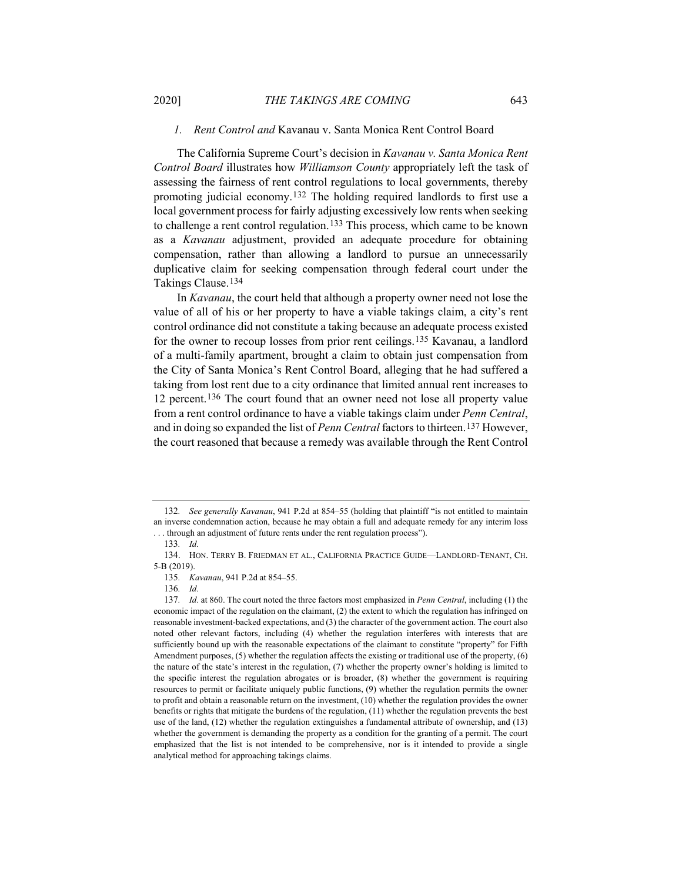### 1. *Rent Control and* Kavanau v. Santa Monica Rent Control Board

The California Supreme Court's decision in *Kavanau v. Santa Monica Rent Control Board* illustrates how *Williamson County* appropriately left the task of assessing the fairness of rent control regulations to local governments, thereby promoting judicial economy.[132] The holding required landlords to first use a local government process for fairly adjusting excessively low rents when seeking to challenge a rent control regulation.[133] This process, which came to be known as a *Kavanau* adjustment, provided an adequate procedure for obtaining compensation, rather than allowing a landlord to pursue an unnecessarily duplicative claim for seeking compensation through federal court under the Takings Clause.[134]

In *Kavanau*, the court held that although a property owner need not lose the value of all of his or her property to have a viable takings claim, a city's rent control ordinance did not constitute a taking because an adequate process existed for the owner to recoup losses from prior rent ceilings.[135] Kavanau, a landlord of a multi-family apartment, brought a claim to obtain just compensation from the City of Santa Monica's Rent Control Board, alleging that he had suffered a taking from lost rent due to a city ordinance that limited annual rent increases to 12 percent.[136] The court found that an owner need not lose all property value from a rent control ordinance to have a viable takings claim under *Penn Central*, and in doing so expanded the list of *Penn Central* factors to thirteen.[137] However, the court reasoned that because a remedy was available through the Rent Control

---

132. *See generally Kavanau*, 941 P.2d at 854–55 (holding that plaintiff "is not entitled to maintain an inverse condemnation action, because he may obtain a full and adequate remedy for any interim loss . . . through an adjustment of future rents under the rent regulation process").

133. *Id.*

134. HON. TERRY B. FRIEDMAN ET AL., CALIFORNIA PRACTICE GUIDE—LANDLORD-TENANT, CH. 5-B (2019).

135. *Kavanau*, 941 P.2d at 854–55.

136. *Id.*

137. *Id.* at 860. The court noted the three factors most emphasized in *Penn Central*, including (1) the economic impact of the regulation on the claimant, (2) the extent to which the regulation has infringed on reasonable investment-backed expectations, and (3) the character of the government action. The court also noted other relevant factors, including (4) whether the regulation interferes with interests that are sufficiently bound up with the reasonable expectations of the claimant to constitute "property" for Fifth Amendment purposes, (5) whether the regulation affects the existing or traditional use of the property, (6) the nature of the state's interest in the regulation, (7) whether the property owner's holding is limited to the specific interest the regulation abrogates or is broader, (8) whether the government is requiring resources to permit or facilitate uniquely public functions, (9) whether the regulation permits the owner to profit and obtain a reasonable return on the investment, (10) whether the regulation provides the owner benefits or rights that mitigate the burdens of the regulation, (11) whether the regulation prevents the best use of the land, (12) whether the regulation extinguishes a fundamental attribute of ownership, and (13) whether the government is demanding the property as a condition for the granting of a permit. The court emphasized that the list is not intended to be comprehensive, nor is it intended to provide a single analytical method for approaching takings claims.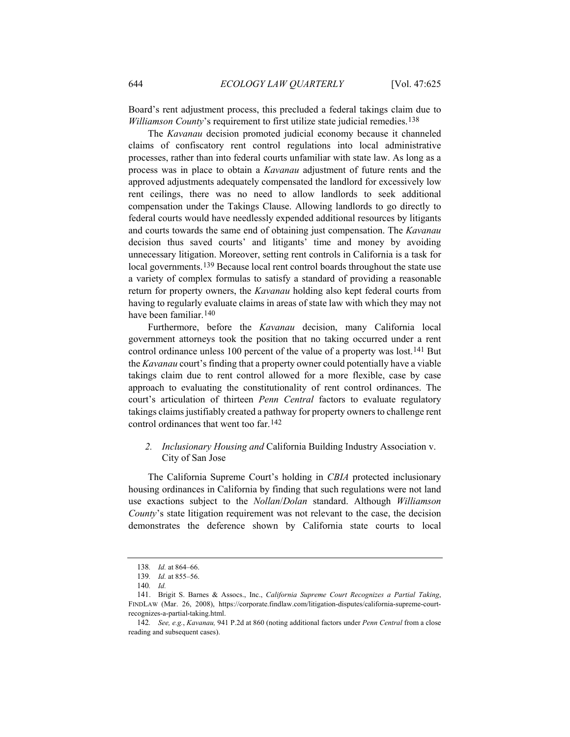Board's rent adjustment process, this precluded a federal takings claim due to *Williamson County*'s requirement to first utilize state judicial remedies.[138]

The *Kavanau* decision promoted judicial economy because it channeled claims of confiscatory rent control regulations into local administrative processes, rather than into federal courts unfamiliar with state law. As long as a process was in place to obtain a *Kavanau* adjustment of future rents and the approved adjustments adequately compensated the landlord for excessively low rent ceilings, there was no need to allow landlords to seek additional compensation under the Takings Clause. Allowing landlords to go directly to federal courts would have needlessly expended additional resources by litigants and courts towards the same end of obtaining just compensation. The *Kavanau* decision thus saved courts' and litigants' time and money by avoiding unnecessary litigation. Moreover, setting rent controls in California is a task for local governments.[139] Because local rent control boards throughout the state use a variety of complex formulas to satisfy a standard of providing a reasonable return for property owners, the *Kavanau* holding also kept federal courts from having to regularly evaluate claims in areas of state law with which they may not have been familiar.[140]

Furthermore, before the *Kavanau* decision, many California local government attorneys took the position that no taking occurred under a rent control ordinance unless 100 percent of the value of a property was lost.[141] But the *Kavanau* court's finding that a property owner could potentially have a viable takings claim due to rent control allowed for a more flexible, case by case approach to evaluating the constitutionality of rent control ordinances. The court's articulation of thirteen *Penn Central* factors to evaluate regulatory takings claims justifiably created a pathway for property owners to challenge rent control ordinances that went too far.[142]

#### 2. *Inclusionary Housing and* California Building Industry Association v. City of San Jose

The California Supreme Court's holding in *CBIA* protected inclusionary housing ordinances in California by finding that such regulations were not land use exactions subject to the *Nollan*/*Dolan* standard. Although *Williamson County*'s state litigation requirement was not relevant to the case, the decision demonstrates the deference shown by California state courts to local

---

138. *Id.* at 864–66.

139. *Id.* at 855–56.

140. *Id.*

141. Brigit S. Barnes & Assocs., Inc., *California Supreme Court Recognizes a Partial Taking*, FINDLAW (Mar. 26, 2008), https://corporate.findlaw.com/litigation-disputes/california-supreme-court-recognizes-a-partial-taking.html.

142. *See, e.g.*, *Kavanau,* 941 P.2d at 860 (noting additional factors under *Penn Central* from a close reading and subsequent cases).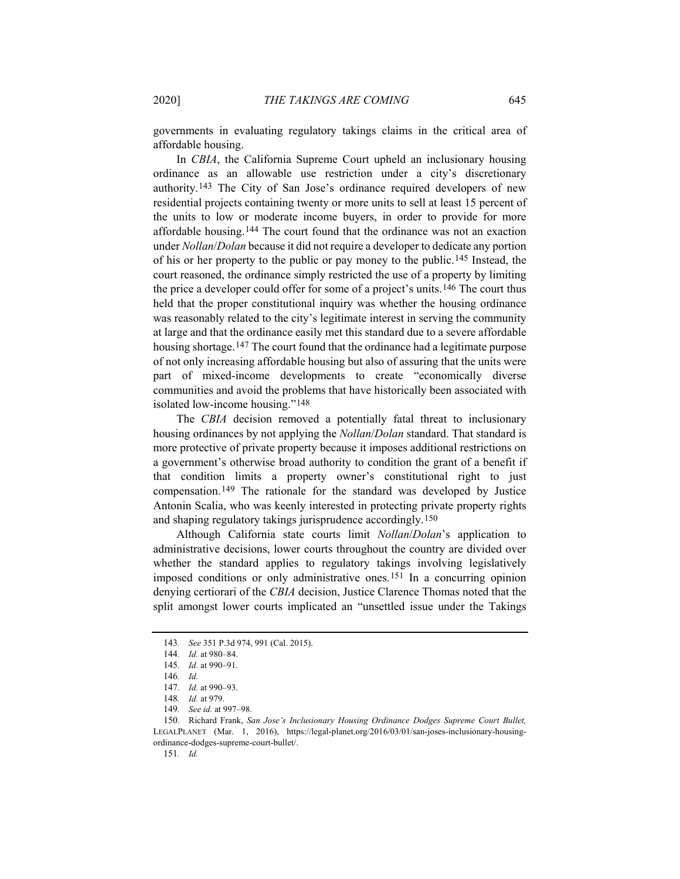governments in evaluating regulatory takings claims in the critical area of affordable housing.

In *CBIA*, the California Supreme Court upheld an inclusionary housing ordinance as an allowable use restriction under a city's discretionary authority.[143] The City of San Jose's ordinance required developers of new residential projects containing twenty or more units to sell at least 15 percent of the units to low or moderate income buyers, in order to provide for more affordable housing.[144] The court found that the ordinance was not an exaction under *Nollan*/*Dolan* because it did not require a developer to dedicate any portion of his or her property to the public or pay money to the public.[145] Instead, the court reasoned, the ordinance simply restricted the use of a property by limiting the price a developer could offer for some of a project's units.[146] The court thus held that the proper constitutional inquiry was whether the housing ordinance was reasonably related to the city's legitimate interest in serving the community at large and that the ordinance easily met this standard due to a severe affordable housing shortage.[147] The court found that the ordinance had a legitimate purpose of not only increasing affordable housing but also of assuring that the units were part of mixed-income developments to create "economically diverse communities and avoid the problems that have historically been associated with isolated low-income housing."[148]

The *CBIA* decision removed a potentially fatal threat to inclusionary housing ordinances by not applying the *Nollan*/*Dolan* standard. That standard is more protective of private property because it imposes additional restrictions on a government's otherwise broad authority to condition the grant of a benefit if that condition limits a property owner's constitutional right to just compensation.[149] The rationale for the standard was developed by Justice Antonin Scalia, who was keenly interested in protecting private property rights and shaping regulatory takings jurisprudence accordingly.[150]

Although California state courts limit *Nollan*/*Dolan*'s application to administrative decisions, lower courts throughout the country are divided over whether the standard applies to regulatory takings involving legislatively imposed conditions or only administrative ones.[151] In a concurring opinion denying certiorari of the *CBIA* decision, Justice Clarence Thomas noted that the split amongst lower courts implicated an "unsettled issue under the Takings

---

143. *See* 351 P.3d 974, 991 (Cal. 2015).

144. *Id.* at 980–84.

145. *Id.* at 990–91.

146. *Id.*

147. *Id.* at 990–93.

148. *Id.* at 979.

149. *See id.* at 997–98.

150. Richard Frank, *San Jose's Inclusionary Housing Ordinance Dodges Supreme Court Bullet,* LEGALPLANET (Mar. 1, 2016), https://legal-planet.org/2016/03/01/san-joses-inclusionary-housing-ordinance-dodges-supreme-court-bullet/.

151. *Id.*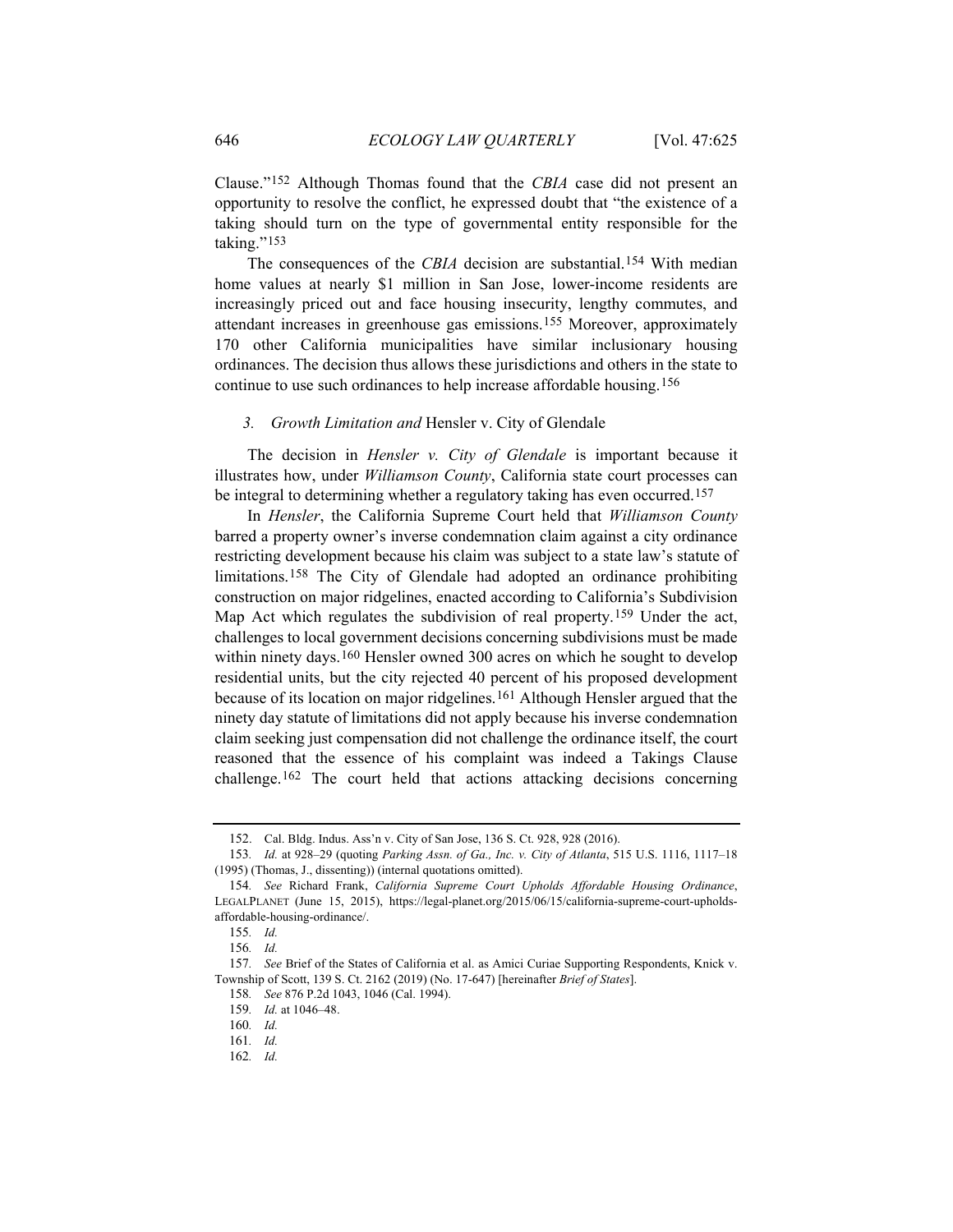Clause."[152] Although Thomas found that the *CBIA* case did not present an opportunity to resolve the conflict, he expressed doubt that "the existence of a taking should turn on the type of governmental entity responsible for the taking."[153]

The consequences of the *CBIA* decision are substantial.[154] With median home values at nearly $1 million in San Jose, lower-income residents are increasingly priced out and face housing insecurity, lengthy commutes, and attendant increases in greenhouse gas emissions.[155] Moreover, approximately 170 other California municipalities have similar inclusionary housing ordinances. The decision thus allows these jurisdictions and others in the state to continue to use such ordinances to help increase affordable housing.[156]

### *3. Growth Limitation and* Hensler v. City of Glendale

The decision in *Hensler v. City of Glendale* is important because it illustrates how, under *Williamson County*, California state court processes can be integral to determining whether a regulatory taking has even occurred.[157]

In *Hensler*, the California Supreme Court held that *Williamson County* barred a property owner's inverse condemnation claim against a city ordinance restricting development because his claim was subject to a state law's statute of limitations.[158] The City of Glendale had adopted an ordinance prohibiting construction on major ridgelines, enacted according to California's Subdivision Map Act which regulates the subdivision of real property.[159] Under the act, challenges to local government decisions concerning subdivisions must be made within ninety days.[160] Hensler owned 300 acres on which he sought to develop residential units, but the city rejected 40 percent of his proposed development because of its location on major ridgelines.[161] Although Hensler argued that the ninety day statute of limitations did not apply because his inverse condemnation claim seeking just compensation did not challenge the ordinance itself, the court reasoned that the essence of his complaint was indeed a Takings Clause challenge.[162] The court held that actions attacking decisions concerning

---

152. Cal. Bldg. Indus. Ass'n v. City of San Jose, 136 S. Ct. 928, 928 (2016).

153. *Id.* at 928–29 (quoting *Parking Assn. of Ga., Inc. v. City of Atlanta*, 515 U.S. 1116, 1117–18 (1995) (Thomas, J., dissenting)) (internal quotations omitted).

154. *See* Richard Frank, *California Supreme Court Upholds Affordable Housing Ordinance*, LEGALPLANET (June 15, 2015), https://legal-planet.org/2015/06/15/california-supreme-court-upholds-affordable-housing-ordinance/.

155. *Id.*

156. *Id.*

157. *See* Brief of the States of California et al. as Amici Curiae Supporting Respondents, Knick v. Township of Scott, 139 S. Ct. 2162 (2019) (No. 17-647) [hereinafter *Brief of States*].

158. *See* 876 P.2d 1043, 1046 (Cal. 1994).

159. *Id.* at 1046–48.

160. *Id.*

161. *Id.*

162. *Id.*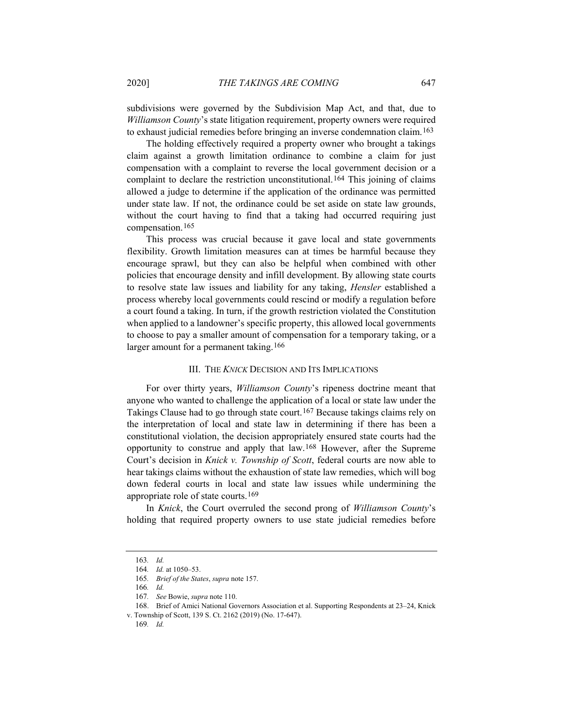subdivisions were governed by the Subdivision Map Act, and that, due to *Williamson County*'s state litigation requirement, property owners were required to exhaust judicial remedies before bringing an inverse condemnation claim.[163]

The holding effectively required a property owner who brought a takings claim against a growth limitation ordinance to combine a claim for just compensation with a complaint to reverse the local government decision or a complaint to declare the restriction unconstitutional.[164] This joining of claims allowed a judge to determine if the application of the ordinance was permitted under state law. If not, the ordinance could be set aside on state law grounds, without the court having to find that a taking had occurred requiring just compensation.[165]

This process was crucial because it gave local and state governments flexibility. Growth limitation measures can at times be harmful because they encourage sprawl, but they can also be helpful when combined with other policies that encourage density and infill development. By allowing state courts to resolve state law issues and liability for any taking, *Hensler* established a process whereby local governments could rescind or modify a regulation before a court found a taking. In turn, if the growth restriction violated the Constitution when applied to a landowner's specific property, this allowed local governments to choose to pay a smaller amount of compensation for a temporary taking, or a larger amount for a permanent taking.[166]

## III. THE *KNICK* DECISION AND ITS IMPLICATIONS

For over thirty years, *Williamson County*'s ripeness doctrine meant that anyone who wanted to challenge the application of a local or state law under the Takings Clause had to go through state court.[167] Because takings claims rely on the interpretation of local and state law in determining if there has been a constitutional violation, the decision appropriately ensured state courts had the opportunity to construe and apply that law.[168] However, after the Supreme Court's decision in *Knick v. Township of Scott*, federal courts are now able to hear takings claims without the exhaustion of state law remedies, which will bog down federal courts in local and state law issues while undermining the appropriate role of state courts.[169]

In *Knick*, the Court overruled the second prong of *Williamson County*'s holding that required property owners to use state judicial remedies before

---

163. *Id.*

164. *Id.* at 1050–53.

165. *Brief of the States*, *supra* note 157.

166. *Id.*

167. *See* Bowie, *supra* note 110.

168. Brief of Amici National Governors Association et al. Supporting Respondents at 23–24, Knick v. Township of Scott, 139 S. Ct. 2162 (2019) (No. 17-647).

169. *Id.*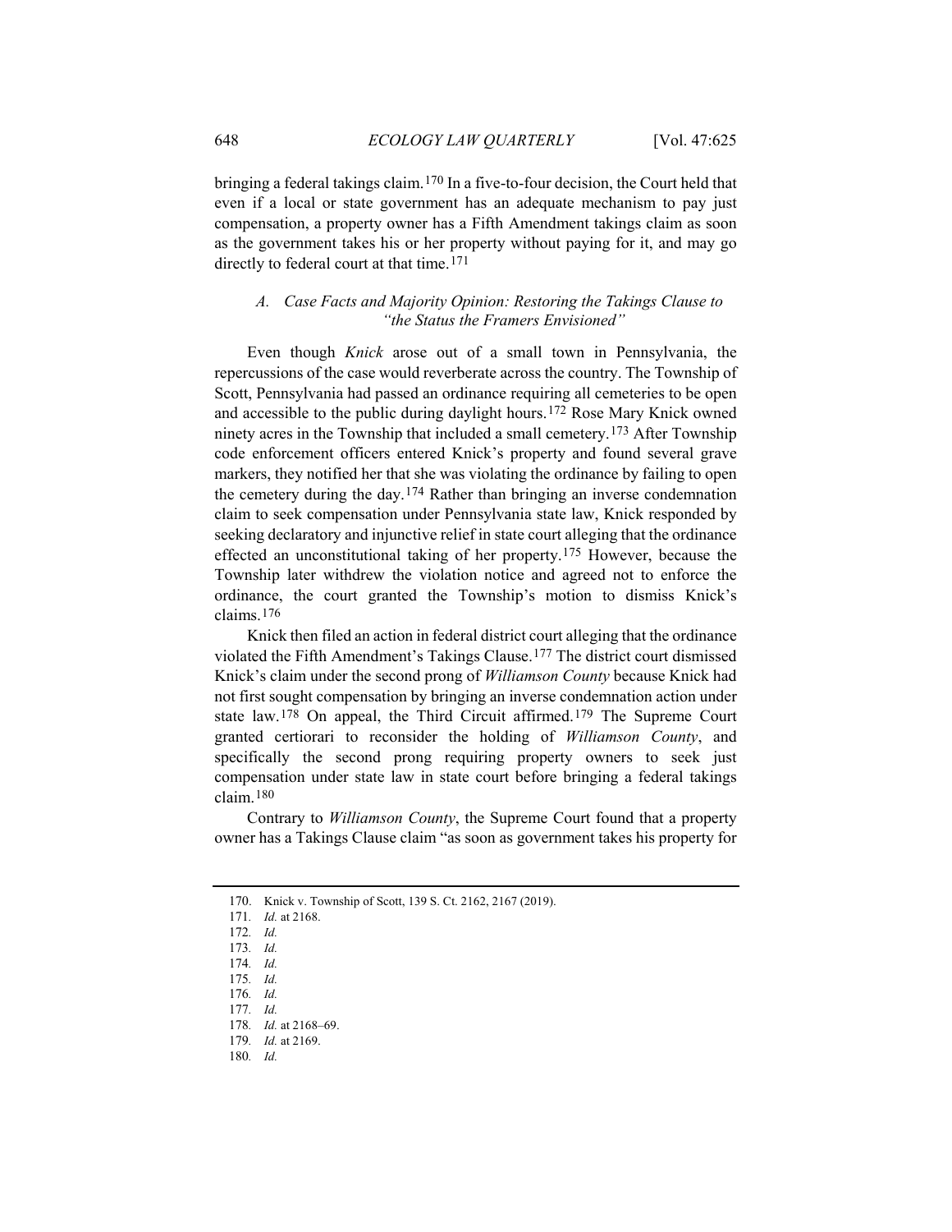bringing a federal takings claim.[170] In a five-to-four decision, the Court held that even if a local or state government has an adequate mechanism to pay just compensation, a property owner has a Fifth Amendment takings claim as soon as the government takes his or her property without paying for it, and may go directly to federal court at that time.[171]

### *A. Case Facts and Majority Opinion: Restoring the Takings Clause to "the Status the Framers Envisioned"*

Even though *Knick* arose out of a small town in Pennsylvania, the repercussions of the case would reverberate across the country. The Township of Scott, Pennsylvania had passed an ordinance requiring all cemeteries to be open and accessible to the public during daylight hours.[172] Rose Mary Knick owned ninety acres in the Township that included a small cemetery.[173] After Township code enforcement officers entered Knick's property and found several grave markers, they notified her that she was violating the ordinance by failing to open the cemetery during the day.[174] Rather than bringing an inverse condemnation claim to seek compensation under Pennsylvania state law, Knick responded by seeking declaratory and injunctive relief in state court alleging that the ordinance effected an unconstitutional taking of her property.[175] However, because the Township later withdrew the violation notice and agreed not to enforce the ordinance, the court granted the Township's motion to dismiss Knick's claims.[176]

Knick then filed an action in federal district court alleging that the ordinance violated the Fifth Amendment's Takings Clause.[177] The district court dismissed Knick's claim under the second prong of *Williamson County* because Knick had not first sought compensation by bringing an inverse condemnation action under state law.[178] On appeal, the Third Circuit affirmed.[179] The Supreme Court granted certiorari to reconsider the holding of *Williamson County*, and specifically the second prong requiring property owners to seek just compensation under state law in state court before bringing a federal takings claim.[180]

Contrary to *Williamson County*, the Supreme Court found that a property owner has a Takings Clause claim "as soon as government takes his property for

---

170. Knick v. Township of Scott, 139 S. Ct. 2162, 2167 (2019).

171. *Id.* at 2168.

172. *Id.*

173. *Id.*

174. *Id.*

175. *Id.*

176. *Id.*

177. *Id.*

178. *Id.* at 2168–69.

179. *Id.* at 2169.

180. *Id.*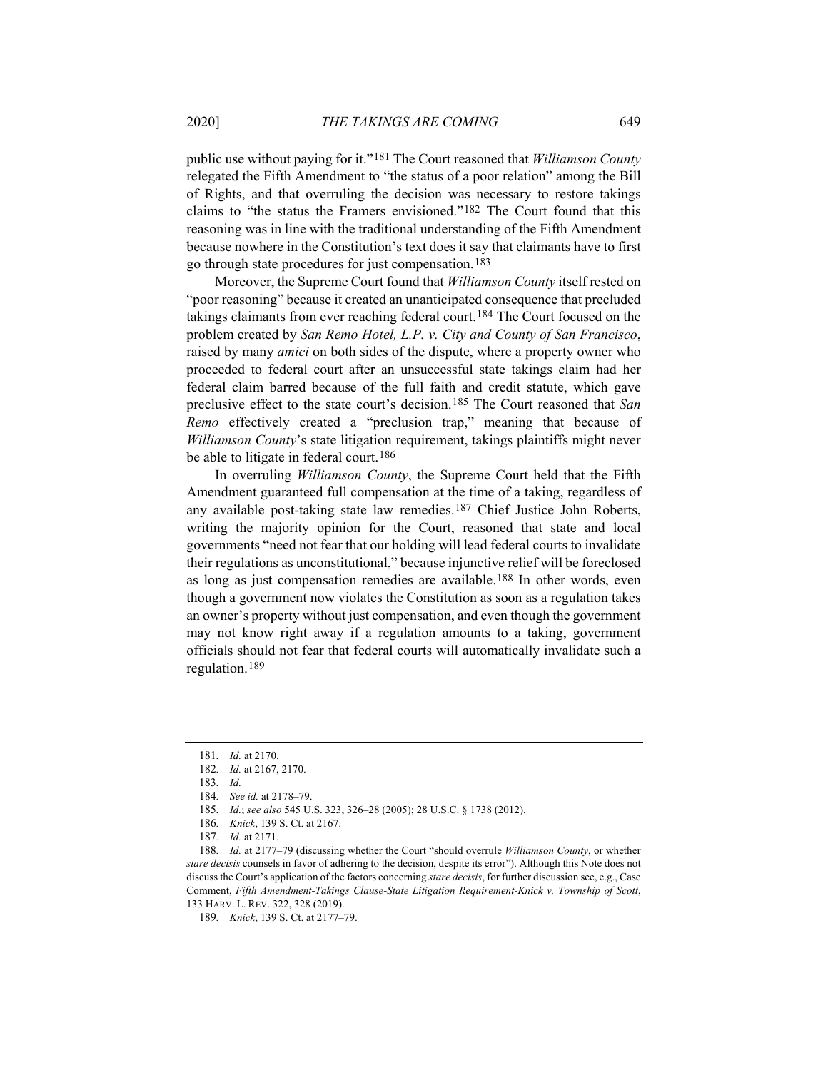public use without paying for it."[181] The Court reasoned that *Williamson County* relegated the Fifth Amendment to "the status of a poor relation" among the Bill of Rights, and that overruling the decision was necessary to restore takings claims to "the status the Framers envisioned."[182] The Court found that this reasoning was in line with the traditional understanding of the Fifth Amendment because nowhere in the Constitution's text does it say that claimants have to first go through state procedures for just compensation.[183]

Moreover, the Supreme Court found that *Williamson County* itself rested on "poor reasoning" because it created an unanticipated consequence that precluded takings claimants from ever reaching federal court.[184] The Court focused on the problem created by *San Remo Hotel, L.P. v. City and County of San Francisco*, raised by many *amici* on both sides of the dispute, where a property owner who proceeded to federal court after an unsuccessful state takings claim had her federal claim barred because of the full faith and credit statute, which gave preclusive effect to the state court's decision.[185] The Court reasoned that *San Remo* effectively created a "preclusion trap," meaning that because of *Williamson County*'s state litigation requirement, takings plaintiffs might never be able to litigate in federal court.[186]

In overruling *Williamson County*, the Supreme Court held that the Fifth Amendment guaranteed full compensation at the time of a taking, regardless of any available post-taking state law remedies.[187] Chief Justice John Roberts, writing the majority opinion for the Court, reasoned that state and local governments "need not fear that our holding will lead federal courts to invalidate their regulations as unconstitutional," because injunctive relief will be foreclosed as long as just compensation remedies are available.[188] In other words, even though a government now violates the Constitution as soon as a regulation takes an owner's property without just compensation, and even though the government may not know right away if a regulation amounts to a taking, government officials should not fear that federal courts will automatically invalidate such a regulation.[189]

---

181. *Id.* at 2170.

182. *Id.* at 2167, 2170.

183. *Id.*

184. *See id.* at 2178–79.

185. *Id.*; *see also* 545 U.S. 323, 326–28 (2005); 28 U.S.C. § 1738 (2012).

186. *Knick*, 139 S. Ct. at 2167.

187. *Id.* at 2171.

188. *Id.* at 2177–79 (discussing whether the Court "should overrule *Williamson County*, or whether *stare decisis* counsels in favor of adhering to the decision, despite its error"). Although this Note does not discuss the Court's application of the factors concerning *stare decisis*, for further discussion see, e.g., Case Comment, *Fifth Amendment-Takings Clause-State Litigation Requirement-Knick v. Township of Scott*, 133 HARV. L. REV. 322, 328 (2019).

189. *Knick*, 139 S. Ct. at 2177–79.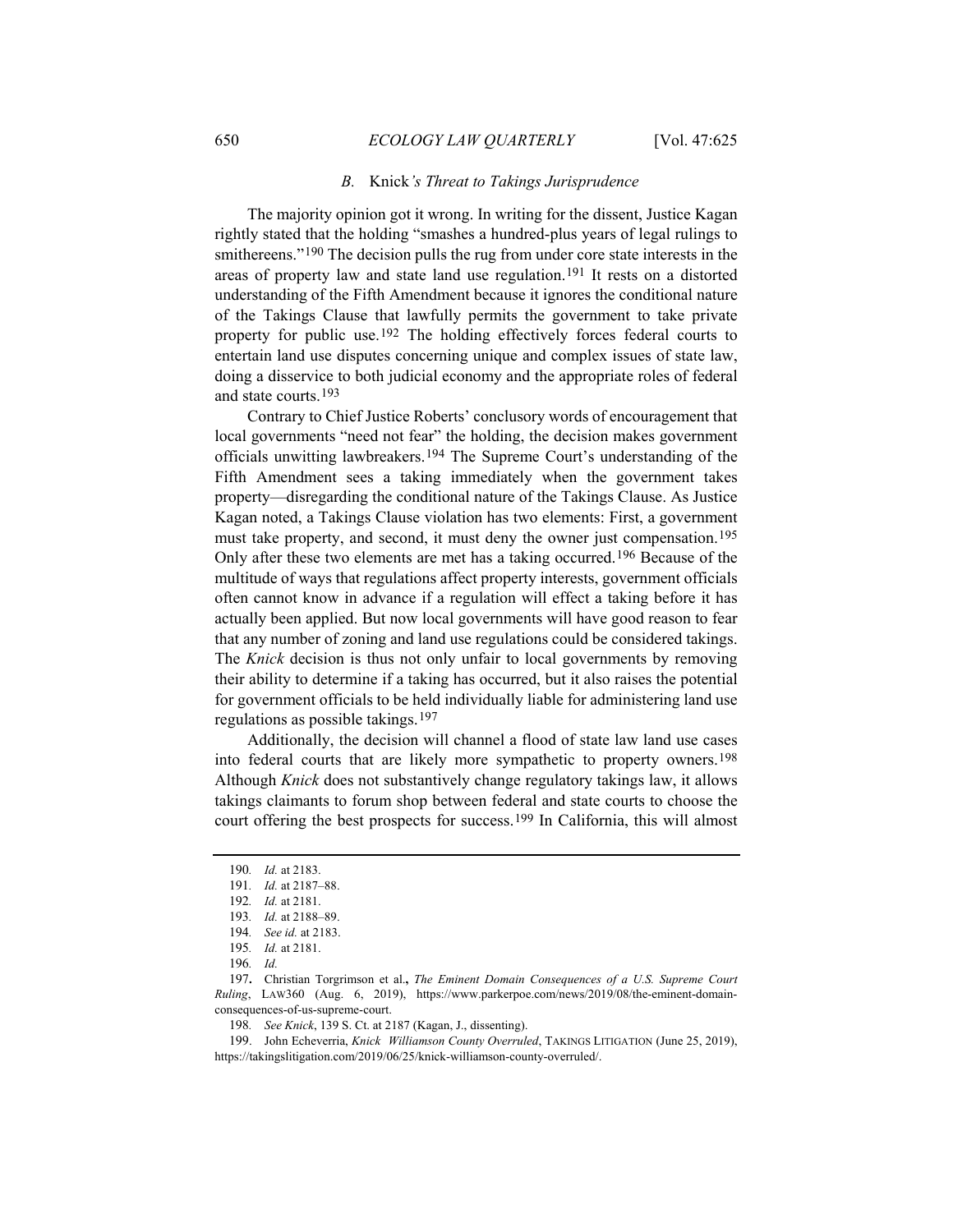### *B.* Knick*'s Threat to Takings Jurisprudence*

The majority opinion got it wrong. In writing for the dissent, Justice Kagan rightly stated that the holding "smashes a hundred-plus years of legal rulings to smithereens."[190] The decision pulls the rug from under core state interests in the areas of property law and state land use regulation.[191] It rests on a distorted understanding of the Fifth Amendment because it ignores the conditional nature of the Takings Clause that lawfully permits the government to take private property for public use.[192] The holding effectively forces federal courts to entertain land use disputes concerning unique and complex issues of state law, doing a disservice to both judicial economy and the appropriate roles of federal and state courts.[193]

Contrary to Chief Justice Roberts' conclusory words of encouragement that local governments "need not fear" the holding, the decision makes government officials unwitting lawbreakers.[194] The Supreme Court's understanding of the Fifth Amendment sees a taking immediately when the government takes property—disregarding the conditional nature of the Takings Clause. As Justice Kagan noted, a Takings Clause violation has two elements: First, a government must take property, and second, it must deny the owner just compensation.[195] Only after these two elements are met has a taking occurred.[196] Because of the multitude of ways that regulations affect property interests, government officials often cannot know in advance if a regulation will effect a taking before it has actually been applied. But now local governments will have good reason to fear that any number of zoning and land use regulations could be considered takings. The *Knick* decision is thus not only unfair to local governments by removing their ability to determine if a taking has occurred, but it also raises the potential for government officials to be held individually liable for administering land use regulations as possible takings.[197]

Additionally, the decision will channel a flood of state law land use cases into federal courts that are likely more sympathetic to property owners.[198] Although *Knick* does not substantively change regulatory takings law, it allows takings claimants to forum shop between federal and state courts to choose the court offering the best prospects for success.[199] In California, this will almost

---

190. *Id.* at 2183.

191. *Id.* at 2187–88.

192. *Id.* at 2181.

193. *Id.* at 2188–89.

194. *See id.* at 2183.

195. *Id.* at 2181.

196. *Id.*

197. Christian Torgrimson et al., *The Eminent Domain Consequences of a U.S. Supreme Court Ruling*, LAW360 (Aug. 6, 2019), https://www.parkerpoe.com/news/2019/08/the-eminent-domain-consequences-of-us-supreme-court.

198. *See Knick*, 139 S. Ct. at 2187 (Kagan, J., dissenting).

199. John Echeverria, *Knick Williamson County Overruled*, TAKINGS LITIGATION (June 25, 2019), https://takingslitigation.com/2019/06/25/knick-williamson-county-overruled/.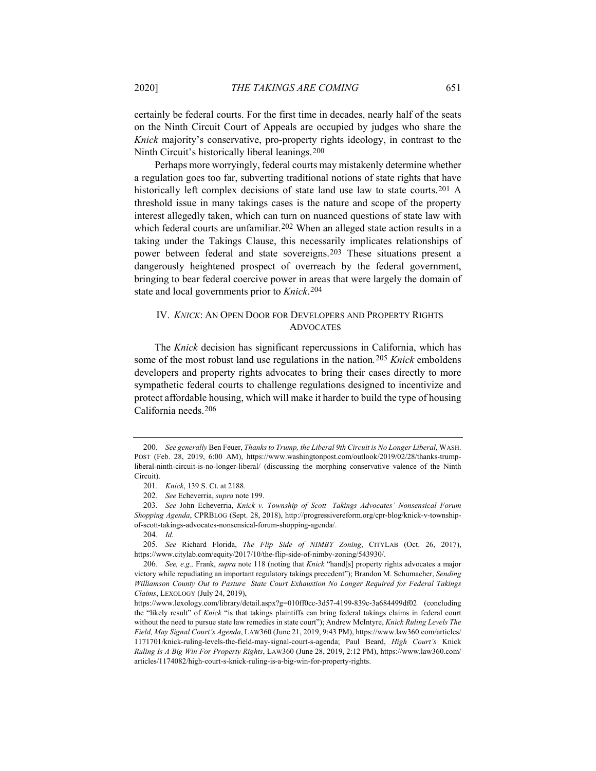certainly be federal courts. For the first time in decades, nearly half of the seats on the Ninth Circuit Court of Appeals are occupied by judges who share the *Knick* majority's conservative, pro-property rights ideology, in contrast to the Ninth Circuit's historically liberal leanings.[200]

Perhaps more worryingly, federal courts may mistakenly determine whether a regulation goes too far, subverting traditional notions of state rights that have historically left complex decisions of state land use law to state courts.[201] A threshold issue in many takings cases is the nature and scope of the property interest allegedly taken, which can turn on nuanced questions of state law with which federal courts are unfamiliar.[202] When an alleged state action results in a taking under the Takings Clause, this necessarily implicates relationships of power between federal and state sovereigns.[203] These situations present a dangerously heightened prospect of overreach by the federal government, bringing to bear federal coercive power in areas that were largely the domain of state and local governments prior to *Knick*.[204]

## IV. *KNICK*: AN OPEN DOOR FOR DEVELOPERS AND PROPERTY RIGHTS ADVOCATES

The *Knick* decision has significant repercussions in California, which has some of the most robust land use regulations in the nation.[205] *Knick* emboldens developers and property rights advocates to bring their cases directly to more sympathetic federal courts to challenge regulations designed to incentivize and protect affordable housing, which will make it harder to build the type of housing California needs.[206]

---

200. *See generally* Ben Feuer, *Thanks to Trump, the Liberal 9th Circuit is No Longer Liberal*, WASH. POST (Feb. 28, 2019, 6:00 AM), https://www.washingtonpost.com/outlook/2019/02/28/thanks-trump-liberal-ninth-circuit-is-no-longer-liberal/ (discussing the morphing conservative valence of the Ninth Circuit).

201. *Knick*, 139 S. Ct. at 2188.

202. *See* Echeverria, *supra* note 199.

203. *See* John Echeverria, *Knick v. Township of Scott Takings Advocates' Nonsensical Forum Shopping Agenda*, CPRBLOG (Sept. 28, 2018), http://progressivereform.org/cpr-blog/knick-v-township-of-scott-takings-advocates-nonsensical-forum-shopping-agenda/.

204. *Id.*

205. *See* Richard Florida, *The Flip Side of NIMBY Zoning*, CITYLAB (Oct. 26, 2017), https://www.citylab.com/equity/2017/10/the-flip-side-of-nimby-zoning/543930/.

206. *See, e.g.,* Frank, *supra* note 118 (noting that *Knick* "hand[s] property rights advocates a major victory while repudiating an important regulatory takings precedent"); Brandon M. Schumacher, *Sending Williamson County Out to Pasture State Court Exhaustion No Longer Required for Federal Takings Claims*, LEXOLOGY (July 24, 2019), https://www.lexology.com/library/detail.aspx?g=010ff0cc-3d57-4199-839c-3a684499df02 (concluding the "likely result" of *Knick* "is that takings plaintiffs can bring federal takings claims in federal court without the need to pursue state law remedies in state court"); Andrew McIntyre, *Knick Ruling Levels The Field, May Signal Court's Agenda*, LAW360 (June 21, 2019, 9:43 PM), https://www.law360.com/articles/1171701/knick-ruling-levels-the-field-may-signal-court-s-agenda; Paul Beard, *High Court's* Knick *Ruling Is A Big Win For Property Rights*, LAW360 (June 28, 2019, 2:12 PM), https://www.law360.com/articles/1174082/high-court-s-knick-ruling-is-a-big-win-for-property-rights.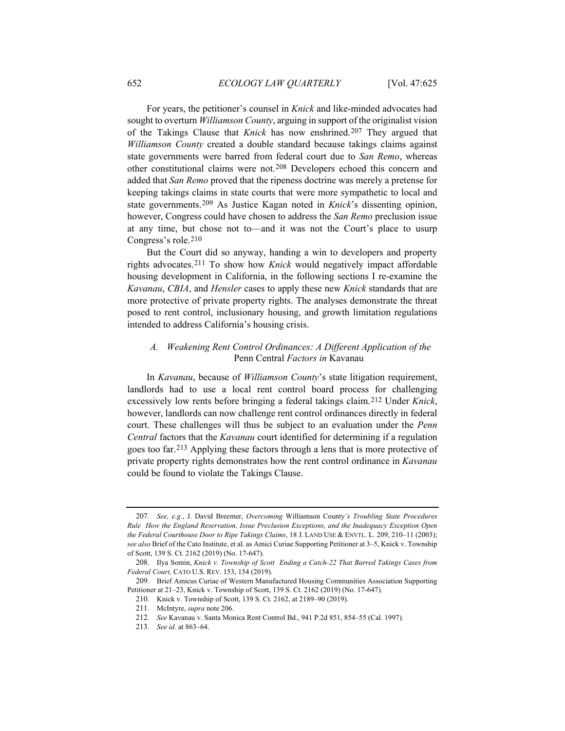For years, the petitioner's counsel in *Knick* and like-minded advocates had sought to overturn *Williamson County*, arguing in support of the originalist vision of the Takings Clause that *Knick* has now enshrined.[207] They argued that *Williamson County* created a double standard because takings claims against state governments were barred from federal court due to *San Remo*, whereas other constitutional claims were not.[208] Developers echoed this concern and added that *San Remo* proved that the ripeness doctrine was merely a pretense for keeping takings claims in state courts that were more sympathetic to local and state governments.[209] As Justice Kagan noted in *Knick*'s dissenting opinion, however, Congress could have chosen to address the *San Remo* preclusion issue at any time, but chose not to—and it was not the Court's place to usurp Congress's role.[210]

But the Court did so anyway, handing a win to developers and property rights advocates.[211] To show how *Knick* would negatively impact affordable housing development in California, in the following sections I re-examine the *Kavanau*, *CBIA*, and *Hensler* cases to apply these new *Knick* standards that are more protective of private property rights. The analyses demonstrate the threat posed to rent control, inclusionary housing, and growth limitation regulations intended to address California's housing crisis.

### A. *Weakening Rent Control Ordinances: A Different Application of the* Penn Central *Factors in* Kavanau

In *Kavanau*, because of *Williamson County*'s state litigation requirement, landlords had to use a local rent control board process for challenging excessively low rents before bringing a federal takings claim.[212] Under *Knick*, however, landlords can now challenge rent control ordinances directly in federal court. These challenges will thus be subject to an evaluation under the *Penn Central* factors that the *Kavanau* court identified for determining if a regulation goes too far.[213] Applying these factors through a lens that is more protective of private property rights demonstrates how the rent control ordinance in *Kavanau* could be found to violate the Takings Clause.

---

207. *See, e.g.*, J. David Breemer, *Overcoming* Williamson County*'s Troubling State Procedures Rule How the England Reservation, Issue Preclusion Exceptions, and the Inadequacy Exception Open the Federal Courthouse Door to Ripe Takings Claims*, 18 J. LAND USE & ENVTL. L. 209, 210–11 (2003); *see also* Brief of the Cato Institute, et al. as Amici Curiae Supporting Petitioner at 3–5, Knick v. Township of Scott, 139 S. Ct. 2162 (2019) (No. 17-647).

208. Ilya Somin, *Knick v. Township of Scott Ending a Catch-22 That Barred Takings Cases from Federal Court,* CATO U.S. REV. 153, 154 (2019).

209. Brief Amicus Curiae of Western Manufactured Housing Communities Association Supporting Petitioner at 21–23, Knick v. Township of Scott, 139 S. Ct. 2162 (2019) (No. 17-647).

210. Knick v. Township of Scott, 139 S. Ct. 2162, at 2189–90 (2019).

211. McIntyre, *supra* note 206.

212. *See* Kavanau v. Santa Monica Rent Control Bd., 941 P.2d 851, 854–55 (Cal. 1997).

213. *See id.* at 863–64.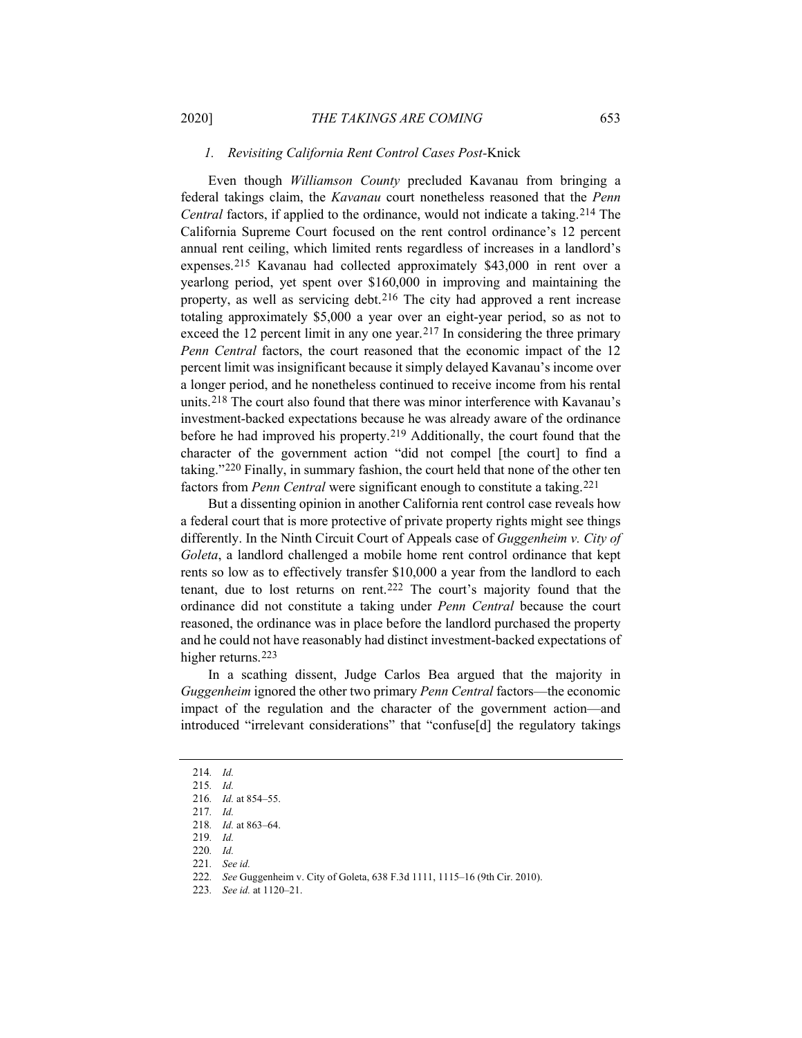### *1. Revisiting California Rent Control Cases Post-*Knick

Even though *Williamson County* precluded Kavanau from bringing a federal takings claim, the *Kavanau* court nonetheless reasoned that the *Penn Central* factors, if applied to the ordinance, would not indicate a taking.[214] The California Supreme Court focused on the rent control ordinance's 12 percent annual rent ceiling, which limited rents regardless of increases in a landlord's expenses.[215] Kavanau had collected approximately $43,000 in rent over a yearlong period, yet spent over $160,000 in improving and maintaining the property, as well as servicing debt.[216] The city had approved a rent increase totaling approximately $5,000 a year over an eight-year period, so as not to exceed the 12 percent limit in any one year.[217] In considering the three primary *Penn Central* factors, the court reasoned that the economic impact of the 12 percent limit was insignificant because it simply delayed Kavanau's income over a longer period, and he nonetheless continued to receive income from his rental units.[218] The court also found that there was minor interference with Kavanau's investment-backed expectations because he was already aware of the ordinance before he had improved his property.[219] Additionally, the court found that the character of the government action "did not compel [the court] to find a taking."[220] Finally, in summary fashion, the court held that none of the other ten factors from *Penn Central* were significant enough to constitute a taking.[221]

But a dissenting opinion in another California rent control case reveals how a federal court that is more protective of private property rights might see things differently. In the Ninth Circuit Court of Appeals case of *Guggenheim v. City of Goleta*, a landlord challenged a mobile home rent control ordinance that kept rents so low as to effectively transfer $10,000 a year from the landlord to each tenant, due to lost returns on rent.[222] The court's majority found that the ordinance did not constitute a taking under *Penn Central* because the court reasoned, the ordinance was in place before the landlord purchased the property and he could not have reasonably had distinct investment-backed expectations of higher returns.[223]

In a scathing dissent, Judge Carlos Bea argued that the majority in *Guggenheim* ignored the other two primary *Penn Central* factors—the economic impact of the regulation and the character of the government action—and introduced "irrelevant considerations" that "confuse[d] the regulatory takings

---

214. *Id.*

215. *Id.*

216. *Id.* at 854–55.

217. *Id.*

218. *Id.* at 863–64.

219. *Id.*

220. *Id.*

221. *See id.*

222. *See* Guggenheim v. City of Goleta, 638 F.3d 1111, 1115–16 (9th Cir. 2010).

223. *See id.* at 1120–21.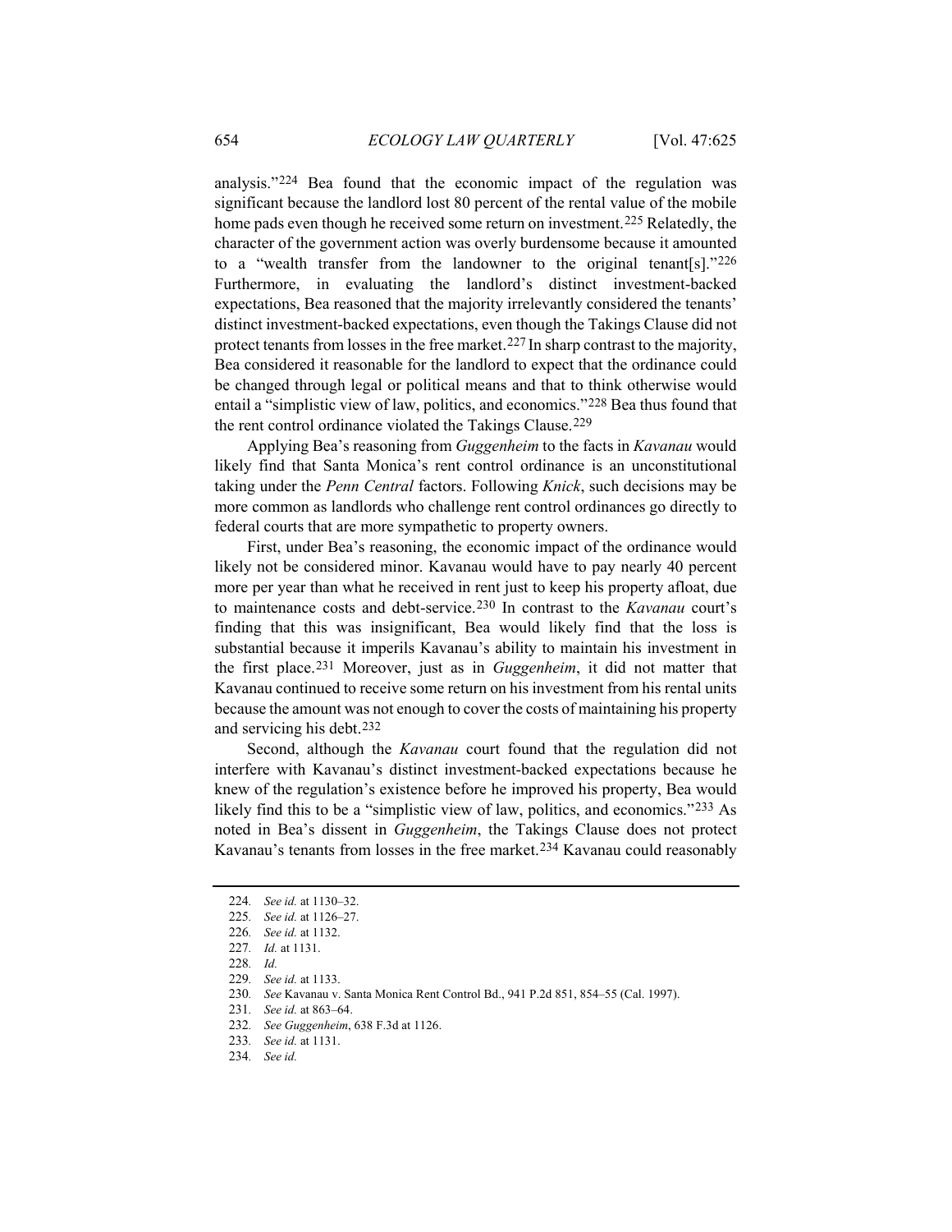analysis."[224] Bea found that the economic impact of the regulation was significant because the landlord lost 80 percent of the rental value of the mobile home pads even though he received some return on investment.[225] Relatedly, the character of the government action was overly burdensome because it amounted to a "wealth transfer from the landowner to the original tenant[s]."[226] Furthermore, in evaluating the landlord's distinct investment-backed expectations, Bea reasoned that the majority irrelevantly considered the tenants' distinct investment-backed expectations, even though the Takings Clause did not protect tenants from losses in the free market.[227] In sharp contrast to the majority, Bea considered it reasonable for the landlord to expect that the ordinance could be changed through legal or political means and that to think otherwise would entail a "simplistic view of law, politics, and economics."[228] Bea thus found that the rent control ordinance violated the Takings Clause.[229]

Applying Bea's reasoning from *Guggenheim* to the facts in *Kavanau* would likely find that Santa Monica's rent control ordinance is an unconstitutional taking under the *Penn Central* factors. Following *Knick*, such decisions may be more common as landlords who challenge rent control ordinances go directly to federal courts that are more sympathetic to property owners.

First, under Bea's reasoning, the economic impact of the ordinance would likely not be considered minor. Kavanau would have to pay nearly 40 percent more per year than what he received in rent just to keep his property afloat, due to maintenance costs and debt-service.[230] In contrast to the *Kavanau* court's finding that this was insignificant, Bea would likely find that the loss is substantial because it imperils Kavanau's ability to maintain his investment in the first place.[231] Moreover, just as in *Guggenheim*, it did not matter that Kavanau continued to receive some return on his investment from his rental units because the amount was not enough to cover the costs of maintaining his property and servicing his debt.[232]

Second, although the *Kavanau* court found that the regulation did not interfere with Kavanau's distinct investment-backed expectations because he knew of the regulation's existence before he improved his property, Bea would likely find this to be a "simplistic view of law, politics, and economics."[233] As noted in Bea's dissent in *Guggenheim*, the Takings Clause does not protect Kavanau's tenants from losses in the free market.[234] Kavanau could reasonably

---

224. *See id.* at 1130–32.

225. *See id.* at 1126–27.

226. *See id.* at 1132.

227. *Id.* at 1131.

228. *Id.*

229. *See id.* at 1133.

230. *See* Kavanau v. Santa Monica Rent Control Bd., 941 P.2d 851, 854–55 (Cal. 1997).

231. *See id.* at 863–64.

232. *See Guggenheim*, 638 F.3d at 1126.

233. *See id.* at 1131.

234. *See id.*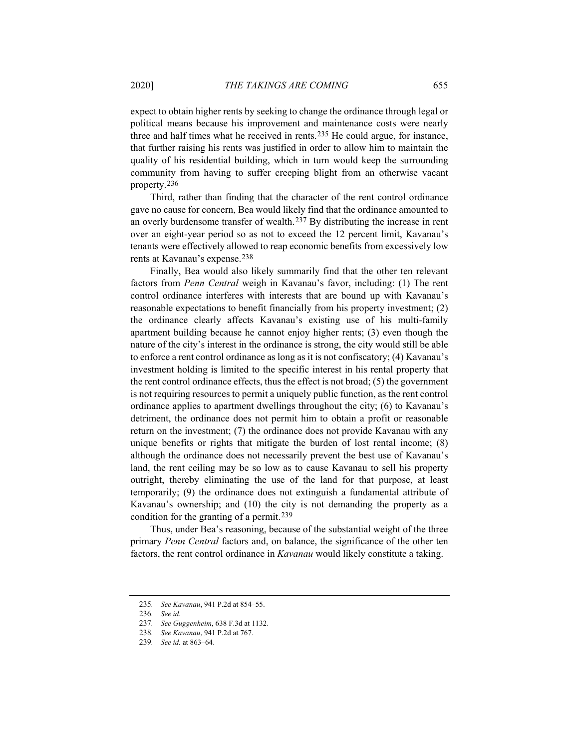expect to obtain higher rents by seeking to change the ordinance through legal or political means because his improvement and maintenance costs were nearly three and half times what he received in rents.[235] He could argue, for instance, that further raising his rents was justified in order to allow him to maintain the quality of his residential building, which in turn would keep the surrounding community from having to suffer creeping blight from an otherwise vacant property.[236]

Third, rather than finding that the character of the rent control ordinance gave no cause for concern, Bea would likely find that the ordinance amounted to an overly burdensome transfer of wealth.[237] By distributing the increase in rent over an eight-year period so as not to exceed the 12 percent limit, Kavanau's tenants were effectively allowed to reap economic benefits from excessively low rents at Kavanau's expense.[238]

Finally, Bea would also likely summarily find that the other ten relevant factors from *Penn Central* weigh in Kavanau's favor, including: (1) The rent control ordinance interferes with interests that are bound up with Kavanau's reasonable expectations to benefit financially from his property investment; (2) the ordinance clearly affects Kavanau's existing use of his multi-family apartment building because he cannot enjoy higher rents; (3) even though the nature of the city's interest in the ordinance is strong, the city would still be able to enforce a rent control ordinance as long as it is not confiscatory; (4) Kavanau's investment holding is limited to the specific interest in his rental property that the rent control ordinance effects, thus the effect is not broad; (5) the government is not requiring resources to permit a uniquely public function, as the rent control ordinance applies to apartment dwellings throughout the city; (6) to Kavanau's detriment, the ordinance does not permit him to obtain a profit or reasonable return on the investment; (7) the ordinance does not provide Kavanau with any unique benefits or rights that mitigate the burden of lost rental income; (8) although the ordinance does not necessarily prevent the best use of Kavanau's land, the rent ceiling may be so low as to cause Kavanau to sell his property outright, thereby eliminating the use of the land for that purpose, at least temporarily; (9) the ordinance does not extinguish a fundamental attribute of Kavanau's ownership; and (10) the city is not demanding the property as a condition for the granting of a permit.[239]

Thus, under Bea's reasoning, because of the substantial weight of the three primary *Penn Central* factors and, on balance, the significance of the other ten factors, the rent control ordinance in *Kavanau* would likely constitute a taking.

---

235. *See Kavanau*, 941 P.2d at 854–55.

236. *See id.*

237. *See Guggenheim*, 638 F.3d at 1132.

238. *See Kavanau*, 941 P.2d at 767.

239. *See id.* at 863–64.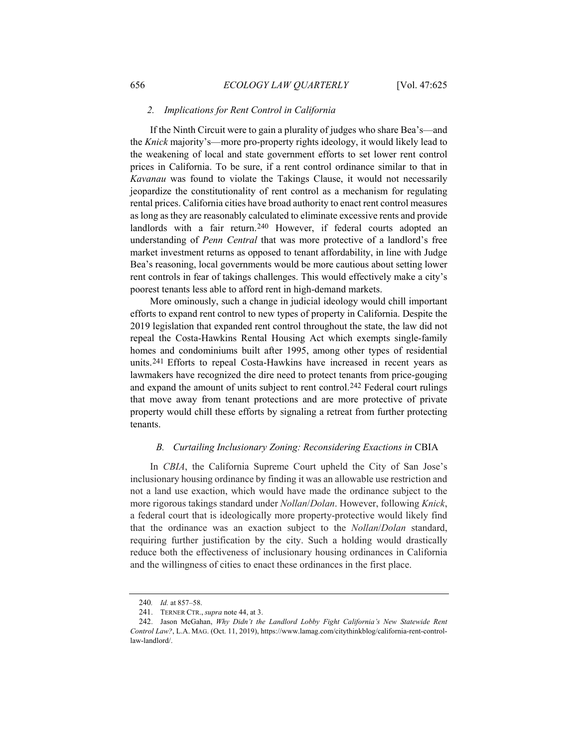### *2. Implications for Rent Control in California*

If the Ninth Circuit were to gain a plurality of judges who share Bea's—and the *Knick* majority's—more pro-property rights ideology, it would likely lead to the weakening of local and state government efforts to set lower rent control prices in California. To be sure, if a rent control ordinance similar to that in *Kavanau* was found to violate the Takings Clause, it would not necessarily jeopardize the constitutionality of rent control as a mechanism for regulating rental prices. California cities have broad authority to enact rent control measures as long as they are reasonably calculated to eliminate excessive rents and provide landlords with a fair return.[240] However, if federal courts adopted an understanding of *Penn Central* that was more protective of a landlord's free market investment returns as opposed to tenant affordability, in line with Judge Bea's reasoning, local governments would be more cautious about setting lower rent controls in fear of takings challenges. This would effectively make a city's poorest tenants less able to afford rent in high-demand markets.

More ominously, such a change in judicial ideology would chill important efforts to expand rent control to new types of property in California. Despite the 2019 legislation that expanded rent control throughout the state, the law did not repeal the Costa-Hawkins Rental Housing Act which exempts single-family homes and condominiums built after 1995, among other types of residential units.[241] Efforts to repeal Costa-Hawkins have increased in recent years as lawmakers have recognized the dire need to protect tenants from price-gouging and expand the amount of units subject to rent control.[242] Federal court rulings that move away from tenant protections and are more protective of private property would chill these efforts by signaling a retreat from further protecting tenants.

### *B. Curtailing Inclusionary Zoning: Reconsidering Exactions in* CBIA

In *CBIA*, the California Supreme Court upheld the City of San Jose's inclusionary housing ordinance by finding it was an allowable use restriction and not a land use exaction, which would have made the ordinance subject to the more rigorous takings standard under *Nollan*/*Dolan*. However, following *Knick*, a federal court that is ideologically more property-protective would likely find that the ordinance was an exaction subject to the *Nollan*/*Dolan* standard, requiring further justification by the city. Such a holding would drastically reduce both the effectiveness of inclusionary housing ordinances in California and the willingness of cities to enact these ordinances in the first place.

---

240. *Id.* at 857–58.

241. TERNER CTR., *supra* note 44, at 3.

242. Jason McGahan, *Why Didn't the Landlord Lobby Fight California's New Statewide Rent Control Law?*, L.A. MAG. (Oct. 11, 2019), https://www.lamag.com/citythinkblog/california-rent-control-law-landlord/.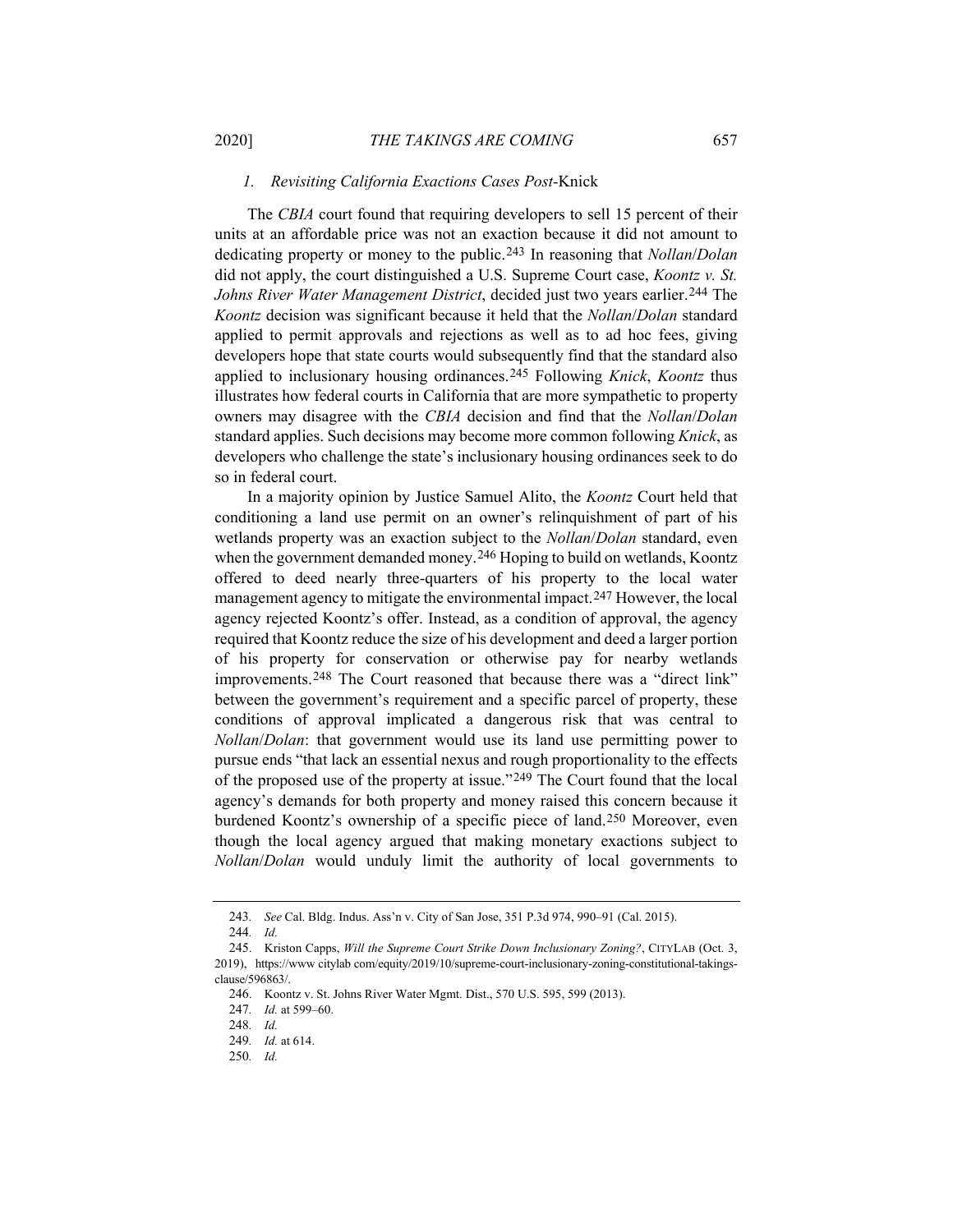### *1. Revisiting California Exactions Cases Post-*Knick

The *CBIA* court found that requiring developers to sell 15 percent of their units at an affordable price was not an exaction because it did not amount to dedicating property or money to the public.[243] In reasoning that *Nollan*/*Dolan* did not apply, the court distinguished a U.S. Supreme Court case, *Koontz v. St. Johns River Water Management District*, decided just two years earlier.[244] The *Koontz* decision was significant because it held that the *Nollan*/*Dolan* standard applied to permit approvals and rejections as well as to ad hoc fees, giving developers hope that state courts would subsequently find that the standard also applied to inclusionary housing ordinances.[245] Following *Knick*, *Koontz* thus illustrates how federal courts in California that are more sympathetic to property owners may disagree with the *CBIA* decision and find that the *Nollan*/*Dolan* standard applies. Such decisions may become more common following *Knick*, as developers who challenge the state's inclusionary housing ordinances seek to do so in federal court.

In a majority opinion by Justice Samuel Alito, the *Koontz* Court held that conditioning a land use permit on an owner's relinquishment of part of his wetlands property was an exaction subject to the *Nollan*/*Dolan* standard, even when the government demanded money.[246] Hoping to build on wetlands, Koontz offered to deed nearly three-quarters of his property to the local water management agency to mitigate the environmental impact.[247] However, the local agency rejected Koontz's offer. Instead, as a condition of approval, the agency required that Koontz reduce the size of his development and deed a larger portion of his property for conservation or otherwise pay for nearby wetlands improvements.[248] The Court reasoned that because there was a "direct link" between the government's requirement and a specific parcel of property, these conditions of approval implicated a dangerous risk that was central to *Nollan*/*Dolan*: that government would use its land use permitting power to pursue ends "that lack an essential nexus and rough proportionality to the effects of the proposed use of the property at issue."[249] The Court found that the local agency's demands for both property and money raised this concern because it burdened Koontz's ownership of a specific piece of land.[250] Moreover, even though the local agency argued that making monetary exactions subject to *Nollan*/*Dolan* would unduly limit the authority of local governments to

---

243. *See* Cal. Bldg. Indus. Ass'n v. City of San Jose, 351 P.3d 974, 990–91 (Cal. 2015).

244. *Id.*

245. Kriston Capps, *Will the Supreme Court Strike Down Inclusionary Zoning?*, CITYLAB (Oct. 3, 2019), https://www citylab com/equity/2019/10/supreme-court-inclusionary-zoning-constitutional-takings-clause/596863/.

246. Koontz v. St. Johns River Water Mgmt. Dist., 570 U.S. 595, 599 (2013).

247. *Id.* at 599–60.

248. *Id.*

249. *Id.* at 614.

250. *Id.*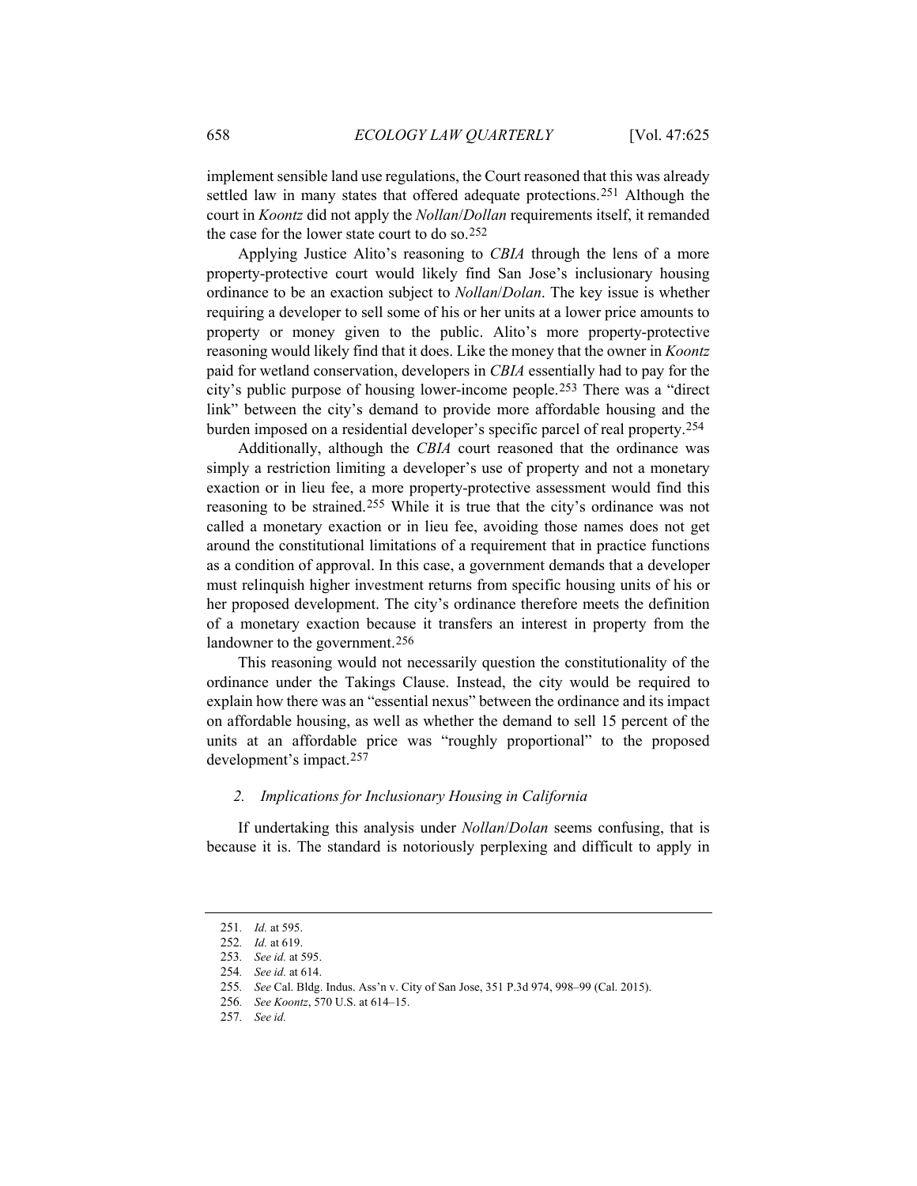implement sensible land use regulations, the Court reasoned that this was already settled law in many states that offered adequate protections.[251] Although the court in *Koontz* did not apply the *Nollan*/*Dollan* requirements itself, it remanded the case for the lower state court to do so.[252]

Applying Justice Alito's reasoning to *CBIA* through the lens of a more property-protective court would likely find San Jose's inclusionary housing ordinance to be an exaction subject to *Nollan*/*Dolan*. The key issue is whether requiring a developer to sell some of his or her units at a lower price amounts to property or money given to the public. Alito's more property-protective reasoning would likely find that it does. Like the money that the owner in *Koontz* paid for wetland conservation, developers in *CBIA* essentially had to pay for the city's public purpose of housing lower-income people.[253] There was a "direct link" between the city's demand to provide more affordable housing and the burden imposed on a residential developer's specific parcel of real property.[254]

Additionally, although the *CBIA* court reasoned that the ordinance was simply a restriction limiting a developer's use of property and not a monetary exaction or in lieu fee, a more property-protective assessment would find this reasoning to be strained.[255] While it is true that the city's ordinance was not called a monetary exaction or in lieu fee, avoiding those names does not get around the constitutional limitations of a requirement that in practice functions as a condition of approval. In this case, a government demands that a developer must relinquish higher investment returns from specific housing units of his or her proposed development. The city's ordinance therefore meets the definition of a monetary exaction because it transfers an interest in property from the landowner to the government.[256]

This reasoning would not necessarily question the constitutionality of the ordinance under the Takings Clause. Instead, the city would be required to explain how there was an "essential nexus" between the ordinance and its impact on affordable housing, as well as whether the demand to sell 15 percent of the units at an affordable price was "roughly proportional" to the proposed development's impact.[257]

### *2. Implications for Inclusionary Housing in California*

If undertaking this analysis under *Nollan*/*Dolan* seems confusing, that is because it is. The standard is notoriously perplexing and difficult to apply in

---

251. *Id.* at 595.

252. *Id.* at 619.

253. *See id.* at 595.

254. *See id.* at 614.

255. *See* Cal. Bldg. Indus. Ass'n v. City of San Jose, 351 P.3d 974, 998–99 (Cal. 2015).

256. *See Koontz*, 570 U.S. at 614–15.

257. *See id.*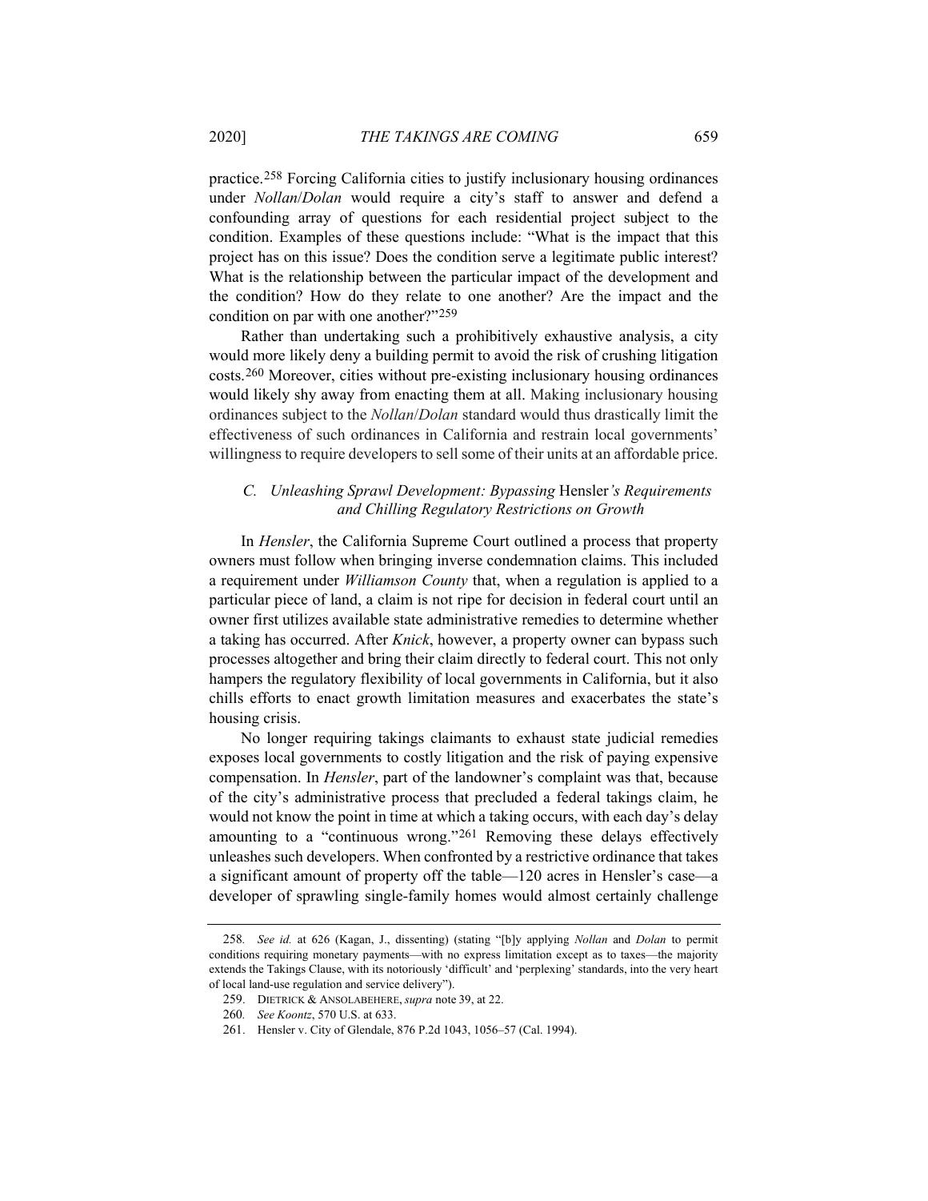practice.[258] Forcing California cities to justify inclusionary housing ordinances under *Nollan*/*Dolan* would require a city's staff to answer and defend a confounding array of questions for each residential project subject to the condition. Examples of these questions include: "What is the impact that this project has on this issue? Does the condition serve a legitimate public interest? What is the relationship between the particular impact of the development and the condition? How do they relate to one another? Are the impact and the condition on par with one another?"[259]

Rather than undertaking such a prohibitively exhaustive analysis, a city would more likely deny a building permit to avoid the risk of crushing litigation costs.[260] Moreover, cities without pre-existing inclusionary housing ordinances would likely shy away from enacting them at all. Making inclusionary housing ordinances subject to the *Nollan*/*Dolan* standard would thus drastically limit the effectiveness of such ordinances in California and restrain local governments' willingness to require developers to sell some of their units at an affordable price.

### *C. Unleashing Sprawl Development: Bypassing* Hensler*'s Requirements and Chilling Regulatory Restrictions on Growth*

In *Hensler*, the California Supreme Court outlined a process that property owners must follow when bringing inverse condemnation claims. This included a requirement under *Williamson County* that, when a regulation is applied to a particular piece of land, a claim is not ripe for decision in federal court until an owner first utilizes available state administrative remedies to determine whether a taking has occurred. After *Knick*, however, a property owner can bypass such processes altogether and bring their claim directly to federal court. This not only hampers the regulatory flexibility of local governments in California, but it also chills efforts to enact growth limitation measures and exacerbates the state's housing crisis.

No longer requiring takings claimants to exhaust state judicial remedies exposes local governments to costly litigation and the risk of paying expensive compensation. In *Hensler*, part of the landowner's complaint was that, because of the city's administrative process that precluded a federal takings claim, he would not know the point in time at which a taking occurs, with each day's delay amounting to a "continuous wrong."[261] Removing these delays effectively unleashes such developers. When confronted by a restrictive ordinance that takes a significant amount of property off the table—120 acres in Hensler's case—a developer of sprawling single-family homes would almost certainly challenge

---

258. *See id.* at 626 (Kagan, J., dissenting) (stating "[b]y applying *Nollan* and *Dolan* to permit conditions requiring monetary payments—with no express limitation except as to taxes—the majority extends the Takings Clause, with its notoriously 'difficult' and 'perplexing' standards, into the very heart of local land-use regulation and service delivery").

259. DIETRICK & ANSOLABEHERE, *supra* note 39, at 22.

260. *See Koontz*, 570 U.S. at 633.

261. Hensler v. City of Glendale, 876 P.2d 1043, 1056–57 (Cal. 1994).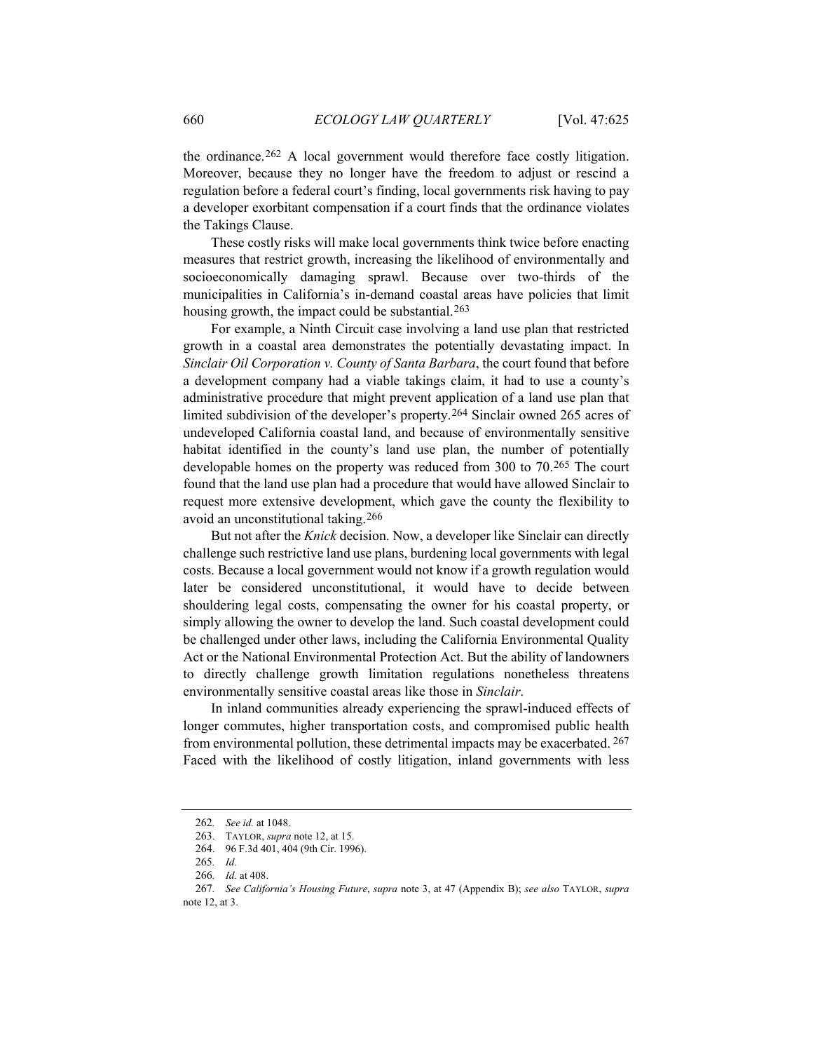the ordinance.[262] A local government would therefore face costly litigation. Moreover, because they no longer have the freedom to adjust or rescind a regulation before a federal court's finding, local governments risk having to pay a developer exorbitant compensation if a court finds that the ordinance violates the Takings Clause.

These costly risks will make local governments think twice before enacting measures that restrict growth, increasing the likelihood of environmentally and socioeconomically damaging sprawl. Because over two-thirds of the municipalities in California's in-demand coastal areas have policies that limit housing growth, the impact could be substantial.[263]

For example, a Ninth Circuit case involving a land use plan that restricted growth in a coastal area demonstrates the potentially devastating impact. In *Sinclair Oil Corporation v. County of Santa Barbara*, the court found that before a development company had a viable takings claim, it had to use a county's administrative procedure that might prevent application of a land use plan that limited subdivision of the developer's property.[264] Sinclair owned 265 acres of undeveloped California coastal land, and because of environmentally sensitive habitat identified in the county's land use plan, the number of potentially developable homes on the property was reduced from 300 to 70.[265] The court found that the land use plan had a procedure that would have allowed Sinclair to request more extensive development, which gave the county the flexibility to avoid an unconstitutional taking.[266]

But not after the *Knick* decision. Now, a developer like Sinclair can directly challenge such restrictive land use plans, burdening local governments with legal costs. Because a local government would not know if a growth regulation would later be considered unconstitutional, it would have to decide between shouldering legal costs, compensating the owner for his coastal property, or simply allowing the owner to develop the land. Such coastal development could be challenged under other laws, including the California Environmental Quality Act or the National Environmental Protection Act. But the ability of landowners to directly challenge growth limitation regulations nonetheless threatens environmentally sensitive coastal areas like those in *Sinclair*.

In inland communities already experiencing the sprawl-induced effects of longer commutes, higher transportation costs, and compromised public health from environmental pollution, these detrimental impacts may be exacerbated.[267] Faced with the likelihood of costly litigation, inland governments with less

---

262. *See id.* at 1048.

263. TAYLOR, *supra* note 12, at 15.

264. 96 F.3d 401, 404 (9th Cir. 1996).

265. *Id.*

266. *Id.* at 408.

267. *See California's Housing Future*, *supra* note 3, at 47 (Appendix B); *see also* TAYLOR, *supra* note 12, at 3.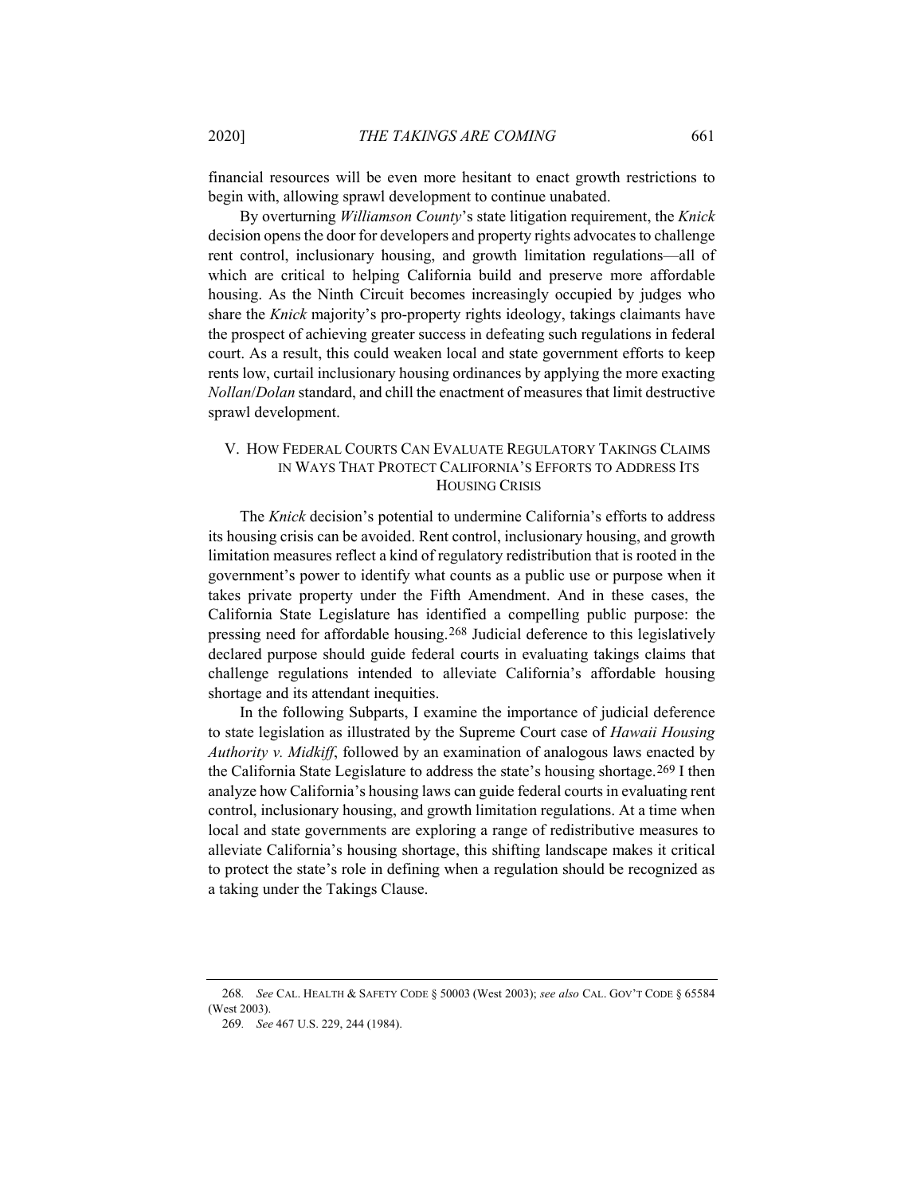financial resources will be even more hesitant to enact growth restrictions to begin with, allowing sprawl development to continue unabated.

By overturning *Williamson County*'s state litigation requirement, the *Knick* decision opens the door for developers and property rights advocates to challenge rent control, inclusionary housing, and growth limitation regulations—all of which are critical to helping California build and preserve more affordable housing. As the Ninth Circuit becomes increasingly occupied by judges who share the *Knick* majority's pro-property rights ideology, takings claimants have the prospect of achieving greater success in defeating such regulations in federal court. As a result, this could weaken local and state government efforts to keep rents low, curtail inclusionary housing ordinances by applying the more exacting *Nollan*/*Dolan* standard, and chill the enactment of measures that limit destructive sprawl development.

## V. HOW FEDERAL COURTS CAN EVALUATE REGULATORY TAKINGS CLAIMS IN WAYS THAT PROTECT CALIFORNIA'S EFFORTS TO ADDRESS ITS HOUSING CRISIS

The *Knick* decision's potential to undermine California's efforts to address its housing crisis can be avoided. Rent control, inclusionary housing, and growth limitation measures reflect a kind of regulatory redistribution that is rooted in the government's power to identify what counts as a public use or purpose when it takes private property under the Fifth Amendment. And in these cases, the California State Legislature has identified a compelling public purpose: the pressing need for affordable housing.[268] Judicial deference to this legislatively declared purpose should guide federal courts in evaluating takings claims that challenge regulations intended to alleviate California's affordable housing shortage and its attendant inequities.

In the following Subparts, I examine the importance of judicial deference to state legislation as illustrated by the Supreme Court case of *Hawaii Housing Authority v. Midkiff*, followed by an examination of analogous laws enacted by the California State Legislature to address the state's housing shortage.[269] I then analyze how California's housing laws can guide federal courts in evaluating rent control, inclusionary housing, and growth limitation regulations. At a time when local and state governments are exploring a range of redistributive measures to alleviate California's housing shortage, this shifting landscape makes it critical to protect the state's role in defining when a regulation should be recognized as a taking under the Takings Clause.

---

268. *See* CAL. HEALTH & SAFETY CODE § 50003 (West 2003); *see also* CAL. GOV'T CODE § 65584 (West 2003).

269. *See* 467 U.S. 229, 244 (1984).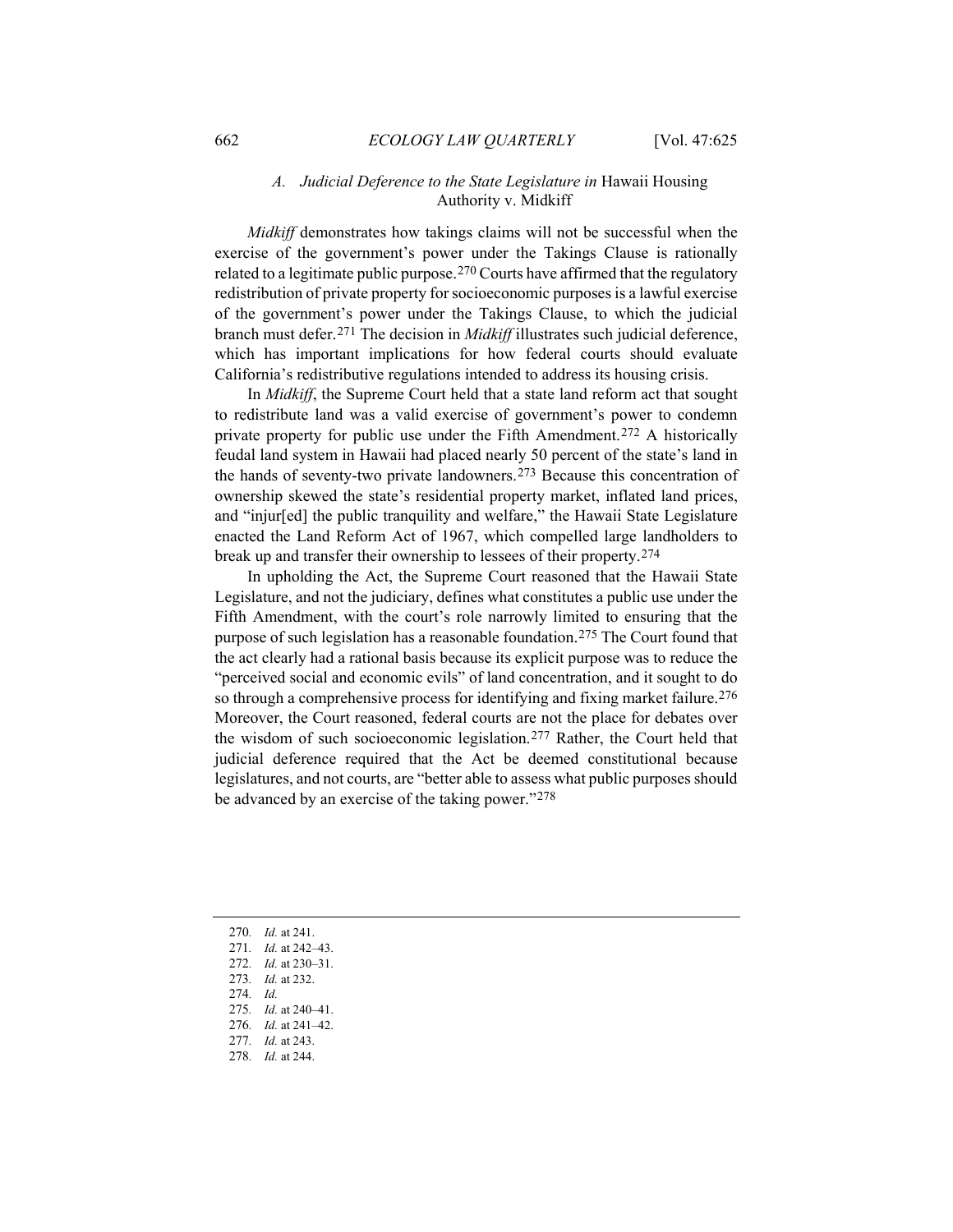### A. *Judicial Deference to the State Legislature in* Hawaii Housing Authority v. Midkiff

*Midkiff* demonstrates how takings claims will not be successful when the exercise of the government's power under the Takings Clause is rationally related to a legitimate public purpose.[270] Courts have affirmed that the regulatory redistribution of private property for socioeconomic purposes is a lawful exercise of the government's power under the Takings Clause, to which the judicial branch must defer.[271] The decision in *Midkiff* illustrates such judicial deference, which has important implications for how federal courts should evaluate California's redistributive regulations intended to address its housing crisis.

In *Midkiff*, the Supreme Court held that a state land reform act that sought to redistribute land was a valid exercise of government's power to condemn private property for public use under the Fifth Amendment.[272] A historically feudal land system in Hawaii had placed nearly 50 percent of the state's land in the hands of seventy-two private landowners.[273] Because this concentration of ownership skewed the state's residential property market, inflated land prices, and "injur[ed] the public tranquility and welfare," the Hawaii State Legislature enacted the Land Reform Act of 1967, which compelled large landholders to break up and transfer their ownership to lessees of their property.[274]

In upholding the Act, the Supreme Court reasoned that the Hawaii State Legislature, and not the judiciary, defines what constitutes a public use under the Fifth Amendment, with the court's role narrowly limited to ensuring that the purpose of such legislation has a reasonable foundation.[275] The Court found that the act clearly had a rational basis because its explicit purpose was to reduce the "perceived social and economic evils" of land concentration, and it sought to do so through a comprehensive process for identifying and fixing market failure.[276] Moreover, the Court reasoned, federal courts are not the place for debates over the wisdom of such socioeconomic legislation.[277] Rather, the Court held that judicial deference required that the Act be deemed constitutional because legislatures, and not courts, are "better able to assess what public purposes should be advanced by an exercise of the taking power."[278]

---

270. *Id.* at 241.
271. *Id.* at 242–43.
272. *Id.* at 230–31.
273. *Id.* at 232.
274. *Id.*
275. *Id.* at 240–41.
276. *Id.* at 241–42.
277. *Id.* at 243.
278. *Id.* at 244.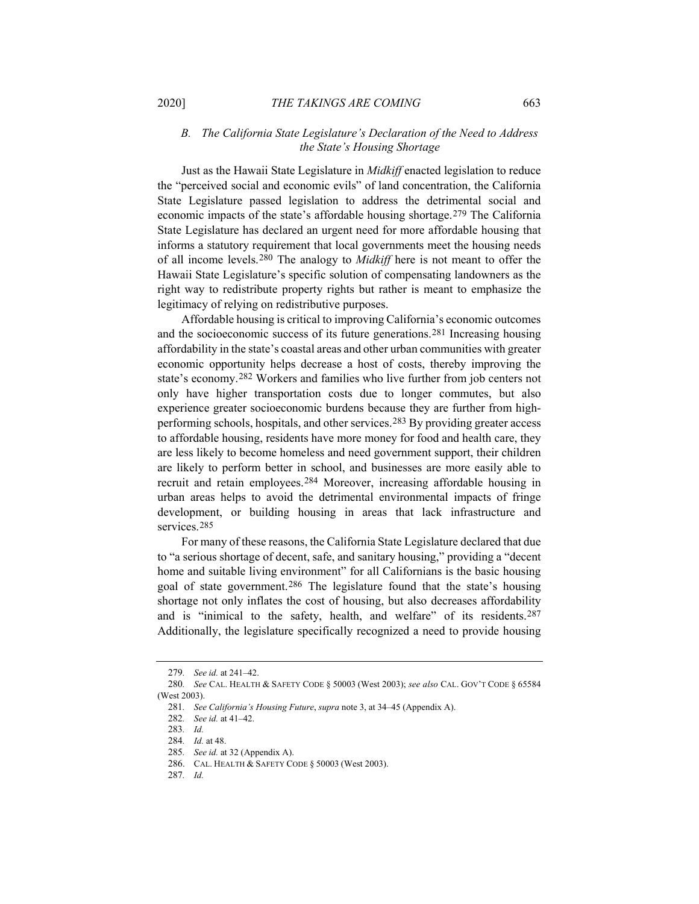### *B. The California State Legislature's Declaration of the Need to Address the State's Housing Shortage*

Just as the Hawaii State Legislature in *Midkiff* enacted legislation to reduce the "perceived social and economic evils" of land concentration, the California State Legislature passed legislation to address the detrimental social and economic impacts of the state's affordable housing shortage.[279] The California State Legislature has declared an urgent need for more affordable housing that informs a statutory requirement that local governments meet the housing needs of all income levels.[280] The analogy to *Midkiff* here is not meant to offer the Hawaii State Legislature's specific solution of compensating landowners as the right way to redistribute property rights but rather is meant to emphasize the legitimacy of relying on redistributive purposes.

Affordable housing is critical to improving California's economic outcomes and the socioeconomic success of its future generations.[281] Increasing housing affordability in the state's coastal areas and other urban communities with greater economic opportunity helps decrease a host of costs, thereby improving the state's economy.[282] Workers and families who live further from job centers not only have higher transportation costs due to longer commutes, but also experience greater socioeconomic burdens because they are further from high-performing schools, hospitals, and other services.[283] By providing greater access to affordable housing, residents have more money for food and health care, they are less likely to become homeless and need government support, their children are likely to perform better in school, and businesses are more easily able to recruit and retain employees.[284] Moreover, increasing affordable housing in urban areas helps to avoid the detrimental environmental impacts of fringe development, or building housing in areas that lack infrastructure and services.[285]

For many of these reasons, the California State Legislature declared that due to "a serious shortage of decent, safe, and sanitary housing," providing a "decent home and suitable living environment" for all Californians is the basic housing goal of state government.[286] The legislature found that the state's housing shortage not only inflates the cost of housing, but also decreases affordability and is "inimical to the safety, health, and welfare" of its residents.[287] Additionally, the legislature specifically recognized a need to provide housing

---

279. *See id.* at 241–42.

280. *See* CAL. HEALTH & SAFETY CODE § 50003 (West 2003); *see also* CAL. GOV'T CODE § 65584 (West 2003).

281. *See California's Housing Future*, *supra* note 3, at 34–45 (Appendix A).

282. *See id.* at 41–42.

283. *Id.*

284. *Id.* at 48.

285. *See id.* at 32 (Appendix A).

286. CAL. HEALTH & SAFETY CODE § 50003 (West 2003).

287. *Id.*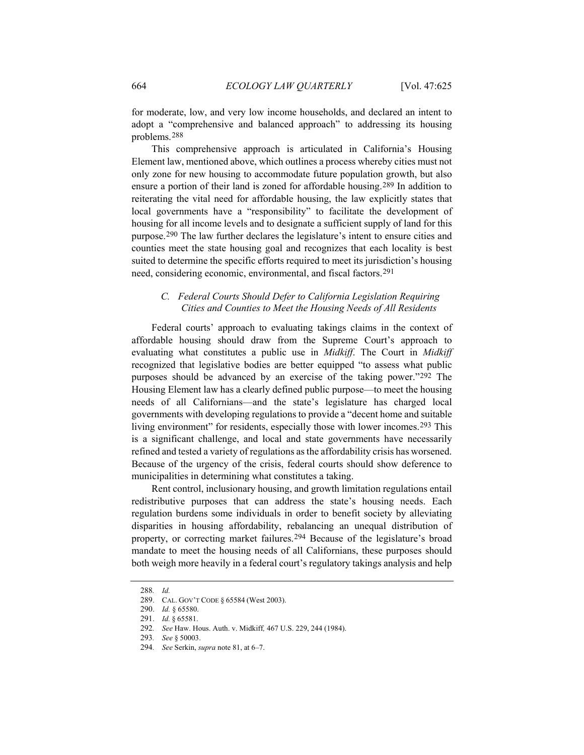for moderate, low, and very low income households, and declared an intent to adopt a "comprehensive and balanced approach" to addressing its housing problems.[288]

This comprehensive approach is articulated in California's Housing Element law, mentioned above, which outlines a process whereby cities must not only zone for new housing to accommodate future population growth, but also ensure a portion of their land is zoned for affordable housing.[289] In addition to reiterating the vital need for affordable housing, the law explicitly states that local governments have a "responsibility" to facilitate the development of housing for all income levels and to designate a sufficient supply of land for this purpose.[290] The law further declares the legislature's intent to ensure cities and counties meet the state housing goal and recognizes that each locality is best suited to determine the specific efforts required to meet its jurisdiction's housing need, considering economic, environmental, and fiscal factors.[291]

### *C. Federal Courts Should Defer to California Legislation Requiring Cities and Counties to Meet the Housing Needs of All Residents*

Federal courts' approach to evaluating takings claims in the context of affordable housing should draw from the Supreme Court's approach to evaluating what constitutes a public use in *Midkiff*. The Court in *Midkiff* recognized that legislative bodies are better equipped "to assess what public purposes should be advanced by an exercise of the taking power."[292] The Housing Element law has a clearly defined public purpose—to meet the housing needs of all Californians—and the state's legislature has charged local governments with developing regulations to provide a "decent home and suitable living environment" for residents, especially those with lower incomes.[293] This is a significant challenge, and local and state governments have necessarily refined and tested a variety of regulations as the affordability crisis has worsened. Because of the urgency of the crisis, federal courts should show deference to municipalities in determining what constitutes a taking.

Rent control, inclusionary housing, and growth limitation regulations entail redistributive purposes that can address the state's housing needs. Each regulation burdens some individuals in order to benefit society by alleviating disparities in housing affordability, rebalancing an unequal distribution of property, or correcting market failures.[294] Because of the legislature's broad mandate to meet the housing needs of all Californians, these purposes should both weigh more heavily in a federal court's regulatory takings analysis and help

---

288. *Id.*

289. CAL. GOV'T CODE § 65584 (West 2003).

290. *Id.* § 65580.

291. *Id.* § 65581.

292. *See* Haw. Hous. Auth. v. Midkiff, 467 U.S. 229, 244 (1984).

293. *See* § 50003.

294. *See* Serkin, *supra* note 81, at 6–7.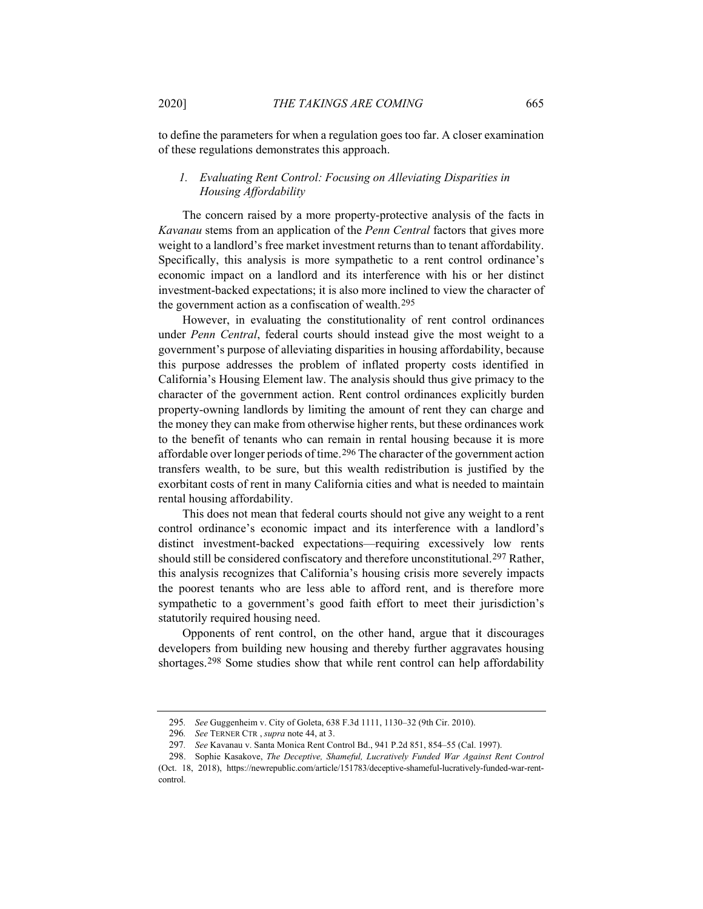to define the parameters for when a regulation goes too far. A closer examination of these regulations demonstrates this approach.

### 1. *Evaluating Rent Control: Focusing on Alleviating Disparities in Housing Affordability*

The concern raised by a more property-protective analysis of the facts in *Kavanau* stems from an application of the *Penn Central* factors that gives more weight to a landlord's free market investment returns than to tenant affordability. Specifically, this analysis is more sympathetic to a rent control ordinance's economic impact on a landlord and its interference with his or her distinct investment-backed expectations; it is also more inclined to view the character of the government action as a confiscation of wealth.[295]

However, in evaluating the constitutionality of rent control ordinances under *Penn Central*, federal courts should instead give the most weight to a government's purpose of alleviating disparities in housing affordability, because this purpose addresses the problem of inflated property costs identified in California's Housing Element law. The analysis should thus give primacy to the character of the government action. Rent control ordinances explicitly burden property-owning landlords by limiting the amount of rent they can charge and the money they can make from otherwise higher rents, but these ordinances work to the benefit of tenants who can remain in rental housing because it is more affordable over longer periods of time.[296] The character of the government action transfers wealth, to be sure, but this wealth redistribution is justified by the exorbitant costs of rent in many California cities and what is needed to maintain rental housing affordability.

This does not mean that federal courts should not give any weight to a rent control ordinance's economic impact and its interference with a landlord's distinct investment-backed expectations—requiring excessively low rents should still be considered confiscatory and therefore unconstitutional.[297] Rather, this analysis recognizes that California's housing crisis more severely impacts the poorest tenants who are less able to afford rent, and is therefore more sympathetic to a government's good faith effort to meet their jurisdiction's statutorily required housing need.

Opponents of rent control, on the other hand, argue that it discourages developers from building new housing and thereby further aggravates housing shortages.[298] Some studies show that while rent control can help affordability

---

295. *See* Guggenheim v. City of Goleta, 638 F.3d 1111, 1130–32 (9th Cir. 2010).

296. *See* TERNER CTR , *supra* note 44, at 3.

297. *See* Kavanau v. Santa Monica Rent Control Bd., 941 P.2d 851, 854–55 (Cal. 1997).

298. Sophie Kasakove, *The Deceptive, Shameful, Lucratively Funded War Against Rent Control* (Oct. 18, 2018), https://newrepublic.com/article/151783/deceptive-shameful-lucratively-funded-war-rent-control.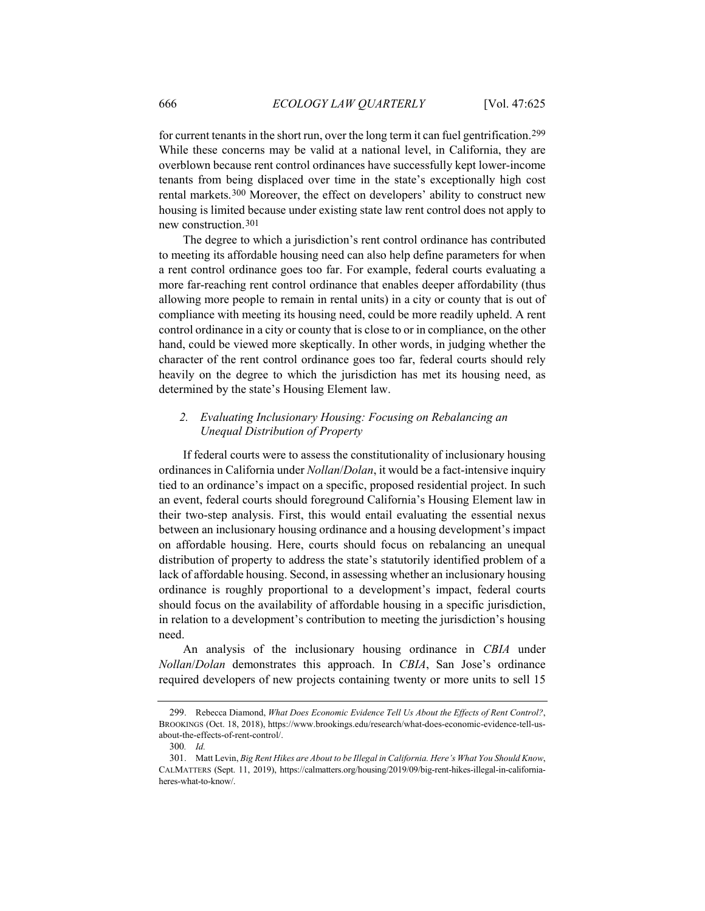for current tenants in the short run, over the long term it can fuel gentrification.[299] While these concerns may be valid at a national level, in California, they are overblown because rent control ordinances have successfully kept lower-income tenants from being displaced over time in the state's exceptionally high cost rental markets.[300] Moreover, the effect on developers' ability to construct new housing is limited because under existing state law rent control does not apply to new construction.[301]

The degree to which a jurisdiction's rent control ordinance has contributed to meeting its affordable housing need can also help define parameters for when a rent control ordinance goes too far. For example, federal courts evaluating a more far-reaching rent control ordinance that enables deeper affordability (thus allowing more people to remain in rental units) in a city or county that is out of compliance with meeting its housing need, could be more readily upheld. A rent control ordinance in a city or county that is close to or in compliance, on the other hand, could be viewed more skeptically. In other words, in judging whether the character of the rent control ordinance goes too far, federal courts should rely heavily on the degree to which the jurisdiction has met its housing need, as determined by the state's Housing Element law.

### 2. *Evaluating Inclusionary Housing: Focusing on Rebalancing an Unequal Distribution of Property*

If federal courts were to assess the constitutionality of inclusionary housing ordinances in California under *Nollan*/*Dolan*, it would be a fact-intensive inquiry tied to an ordinance's impact on a specific, proposed residential project. In such an event, federal courts should foreground California's Housing Element law in their two-step analysis. First, this would entail evaluating the essential nexus between an inclusionary housing ordinance and a housing development's impact on affordable housing. Here, courts should focus on rebalancing an unequal distribution of property to address the state's statutorily identified problem of a lack of affordable housing. Second, in assessing whether an inclusionary housing ordinance is roughly proportional to a development's impact, federal courts should focus on the availability of affordable housing in a specific jurisdiction, in relation to a development's contribution to meeting the jurisdiction's housing need.

An analysis of the inclusionary housing ordinance in *CBIA* under *Nollan*/*Dolan* demonstrates this approach. In *CBIA*, San Jose's ordinance required developers of new projects containing twenty or more units to sell 15

---

299. Rebecca Diamond, *What Does Economic Evidence Tell Us About the Effects of Rent Control?*, BROOKINGS (Oct. 18, 2018), https://www.brookings.edu/research/what-does-economic-evidence-tell-us-about-the-effects-of-rent-control/.

300. *Id.*

301. Matt Levin, *Big Rent Hikes are About to be Illegal in California. Here's What You Should Know*, CALMATTERS (Sept. 11, 2019), https://calmatters.org/housing/2019/09/big-rent-hikes-illegal-in-california-heres-what-to-know/.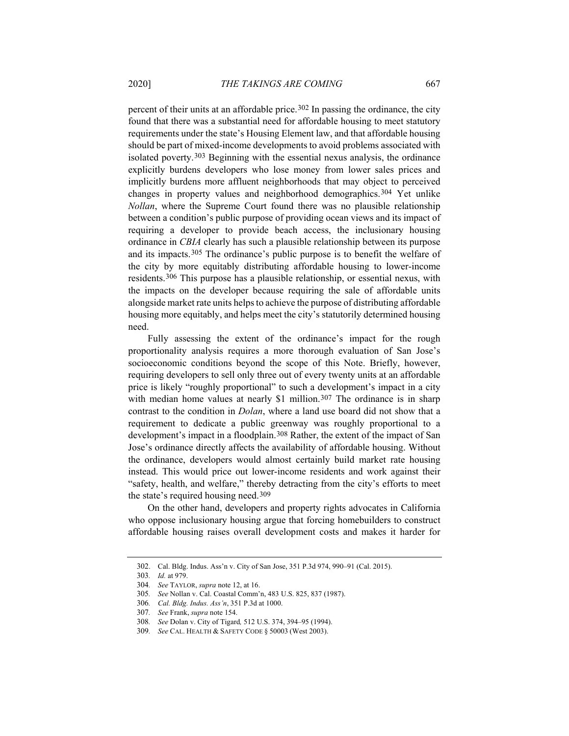percent of their units at an affordable price.[302] In passing the ordinance, the city found that there was a substantial need for affordable housing to meet statutory requirements under the state's Housing Element law, and that affordable housing should be part of mixed-income developments to avoid problems associated with isolated poverty.[303] Beginning with the essential nexus analysis, the ordinance explicitly burdens developers who lose money from lower sales prices and implicitly burdens more affluent neighborhoods that may object to perceived changes in property values and neighborhood demographics.[304] Yet unlike *Nollan*, where the Supreme Court found there was no plausible relationship between a condition's public purpose of providing ocean views and its impact of requiring a developer to provide beach access, the inclusionary housing ordinance in *CBIA* clearly has such a plausible relationship between its purpose and its impacts.[305] The ordinance's public purpose is to benefit the welfare of the city by more equitably distributing affordable housing to lower-income residents.[306] This purpose has a plausible relationship, or essential nexus, with the impacts on the developer because requiring the sale of affordable units alongside market rate units helps to achieve the purpose of distributing affordable housing more equitably, and helps meet the city's statutorily determined housing need.

Fully assessing the extent of the ordinance's impact for the rough proportionality analysis requires a more thorough evaluation of San Jose's socioeconomic conditions beyond the scope of this Note. Briefly, however, requiring developers to sell only three out of every twenty units at an affordable price is likely "roughly proportional" to such a development's impact in a city with median home values at nearly $1 million.[307] The ordinance is in sharp contrast to the condition in *Dolan*, where a land use board did not show that a requirement to dedicate a public greenway was roughly proportional to a development's impact in a floodplain.[308] Rather, the extent of the impact of San Jose's ordinance directly affects the availability of affordable housing. Without the ordinance, developers would almost certainly build market rate housing instead. This would price out lower-income residents and work against their "safety, health, and welfare," thereby detracting from the city's efforts to meet the state's required housing need.[309]

On the other hand, developers and property rights advocates in California who oppose inclusionary housing argue that forcing homebuilders to construct affordable housing raises overall development costs and makes it harder for

---

302. Cal. Bldg. Indus. Ass'n v. City of San Jose, 351 P.3d 974, 990–91 (Cal. 2015).

303. *Id.* at 979.

304. *See* TAYLOR, *supra* note 12, at 16.

305. *See* Nollan v. Cal. Coastal Comm'n, 483 U.S. 825, 837 (1987).

306. *Cal. Bldg. Indus. Ass'n*, 351 P.3d at 1000.

307. *See* Frank, *supra* note 154.

308. *See* Dolan v. City of Tigard*,* 512 U.S. 374, 394–95 (1994).

309. *See* CAL. HEALTH & SAFETY CODE § 50003 (West 2003).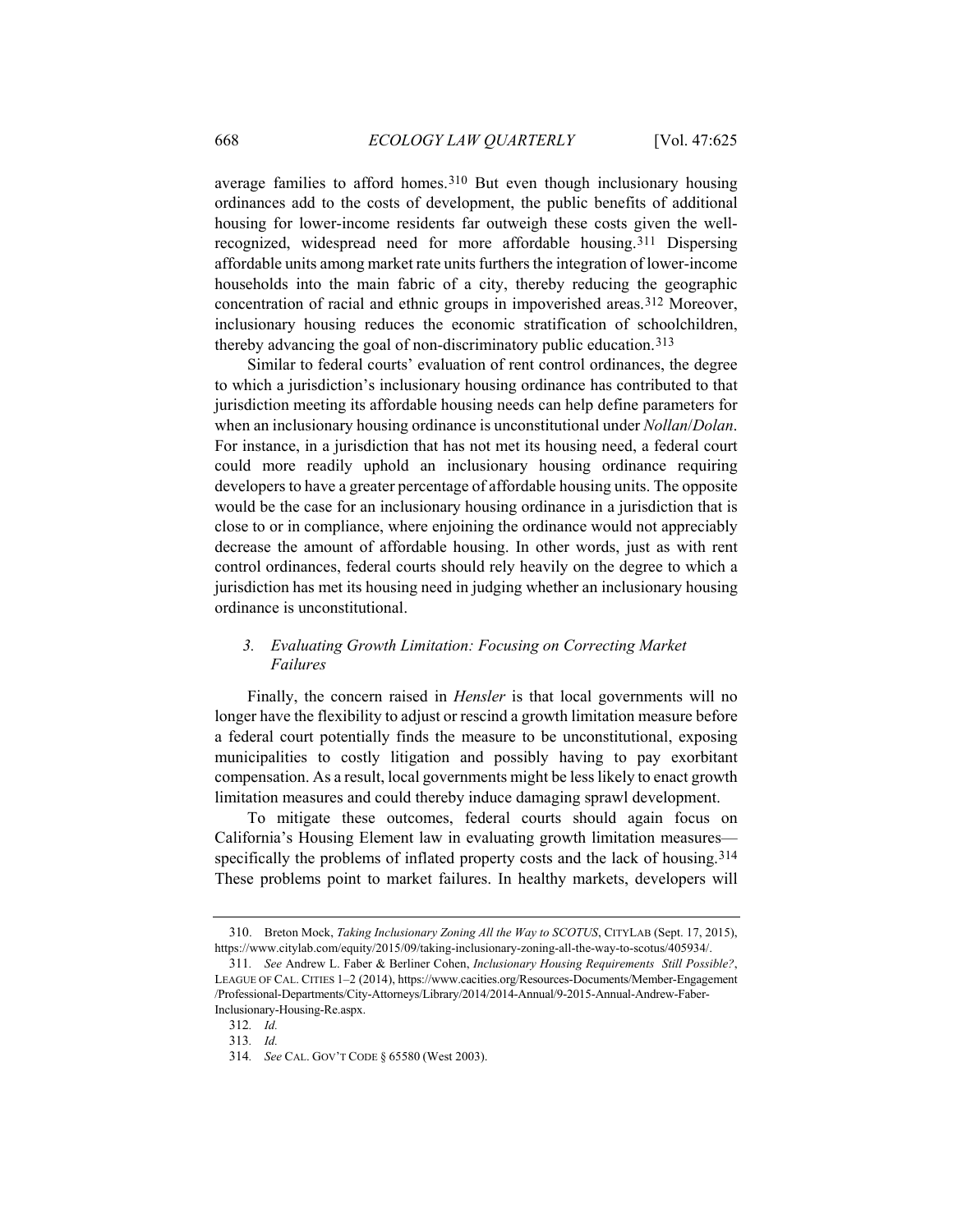average families to afford homes.[310] But even though inclusionary housing ordinances add to the costs of development, the public benefits of additional housing for lower-income residents far outweigh these costs given the well-recognized, widespread need for more affordable housing.[311] Dispersing affordable units among market rate units furthers the integration of lower-income households into the main fabric of a city, thereby reducing the geographic concentration of racial and ethnic groups in impoverished areas.[312] Moreover, inclusionary housing reduces the economic stratification of schoolchildren, thereby advancing the goal of non-discriminatory public education.[313]

Similar to federal courts' evaluation of rent control ordinances, the degree to which a jurisdiction's inclusionary housing ordinance has contributed to that jurisdiction meeting its affordable housing needs can help define parameters for when an inclusionary housing ordinance is unconstitutional under *Nollan*/*Dolan*. For instance, in a jurisdiction that has not met its housing need, a federal court could more readily uphold an inclusionary housing ordinance requiring developers to have a greater percentage of affordable housing units. The opposite would be the case for an inclusionary housing ordinance in a jurisdiction that is close to or in compliance, where enjoining the ordinance would not appreciably decrease the amount of affordable housing. In other words, just as with rent control ordinances, federal courts should rely heavily on the degree to which a jurisdiction has met its housing need in judging whether an inclusionary housing ordinance is unconstitutional.

### *3. Evaluating Growth Limitation: Focusing on Correcting Market Failures*

Finally, the concern raised in *Hensler* is that local governments will no longer have the flexibility to adjust or rescind a growth limitation measure before a federal court potentially finds the measure to be unconstitutional, exposing municipalities to costly litigation and possibly having to pay exorbitant compensation. As a result, local governments might be less likely to enact growth limitation measures and could thereby induce damaging sprawl development.

To mitigate these outcomes, federal courts should again focus on California's Housing Element law in evaluating growth limitation measures—specifically the problems of inflated property costs and the lack of housing.[314] These problems point to market failures. In healthy markets, developers will

---

310. Breton Mock, *Taking Inclusionary Zoning All the Way to SCOTUS*, CITYLAB (Sept. 17, 2015), https://www.citylab.com/equity/2015/09/taking-inclusionary-zoning-all-the-way-to-scotus/405934/.

311. *See* Andrew L. Faber & Berliner Cohen, *Inclusionary Housing Requirements Still Possible?*, LEAGUE OF CAL. CITIES 1–2 (2014), https://www.cacities.org/Resources-Documents/Member-Engagement/Professional-Departments/City-Attorneys/Library/2014/2014-Annual/9-2015-Annual-Andrew-Faber-Inclusionary-Housing-Re.aspx.

312. *Id.*

313. *Id.*

314. *See* CAL. GOV'T CODE § 65580 (West 2003).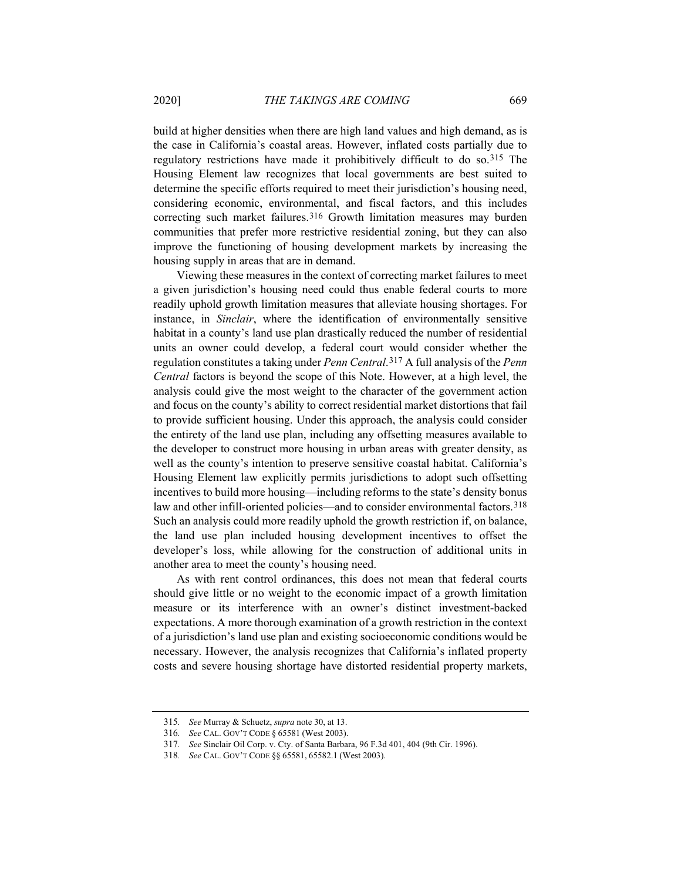build at higher densities when there are high land values and high demand, as is the case in California's coastal areas. However, inflated costs partially due to regulatory restrictions have made it prohibitively difficult to do so.[315] The Housing Element law recognizes that local governments are best suited to determine the specific efforts required to meet their jurisdiction's housing need, considering economic, environmental, and fiscal factors, and this includes correcting such market failures.[316] Growth limitation measures may burden communities that prefer more restrictive residential zoning, but they can also improve the functioning of housing development markets by increasing the housing supply in areas that are in demand.

Viewing these measures in the context of correcting market failures to meet a given jurisdiction's housing need could thus enable federal courts to more readily uphold growth limitation measures that alleviate housing shortages. For instance, in *Sinclair*, where the identification of environmentally sensitive habitat in a county's land use plan drastically reduced the number of residential units an owner could develop, a federal court would consider whether the regulation constitutes a taking under *Penn Central*.[317] A full analysis of the *Penn Central* factors is beyond the scope of this Note. However, at a high level, the analysis could give the most weight to the character of the government action and focus on the county's ability to correct residential market distortions that fail to provide sufficient housing. Under this approach, the analysis could consider the entirety of the land use plan, including any offsetting measures available to the developer to construct more housing in urban areas with greater density, as well as the county's intention to preserve sensitive coastal habitat. California's Housing Element law explicitly permits jurisdictions to adopt such offsetting incentives to build more housing—including reforms to the state's density bonus law and other infill-oriented policies—and to consider environmental factors.[318] Such an analysis could more readily uphold the growth restriction if, on balance, the land use plan included housing development incentives to offset the developer's loss, while allowing for the construction of additional units in another area to meet the county's housing need.

As with rent control ordinances, this does not mean that federal courts should give little or no weight to the economic impact of a growth limitation measure or its interference with an owner's distinct investment-backed expectations. A more thorough examination of a growth restriction in the context of a jurisdiction's land use plan and existing socioeconomic conditions would be necessary. However, the analysis recognizes that California's inflated property costs and severe housing shortage have distorted residential property markets,

---

315. *See* Murray & Schuetz, *supra* note 30, at 13.

316. *See* CAL. GOV'T CODE § 65581 (West 2003).

317. *See* Sinclair Oil Corp. v. Cty. of Santa Barbara, 96 F.3d 401, 404 (9th Cir. 1996).

318. *See* CAL. GOV'T CODE §§ 65581, 65582.1 (West 2003).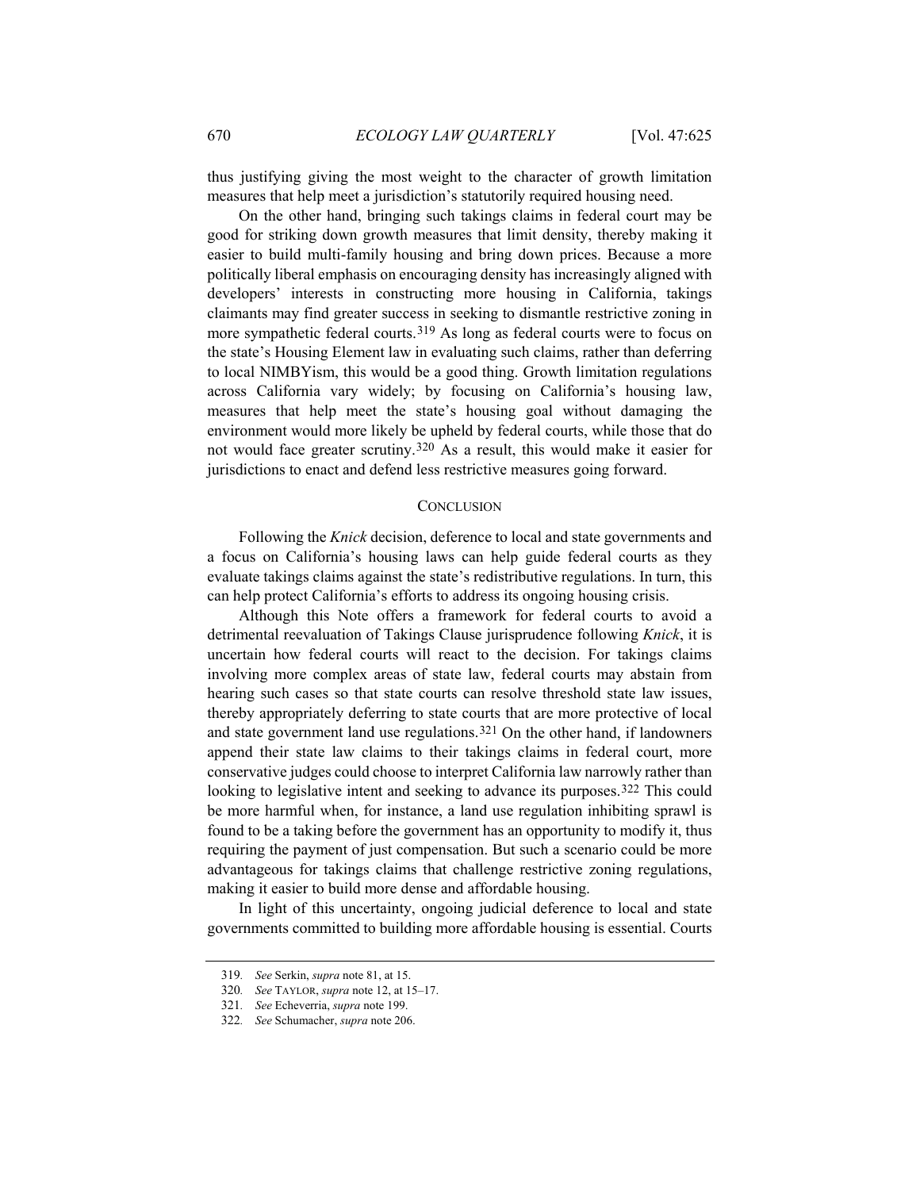thus justifying giving the most weight to the character of growth limitation measures that help meet a jurisdiction's statutorily required housing need.

On the other hand, bringing such takings claims in federal court may be good for striking down growth measures that limit density, thereby making it easier to build multi-family housing and bring down prices. Because a more politically liberal emphasis on encouraging density has increasingly aligned with developers' interests in constructing more housing in California, takings claimants may find greater success in seeking to dismantle restrictive zoning in more sympathetic federal courts.[319] As long as federal courts were to focus on the state's Housing Element law in evaluating such claims, rather than deferring to local NIMBYism, this would be a good thing. Growth limitation regulations across California vary widely; by focusing on California's housing law, measures that help meet the state's housing goal without damaging the environment would more likely be upheld by federal courts, while those that do not would face greater scrutiny.[320] As a result, this would make it easier for jurisdictions to enact and defend less restrictive measures going forward.

## CONCLUSION

Following the *Knick* decision, deference to local and state governments and a focus on California's housing laws can help guide federal courts as they evaluate takings claims against the state's redistributive regulations. In turn, this can help protect California's efforts to address its ongoing housing crisis.

Although this Note offers a framework for federal courts to avoid a detrimental reevaluation of Takings Clause jurisprudence following *Knick*, it is uncertain how federal courts will react to the decision. For takings claims involving more complex areas of state law, federal courts may abstain from hearing such cases so that state courts can resolve threshold state law issues, thereby appropriately deferring to state courts that are more protective of local and state government land use regulations.[321] On the other hand, if landowners append their state law claims to their takings claims in federal court, more conservative judges could choose to interpret California law narrowly rather than looking to legislative intent and seeking to advance its purposes.[322] This could be more harmful when, for instance, a land use regulation inhibiting sprawl is found to be a taking before the government has an opportunity to modify it, thus requiring the payment of just compensation. But such a scenario could be more advantageous for takings claims that challenge restrictive zoning regulations, making it easier to build more dense and affordable housing.

In light of this uncertainty, ongoing judicial deference to local and state governments committed to building more affordable housing is essential. Courts

---

319. *See* Serkin, *supra* note 81, at 15.

320. *See* TAYLOR, *supra* note 12, at 15–17.

321. *See* Echeverria, *supra* note 199.

322. *See* Schumacher, *supra* note 206.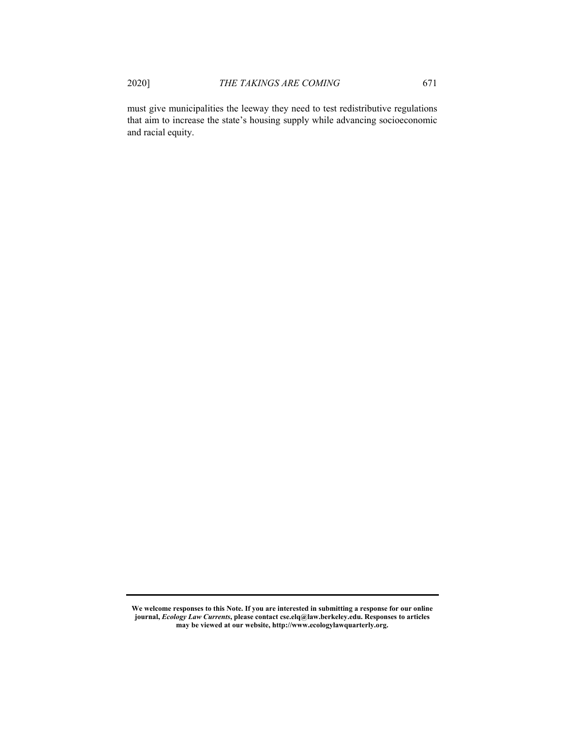must give municipalities the leeway they need to test redistributive regulations that aim to increase the state's housing supply while advancing socioeconomic and racial equity.

---

**We welcome responses to this Note. If you are interested in submitting a response for our online journal, *Ecology Law Currents*, please contact cse.elq@law.berkeley.edu. Responses to articles may be viewed at our website, http://www.ecologylawquarterly.org.**